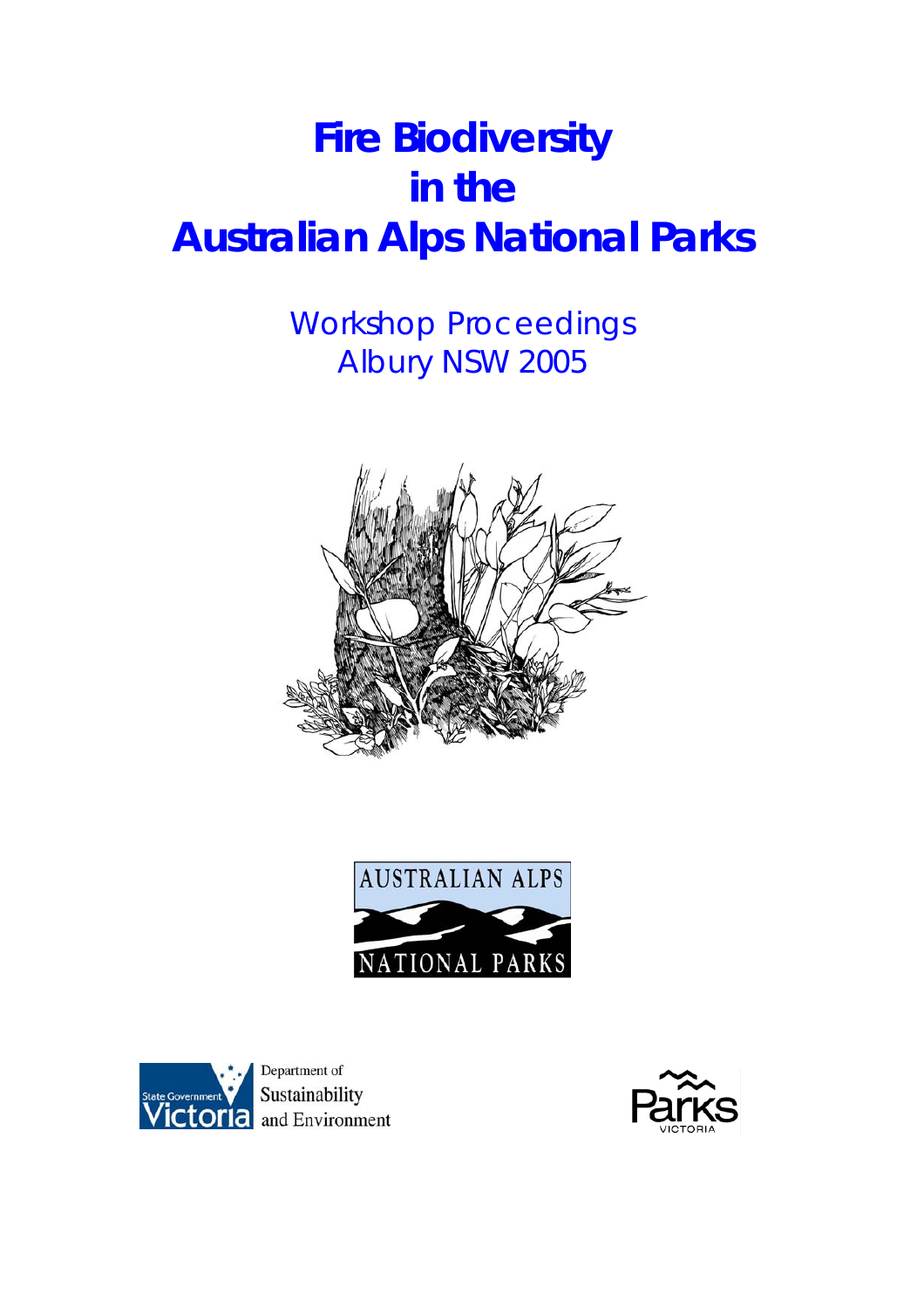# Fire Biodiversity in the Australian Alps National Parks

Workshop Proceedings
Albury NSW 2005

AUSTRALIAN ALPS
NATIONAL PARKS

State Government Victoria
Department of Sustainability and Environment

Parks VICTORIA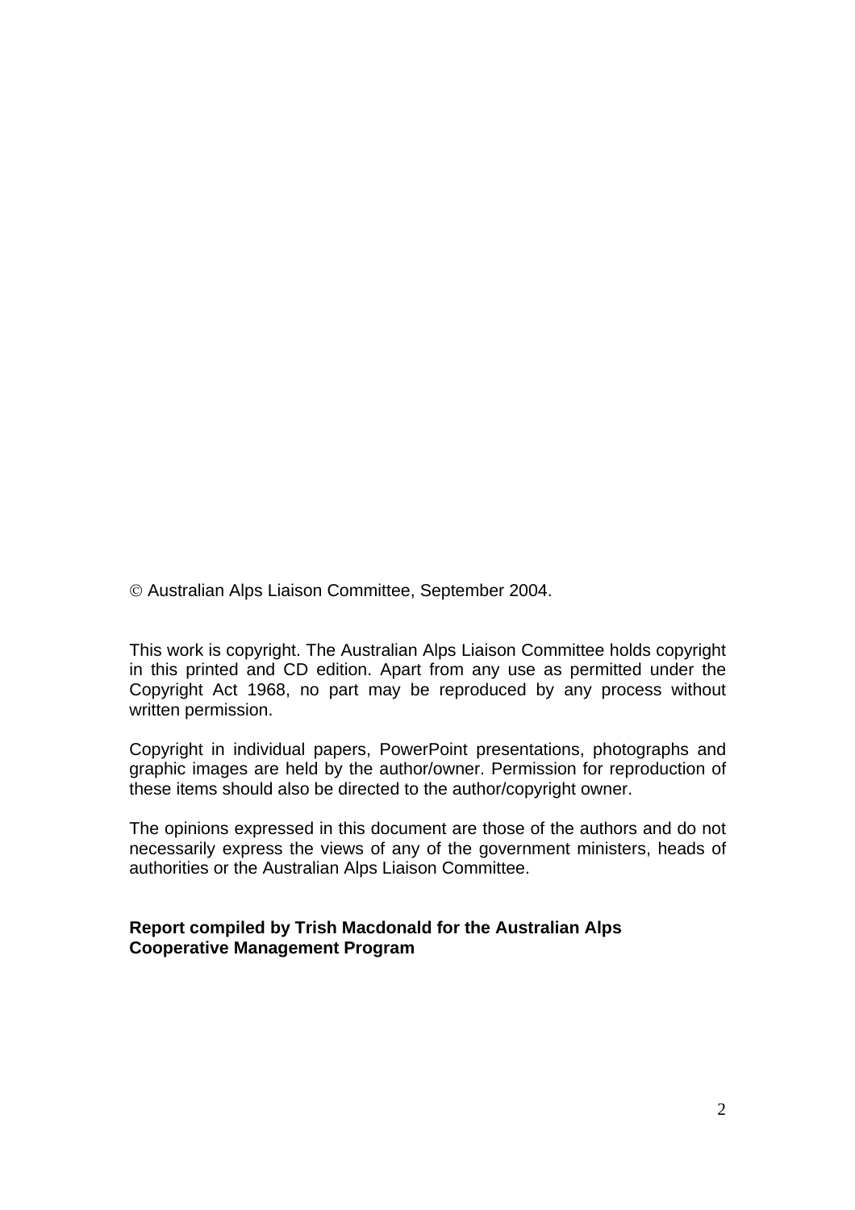© Australian Alps Liaison Committee, September 2004.

This work is copyright. The Australian Alps Liaison Committee holds copyright in this printed and CD edition. Apart from any use as permitted under the Copyright Act 1968, no part may be reproduced by any process without written permission.

Copyright in individual papers, PowerPoint presentations, photographs and graphic images are held by the author/owner. Permission for reproduction of these items should also be directed to the author/copyright owner.

The opinions expressed in this document are those of the authors and do not necessarily express the views of any of the government ministers, heads of authorities or the Australian Alps Liaison Committee.

**Report compiled by Trish Macdonald for the Australian Alps Cooperative Management Program**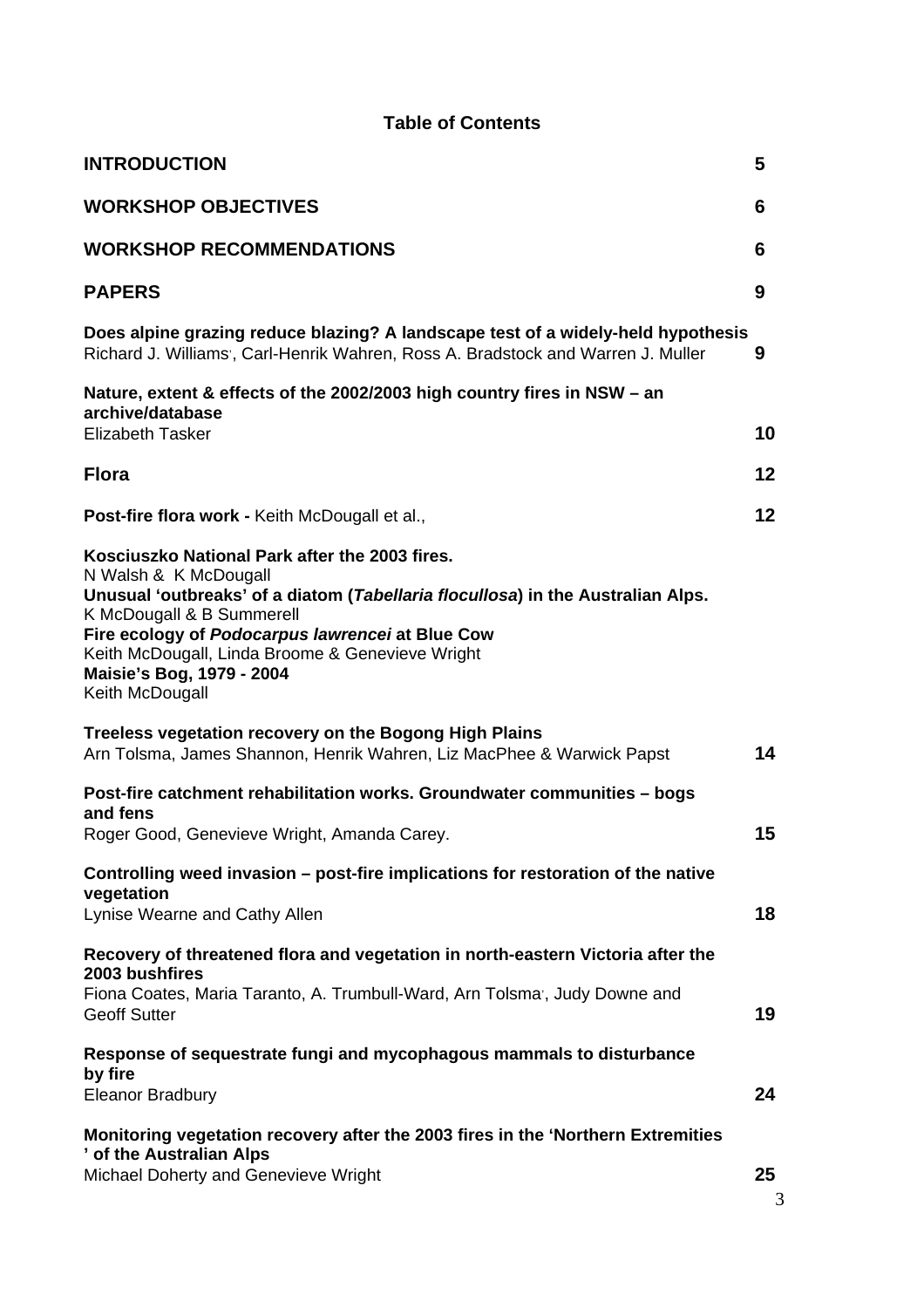# Table of Contents

| | |
|---|---|
| **INTRODUCTION** | **5** |
| **WORKSHOP OBJECTIVES** | **6** |
| **WORKSHOP RECOMMENDATIONS** | **6** |
| **PAPERS** | **9** |
| **Does alpine grazing reduce blazing? A landscape test of a widely-held hypothesis** Richard J. Williams, Carl-Henrik Wahren, Ross A. Bradstock and Warren J. Muller | **9** |
| **Nature, extent & effects of the 2002/2003 high country fires in NSW – an archive/database** Elizabeth Tasker | **10** |
| **Flora** | **12** |
| **Post-fire flora work -** Keith McDougall et al., | **12** |
| **Kosciuszko National Park after the 2003 fires.** N Walsh & K McDougall **Unusual 'outbreaks' of a diatom (*Tabellaria flocullosa*) in the Australian Alps.** K McDougall & B Summerell **Fire ecology of *Podocarpus lawrencei* at Blue Cow** Keith McDougall, Linda Broome & Genevieve Wright **Maisie's Bog, 1979 - 2004** Keith McDougall | |
| **Treeless vegetation recovery on the Bogong High Plains** Arn Tolsma, James Shannon, Henrik Wahren, Liz MacPhee & Warwick Papst | **14** |
| **Post-fire catchment rehabilitation works. Groundwater communities – bogs and fens** Roger Good, Genevieve Wright, Amanda Carey. | **15** |
| **Controlling weed invasion – post-fire implications for restoration of the native vegetation** Lynise Wearne and Cathy Allen | **18** |
| **Recovery of threatened flora and vegetation in north-eastern Victoria after the 2003 bushfires** Fiona Coates, Maria Taranto, A. Trumbull-Ward, Arn Tolsma, Judy Downe and Geoff Sutter | **19** |
| **Response of sequestrate fungi and mycophagous mammals to disturbance by fire** Eleanor Bradbury | **24** |
| **Monitoring vegetation recovery after the 2003 fires in the 'Northern Extremities' of the Australian Alps** Michael Doherty and Genevieve Wright | **25** |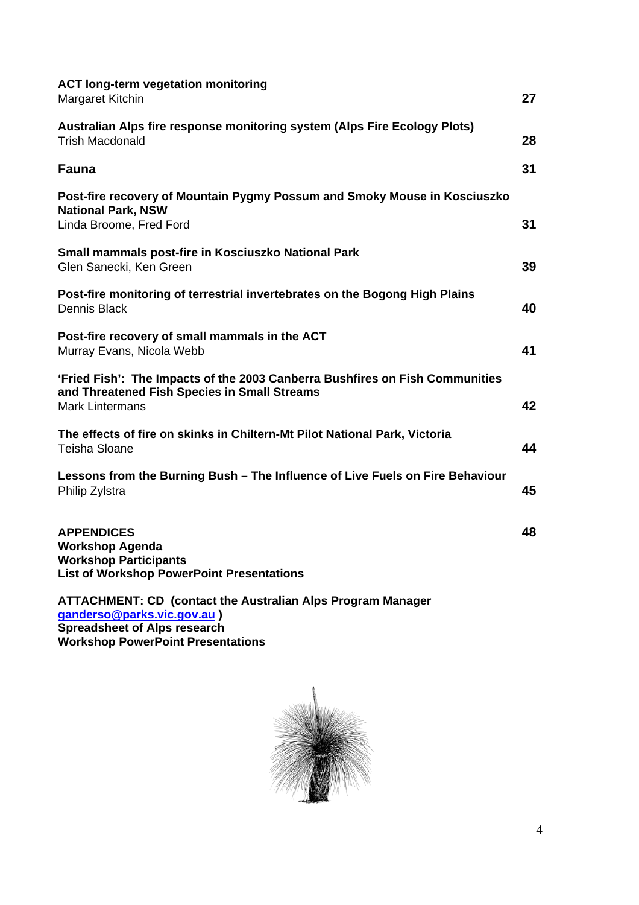**ACT long-term vegetation monitoring**
Margaret Kitchin 27

**Australian Alps fire response monitoring system (Alps Fire Ecology Plots)**
Trish Macdonald 28

**Fauna** 31

**Post-fire recovery of Mountain Pygmy Possum and Smoky Mouse in Kosciuszko National Park, NSW**
Linda Broome, Fred Ford 31

**Small mammals post-fire in Kosciuszko National Park**
Glen Sanecki, Ken Green 39

**Post-fire monitoring of terrestrial invertebrates on the Bogong High Plains**
Dennis Black 40

**Post-fire recovery of small mammals in the ACT**
Murray Evans, Nicola Webb 41

**'Fried Fish': The Impacts of the 2003 Canberra Bushfires on Fish Communities and Threatened Fish Species in Small Streams**
Mark Lintermans 42

**The effects of fire on skinks in Chiltern-Mt Pilot National Park, Victoria**
Teisha Sloane 44

**Lessons from the Burning Bush – The Influence of Live Fuels on Fire Behaviour**
Philip Zylstra 45

**APPENDICES** 48
**Workshop Agenda**
**Workshop Participants**
**List of Workshop PowerPoint Presentations**

**ATTACHMENT: CD (contact the Australian Alps Program Manager ganderso@parks.vic.gov.au )**
**Spreadsheet of Alps research**
**Workshop PowerPoint Presentations**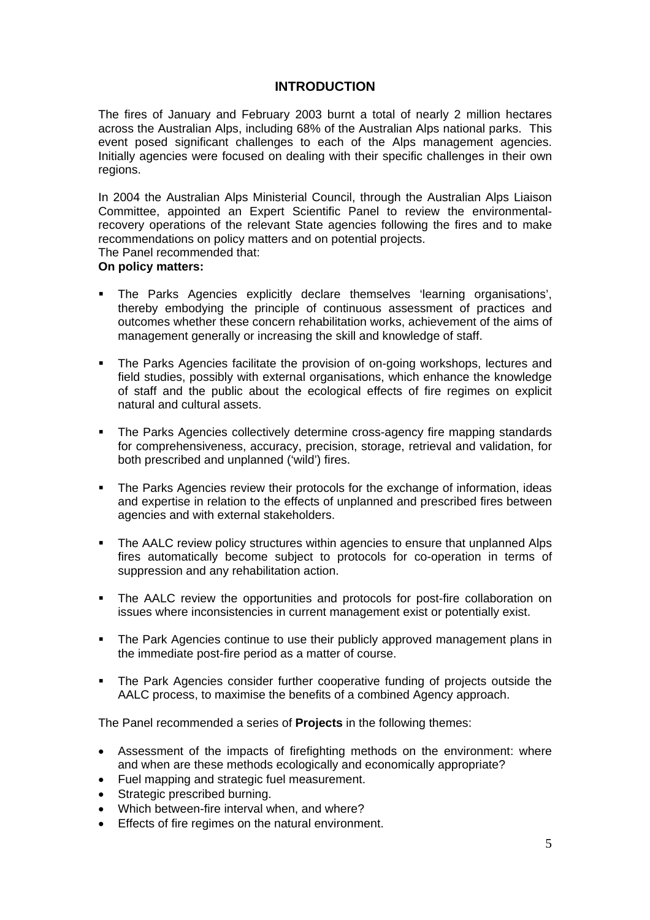# INTRODUCTION

The fires of January and February 2003 burnt a total of nearly 2 million hectares across the Australian Alps, including 68% of the Australian Alps national parks. This event posed significant challenges to each of the Alps management agencies. Initially agencies were focused on dealing with their specific challenges in their own regions.

In 2004 the Australian Alps Ministerial Council, through the Australian Alps Liaison Committee, appointed an Expert Scientific Panel to review the environmental-recovery operations of the relevant State agencies following the fires and to make recommendations on policy matters and on potential projects.
The Panel recommended that:

**On policy matters:**

- The Parks Agencies explicitly declare themselves 'learning organisations', thereby embodying the principle of continuous assessment of practices and outcomes whether these concern rehabilitation works, achievement of the aims of management generally or increasing the skill and knowledge of staff.
- The Parks Agencies facilitate the provision of on-going workshops, lectures and field studies, possibly with external organisations, which enhance the knowledge of staff and the public about the ecological effects of fire regimes on explicit natural and cultural assets.
- The Parks Agencies collectively determine cross-agency fire mapping standards for comprehensiveness, accuracy, precision, storage, retrieval and validation, for both prescribed and unplanned ('wild') fires.
- The Parks Agencies review their protocols for the exchange of information, ideas and expertise in relation to the effects of unplanned and prescribed fires between agencies and with external stakeholders.
- The AALC review policy structures within agencies to ensure that unplanned Alps fires automatically become subject to protocols for co-operation in terms of suppression and any rehabilitation action.
- The AALC review the opportunities and protocols for post-fire collaboration on issues where inconsistencies in current management exist or potentially exist.
- The Park Agencies continue to use their publicly approved management plans in the immediate post-fire period as a matter of course.
- The Park Agencies consider further cooperative funding of projects outside the AALC process, to maximise the benefits of a combined Agency approach.

The Panel recommended a series of **Projects** in the following themes:

- Assessment of the impacts of firefighting methods on the environment: where and when are these methods ecologically and economically appropriate?
- Fuel mapping and strategic fuel measurement.
- Strategic prescribed burning.
- Which between-fire interval when, and where?
- Effects of fire regimes on the natural environment.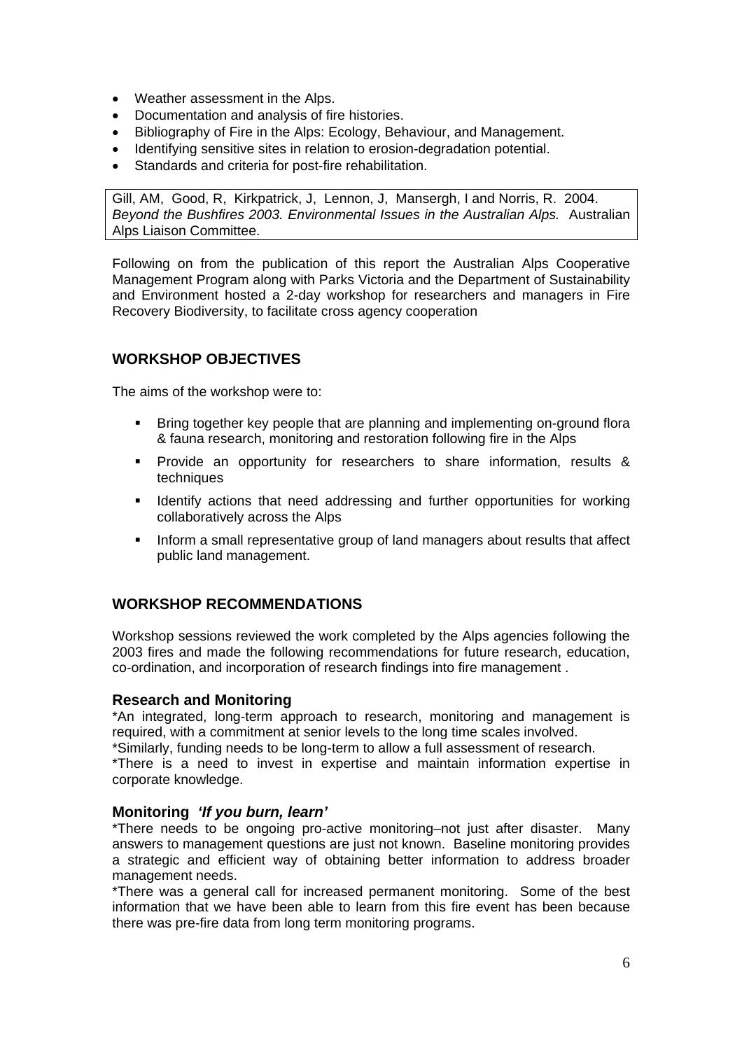- Weather assessment in the Alps.
- Documentation and analysis of fire histories.
- Bibliography of Fire in the Alps: Ecology, Behaviour, and Management.
- Identifying sensitive sites in relation to erosion-degradation potential.
- Standards and criteria for post-fire rehabilitation.

Gill, AM, Good, R, Kirkpatrick, J, Lennon, J, Mansergh, I and Norris, R. 2004. *Beyond the Bushfires 2003. Environmental Issues in the Australian Alps.* Australian Alps Liaison Committee.

Following on from the publication of this report the Australian Alps Cooperative Management Program along with Parks Victoria and the Department of Sustainability and Environment hosted a 2-day workshop for researchers and managers in Fire Recovery Biodiversity, to facilitate cross agency cooperation

## WORKSHOP OBJECTIVES

The aims of the workshop were to:

- Bring together key people that are planning and implementing on-ground flora & fauna research, monitoring and restoration following fire in the Alps
- Provide an opportunity for researchers to share information, results & techniques
- Identify actions that need addressing and further opportunities for working collaboratively across the Alps
- Inform a small representative group of land managers about results that affect public land management.

## WORKSHOP RECOMMENDATIONS

Workshop sessions reviewed the work completed by the Alps agencies following the 2003 fires and made the following recommendations for future research, education, co-ordination, and incorporation of research findings into fire management .

### Research and Monitoring

*An integrated, long-term approach to research, monitoring and management is required, with a commitment at senior levels to the long time scales involved.
*Similarly, funding needs to be long-term to allow a full assessment of research.
*There is a need to invest in expertise and maintain information expertise in corporate knowledge.

### Monitoring *'If you burn, learn'*

*There needs to be ongoing pro-active monitoring–not just after disaster. Many answers to management questions are just not known. Baseline monitoring provides a strategic and efficient way of obtaining better information to address broader management needs.
*There was a general call for increased permanent monitoring. Some of the best information that we have been able to learn from this fire event has been because there was pre-fire data from long term monitoring programs.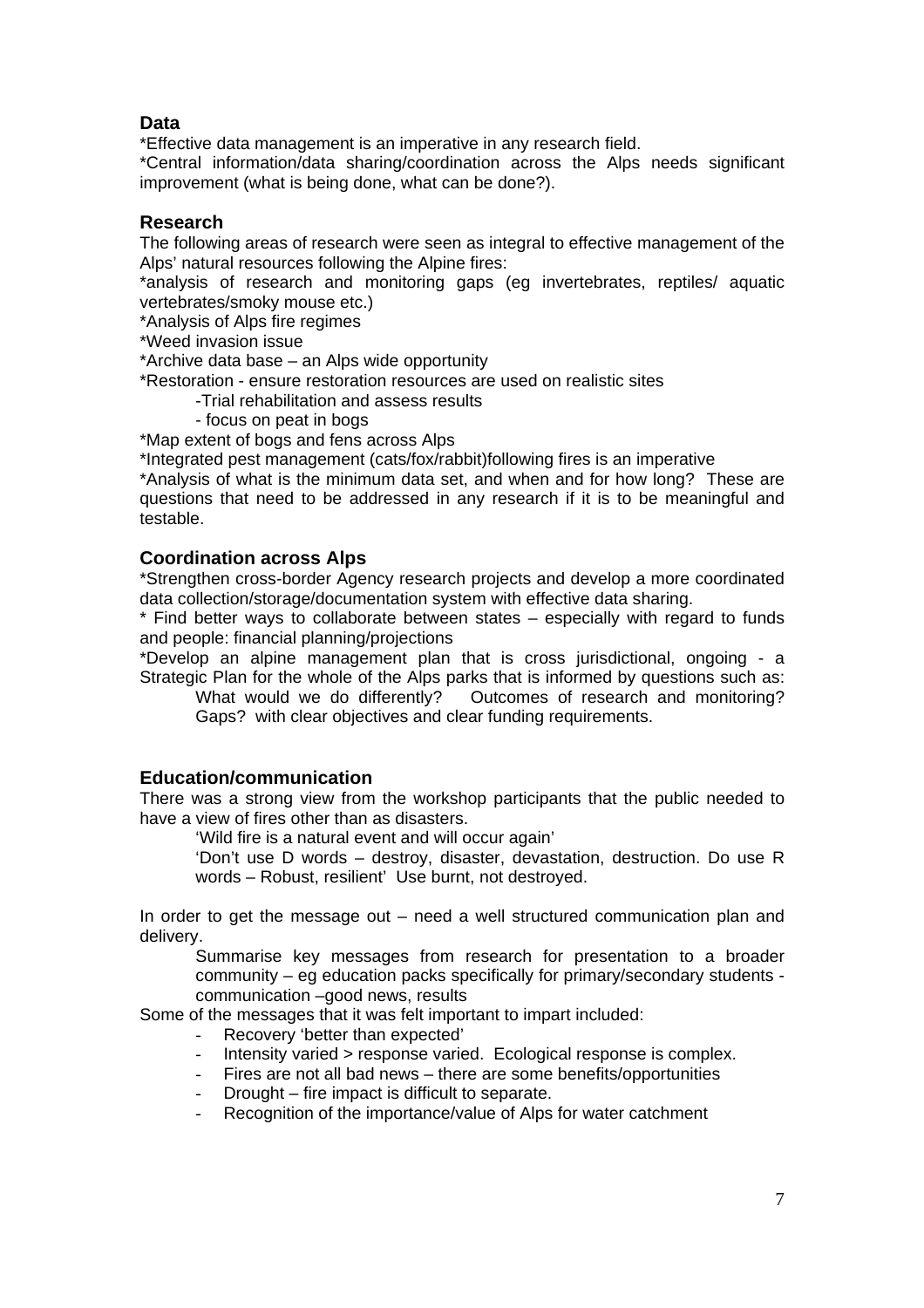## Data

*Effective data management is an imperative in any research field.

*Central information/data sharing/coordination across the Alps needs significant improvement (what is being done, what can be done?).

## Research

The following areas of research were seen as integral to effective management of the Alps' natural resources following the Alpine fires:

*analysis of research and monitoring gaps (eg invertebrates, reptiles/ aquatic vertebrates/smoky mouse etc.)

*Analysis of Alps fire regimes

*Weed invasion issue

*Archive data base – an Alps wide opportunity

*Restoration - ensure restoration resources are used on realistic sites

  -Trial rehabilitation and assess results

  - focus on peat in bogs

*Map extent of bogs and fens across Alps

*Integrated pest management (cats/fox/rabbit)following fires is an imperative

*Analysis of what is the minimum data set, and when and for how long? These are questions that need to be addressed in any research if it is to be meaningful and testable.

## Coordination across Alps

*Strengthen cross-border Agency research projects and develop a more coordinated data collection/storage/documentation system with effective data sharing.

* Find better ways to collaborate between states – especially with regard to funds and people: financial planning/projections

*Develop an alpine management plan that is cross jurisdictional, ongoing - a Strategic Plan for the whole of the Alps parks that is informed by questions such as:

  What would we do differently? Outcomes of research and monitoring? Gaps? with clear objectives and clear funding requirements.

## Education/communication

There was a strong view from the workshop participants that the public needed to have a view of fires other than as disasters.

  'Wild fire is a natural event and will occur again'

  'Don't use D words – destroy, disaster, devastation, destruction. Do use R words – Robust, resilient' Use burnt, not destroyed.

In order to get the message out – need a well structured communication plan and delivery.

  Summarise key messages from research for presentation to a broader community – eg education packs specifically for primary/secondary students - communication –good news, results

Some of the messages that it was felt important to impart included:

- Recovery 'better than expected'
- Intensity varied > response varied. Ecological response is complex.
- Fires are not all bad news – there are some benefits/opportunities
- Drought – fire impact is difficult to separate.
- Recognition of the importance/value of Alps for water catchment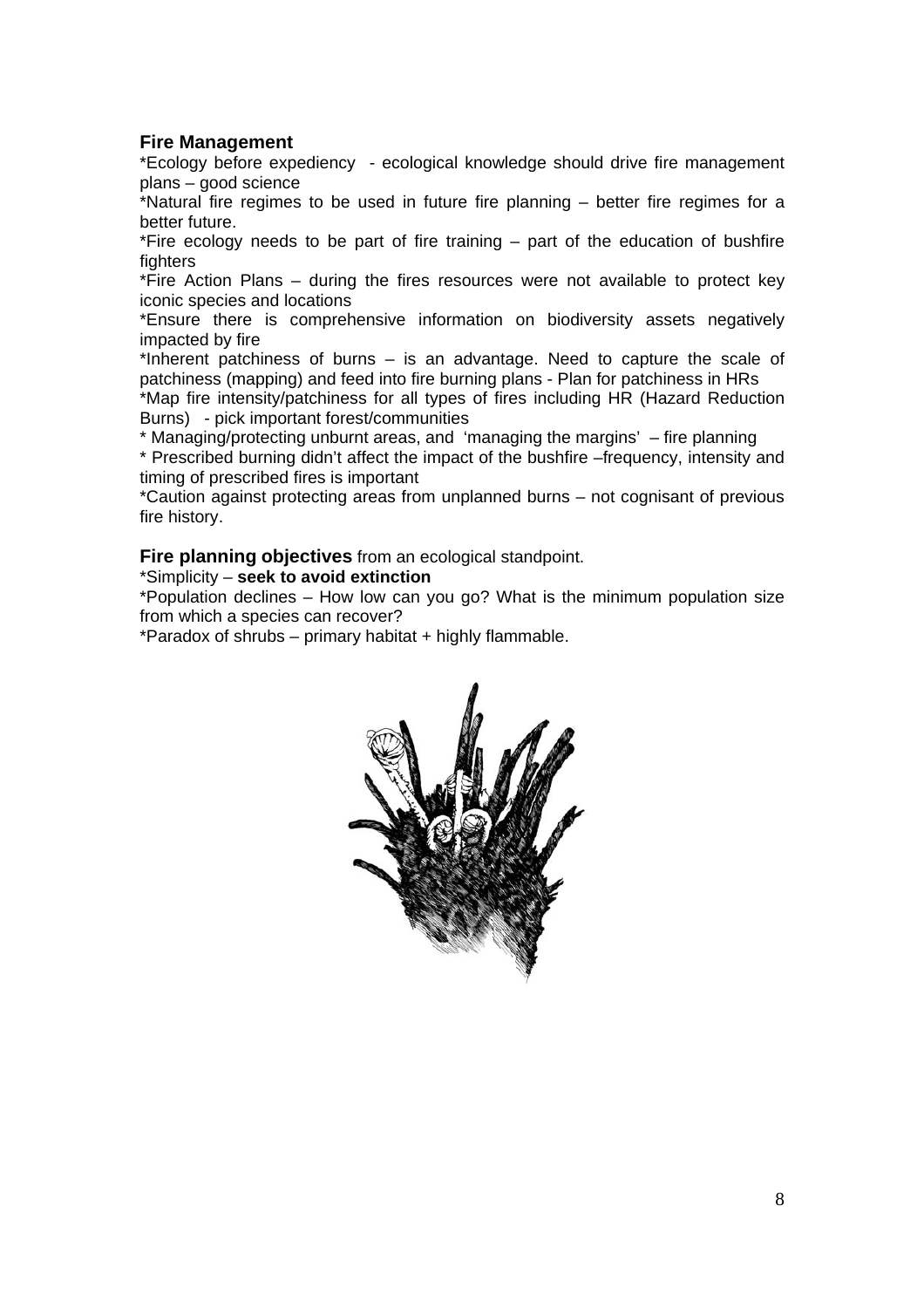## Fire Management

*Ecology before expediency - ecological knowledge should drive fire management plans – good science

*Natural fire regimes to be used in future fire planning – better fire regimes for a better future.

*Fire ecology needs to be part of fire training – part of the education of bushfire fighters

*Fire Action Plans – during the fires resources were not available to protect key iconic species and locations

*Ensure there is comprehensive information on biodiversity assets negatively impacted by fire

*Inherent patchiness of burns – is an advantage. Need to capture the scale of patchiness (mapping) and feed into fire burning plans - Plan for patchiness in HRs

*Map fire intensity/patchiness for all types of fires including HR (Hazard Reduction Burns) - pick important forest/communities

* Managing/protecting unburnt areas, and 'managing the margins' – fire planning

* Prescribed burning didn't affect the impact of the bushfire –frequency, intensity and timing of prescribed fires is important

*Caution against protecting areas from unplanned burns – not cognisant of previous fire history.

**Fire planning objectives** from an ecological standpoint.

*Simplicity – **seek to avoid extinction**

*Population declines – How low can you go? What is the minimum population size from which a species can recover?

*Paradox of shrubs – primary habitat + highly flammable.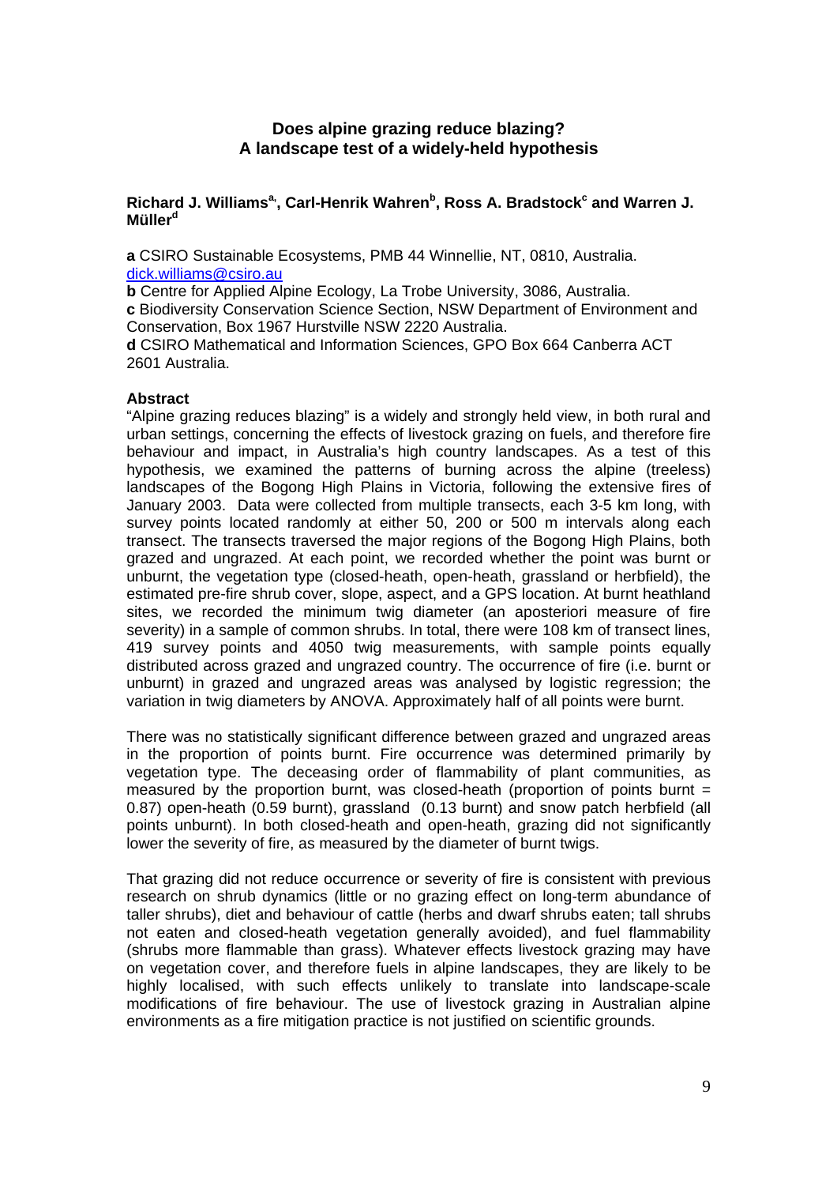## Does alpine grazing reduce blazing? A landscape test of a widely-held hypothesis

**Richard J. Williams[a,], Carl-Henrik Wahren[b], Ross A. Bradstock[c] and Warren J. Müller[d]**

**a** CSIRO Sustainable Ecosystems, PMB 44 Winnellie, NT, 0810, Australia. dick.williams@csiro.au

**b** Centre for Applied Alpine Ecology, La Trobe University, 3086, Australia.

**c** Biodiversity Conservation Science Section, NSW Department of Environment and Conservation, Box 1967 Hurstville NSW 2220 Australia.

**d** CSIRO Mathematical and Information Sciences, GPO Box 664 Canberra ACT 2601 Australia.

**Abstract**

"Alpine grazing reduces blazing" is a widely and strongly held view, in both rural and urban settings, concerning the effects of livestock grazing on fuels, and therefore fire behaviour and impact, in Australia's high country landscapes. As a test of this hypothesis, we examined the patterns of burning across the alpine (treeless) landscapes of the Bogong High Plains in Victoria, following the extensive fires of January 2003. Data were collected from multiple transects, each 3-5 km long, with survey points located randomly at either 50, 200 or 500 m intervals along each transect. The transects traversed the major regions of the Bogong High Plains, both grazed and ungrazed. At each point, we recorded whether the point was burnt or unburnt, the vegetation type (closed-heath, open-heath, grassland or herbfield), the estimated pre-fire shrub cover, slope, aspect, and a GPS location. At burnt heathland sites, we recorded the minimum twig diameter (an aposteriori measure of fire severity) in a sample of common shrubs. In total, there were 108 km of transect lines, 419 survey points and 4050 twig measurements, with sample points equally distributed across grazed and ungrazed country. The occurrence of fire (i.e. burnt or unburnt) in grazed and ungrazed areas was analysed by logistic regression; the variation in twig diameters by ANOVA. Approximately half of all points were burnt.

There was no statistically significant difference between grazed and ungrazed areas in the proportion of points burnt. Fire occurrence was determined primarily by vegetation type. The deceasing order of flammability of plant communities, as measured by the proportion burnt, was closed-heath (proportion of points burnt = 0.87) open-heath (0.59 burnt), grassland (0.13 burnt) and snow patch herbfield (all points unburnt). In both closed-heath and open-heath, grazing did not significantly lower the severity of fire, as measured by the diameter of burnt twigs.

That grazing did not reduce occurrence or severity of fire is consistent with previous research on shrub dynamics (little or no grazing effect on long-term abundance of taller shrubs), diet and behaviour of cattle (herbs and dwarf shrubs eaten; tall shrubs not eaten and closed-heath vegetation generally avoided), and fuel flammability (shrubs more flammable than grass). Whatever effects livestock grazing may have on vegetation cover, and therefore fuels in alpine landscapes, they are likely to be highly localised, with such effects unlikely to translate into landscape-scale modifications of fire behaviour. The use of livestock grazing in Australian alpine environments as a fire mitigation practice is not justified on scientific grounds.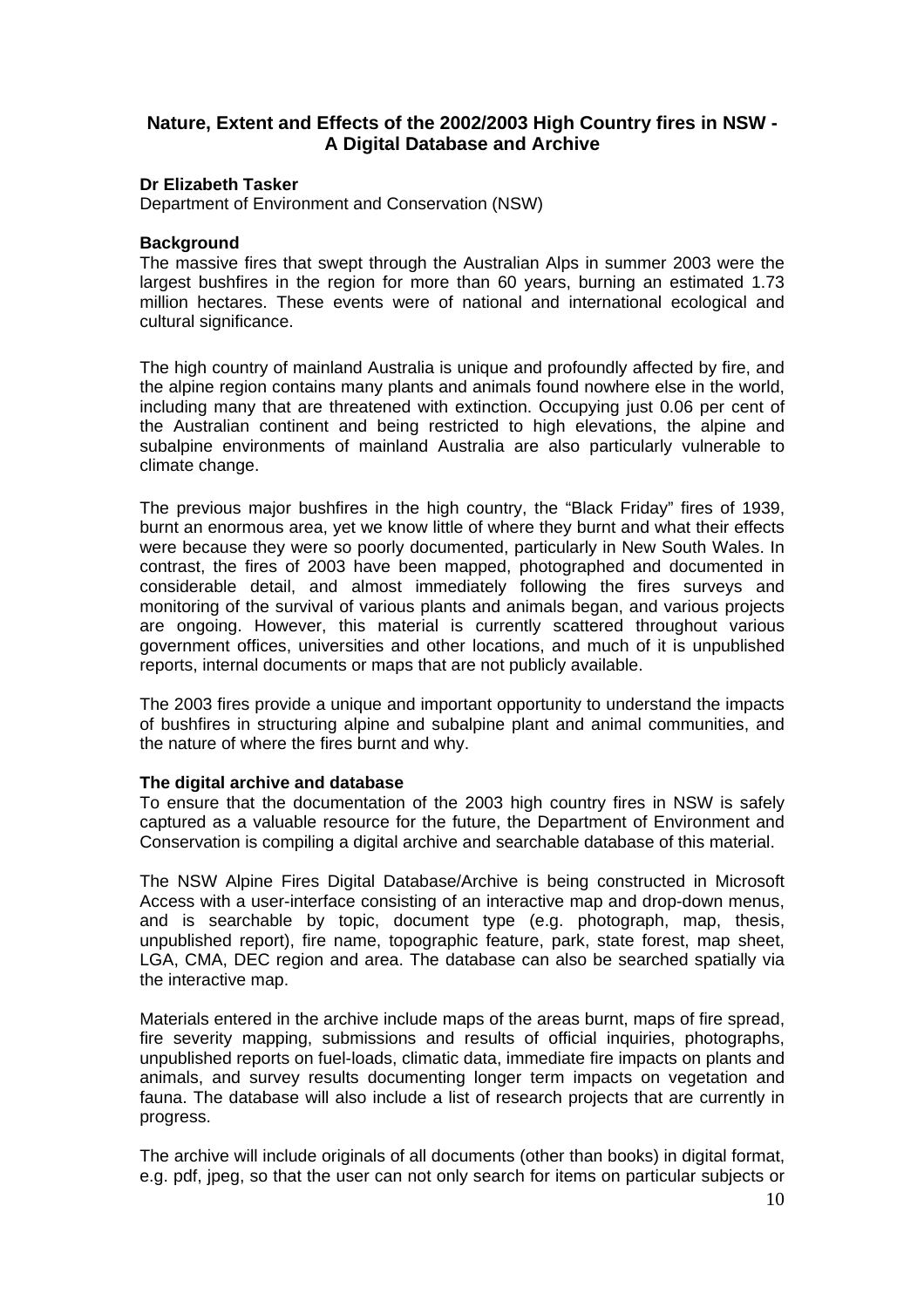## Nature, Extent and Effects of the 2002/2003 High Country fires in NSW - A Digital Database and Archive

**Dr Elizabeth Tasker**
Department of Environment and Conservation (NSW)

**Background**
The massive fires that swept through the Australian Alps in summer 2003 were the largest bushfires in the region for more than 60 years, burning an estimated 1.73 million hectares. These events were of national and international ecological and cultural significance.

The high country of mainland Australia is unique and profoundly affected by fire, and the alpine region contains many plants and animals found nowhere else in the world, including many that are threatened with extinction. Occupying just 0.06 per cent of the Australian continent and being restricted to high elevations, the alpine and subalpine environments of mainland Australia are also particularly vulnerable to climate change.

The previous major bushfires in the high country, the "Black Friday" fires of 1939, burnt an enormous area, yet we know little of where they burnt and what their effects were because they were so poorly documented, particularly in New South Wales. In contrast, the fires of 2003 have been mapped, photographed and documented in considerable detail, and almost immediately following the fires surveys and monitoring of the survival of various plants and animals began, and various projects are ongoing. However, this material is currently scattered throughout various government offices, universities and other locations, and much of it is unpublished reports, internal documents or maps that are not publicly available.

The 2003 fires provide a unique and important opportunity to understand the impacts of bushfires in structuring alpine and subalpine plant and animal communities, and the nature of where the fires burnt and why.

**The digital archive and database**
To ensure that the documentation of the 2003 high country fires in NSW is safely captured as a valuable resource for the future, the Department of Environment and Conservation is compiling a digital archive and searchable database of this material.

The NSW Alpine Fires Digital Database/Archive is being constructed in Microsoft Access with a user-interface consisting of an interactive map and drop-down menus, and is searchable by topic, document type (e.g. photograph, map, thesis, unpublished report), fire name, topographic feature, park, state forest, map sheet, LGA, CMA, DEC region and area. The database can also be searched spatially via the interactive map.

Materials entered in the archive include maps of the areas burnt, maps of fire spread, fire severity mapping, submissions and results of official inquiries, photographs, unpublished reports on fuel-loads, climatic data, immediate fire impacts on plants and animals, and survey results documenting longer term impacts on vegetation and fauna. The database will also include a list of research projects that are currently in progress.

The archive will include originals of all documents (other than books) in digital format, e.g. pdf, jpeg, so that the user can not only search for items on particular subjects or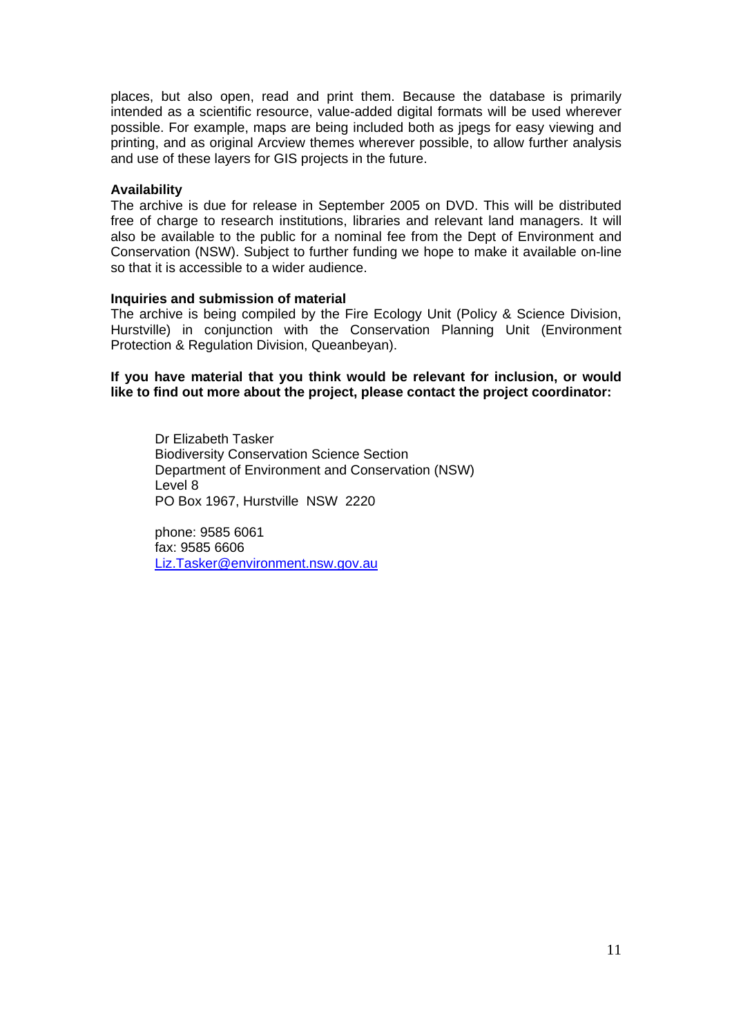places, but also open, read and print them. Because the database is primarily intended as a scientific resource, value-added digital formats will be used wherever possible. For example, maps are being included both as jpegs for easy viewing and printing, and as original Arcview themes wherever possible, to allow further analysis and use of these layers for GIS projects in the future.

**Availability**

The archive is due for release in September 2005 on DVD. This will be distributed free of charge to research institutions, libraries and relevant land managers. It will also be available to the public for a nominal fee from the Dept of Environment and Conservation (NSW). Subject to further funding we hope to make it available on-line so that it is accessible to a wider audience.

**Inquiries and submission of material**

The archive is being compiled by the Fire Ecology Unit (Policy & Science Division, Hurstville) in conjunction with the Conservation Planning Unit (Environment Protection & Regulation Division, Queanbeyan).

**If you have material that you think would be relevant for inclusion, or would like to find out more about the project, please contact the project coordinator:**

Dr Elizabeth Tasker
Biodiversity Conservation Science Section
Department of Environment and Conservation (NSW)
Level 8
PO Box 1967, Hurstville NSW 2220

phone: 9585 6061
fax: 9585 6606
Liz.Tasker@environment.nsw.gov.au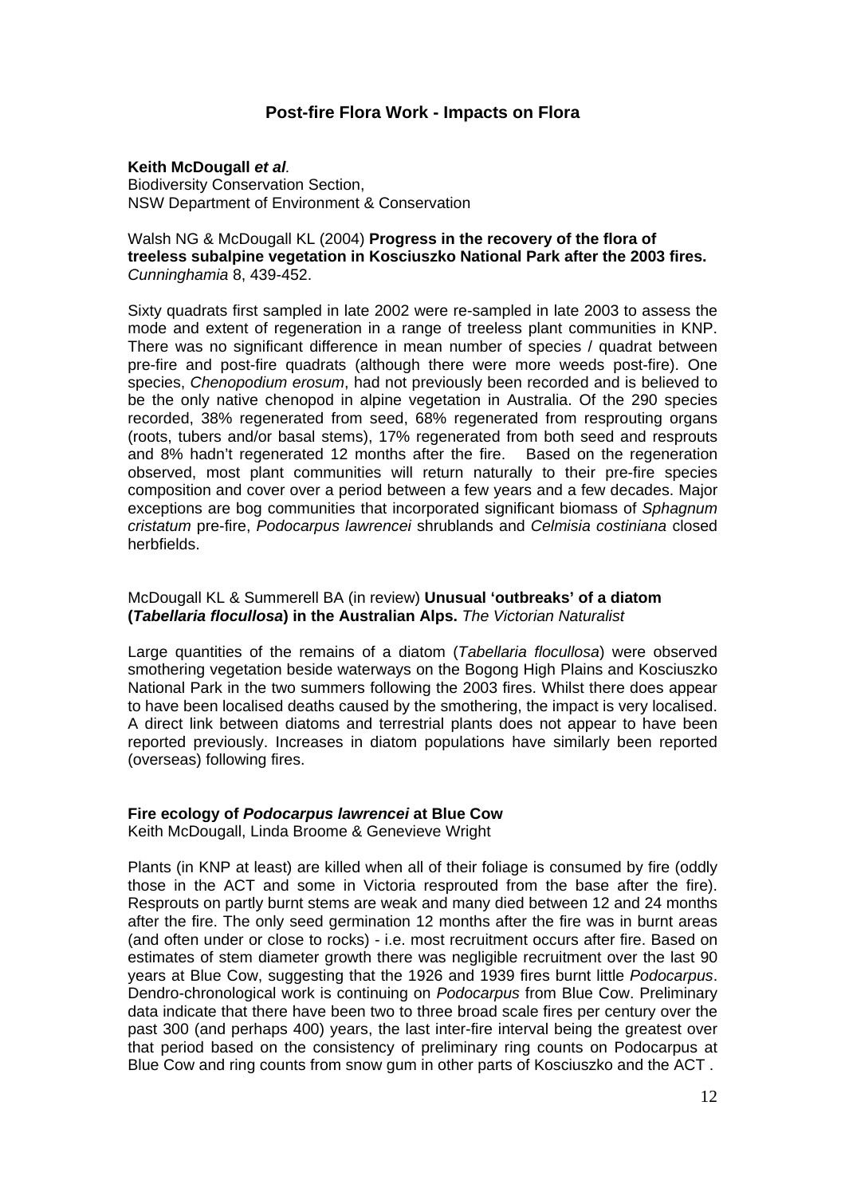## Post-fire Flora Work - Impacts on Flora

**Keith McDougall *et al*.**
Biodiversity Conservation Section,
NSW Department of Environment & Conservation

Walsh NG & McDougall KL (2004) **Progress in the recovery of the flora of treeless subalpine vegetation in Kosciuszko National Park after the 2003 fires.** *Cunninghamia* 8, 439-452.

Sixty quadrats first sampled in late 2002 were re-sampled in late 2003 to assess the mode and extent of regeneration in a range of treeless plant communities in KNP. There was no significant difference in mean number of species / quadrat between pre-fire and post-fire quadrats (although there were more weeds post-fire). One species, *Chenopodium erosum*, had not previously been recorded and is believed to be the only native chenopod in alpine vegetation in Australia. Of the 290 species recorded, 38% regenerated from seed, 68% regenerated from resprouting organs (roots, tubers and/or basal stems), 17% regenerated from both seed and resprouts and 8% hadn't regenerated 12 months after the fire. Based on the regeneration observed, most plant communities will return naturally to their pre-fire species composition and cover over a period between a few years and a few decades. Major exceptions are bog communities that incorporated significant biomass of *Sphagnum cristatum* pre-fire, *Podocarpus lawrencei* shrublands and *Celmisia costiniana* closed herbfields.

McDougall KL & Summerell BA (in review) **Unusual 'outbreaks' of a diatom (*Tabellaria flocullosa*) in the Australian Alps.** *The Victorian Naturalist*

Large quantities of the remains of a diatom (*Tabellaria flocullosa*) were observed smothering vegetation beside waterways on the Bogong High Plains and Kosciuszko National Park in the two summers following the 2003 fires. Whilst there does appear to have been localised deaths caused by the smothering, the impact is very localised. A direct link between diatoms and terrestrial plants does not appear to have been reported previously. Increases in diatom populations have similarly been reported (overseas) following fires.

**Fire ecology of *Podocarpus lawrencei* at Blue Cow**
Keith McDougall, Linda Broome & Genevieve Wright

Plants (in KNP at least) are killed when all of their foliage is consumed by fire (oddly those in the ACT and some in Victoria resprouted from the base after the fire). Resprouts on partly burnt stems are weak and many died between 12 and 24 months after the fire. The only seed germination 12 months after the fire was in burnt areas (and often under or close to rocks) - i.e. most recruitment occurs after fire. Based on estimates of stem diameter growth there was negligible recruitment over the last 90 years at Blue Cow, suggesting that the 1926 and 1939 fires burnt little *Podocarpus*. Dendro-chronological work is continuing on *Podocarpus* from Blue Cow. Preliminary data indicate that there have been two to three broad scale fires per century over the past 300 (and perhaps 400) years, the last inter-fire interval being the greatest over that period based on the consistency of preliminary ring counts on Podocarpus at Blue Cow and ring counts from snow gum in other parts of Kosciuszko and the ACT .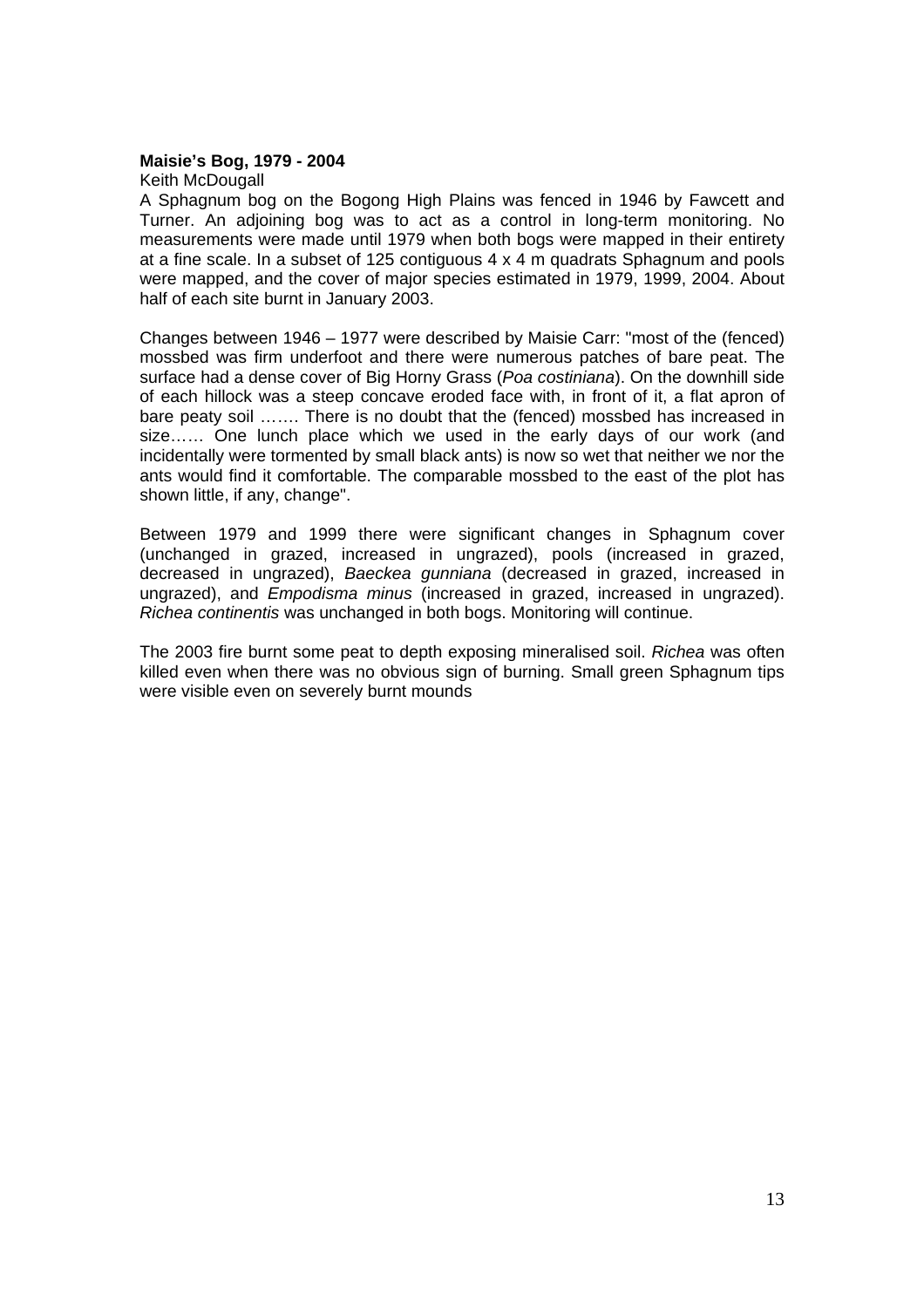**Maisie's Bog, 1979 - 2004**

Keith McDougall

A Sphagnum bog on the Bogong High Plains was fenced in 1946 by Fawcett and Turner. An adjoining bog was to act as a control in long-term monitoring. No measurements were made until 1979 when both bogs were mapped in their entirety at a fine scale. In a subset of 125 contiguous 4 x 4 m quadrats Sphagnum and pools were mapped, and the cover of major species estimated in 1979, 1999, 2004. About half of each site burnt in January 2003.

Changes between 1946 – 1977 were described by Maisie Carr: "most of the (fenced) mossbed was firm underfoot and there were numerous patches of bare peat. The surface had a dense cover of Big Horny Grass (*Poa costiniana*). On the downhill side of each hillock was a steep concave eroded face with, in front of it, a flat apron of bare peaty soil ……. There is no doubt that the (fenced) mossbed has increased in size…… One lunch place which we used in the early days of our work (and incidentally were tormented by small black ants) is now so wet that neither we nor the ants would find it comfortable. The comparable mossbed to the east of the plot has shown little, if any, change".

Between 1979 and 1999 there were significant changes in Sphagnum cover (unchanged in grazed, increased in ungrazed), pools (increased in grazed, decreased in ungrazed), *Baeckea gunniana* (decreased in grazed, increased in ungrazed), and *Empodisma minus* (increased in grazed, increased in ungrazed). *Richea continentis* was unchanged in both bogs. Monitoring will continue.

The 2003 fire burnt some peat to depth exposing mineralised soil. *Richea* was often killed even when there was no obvious sign of burning. Small green Sphagnum tips were visible even on severely burnt mounds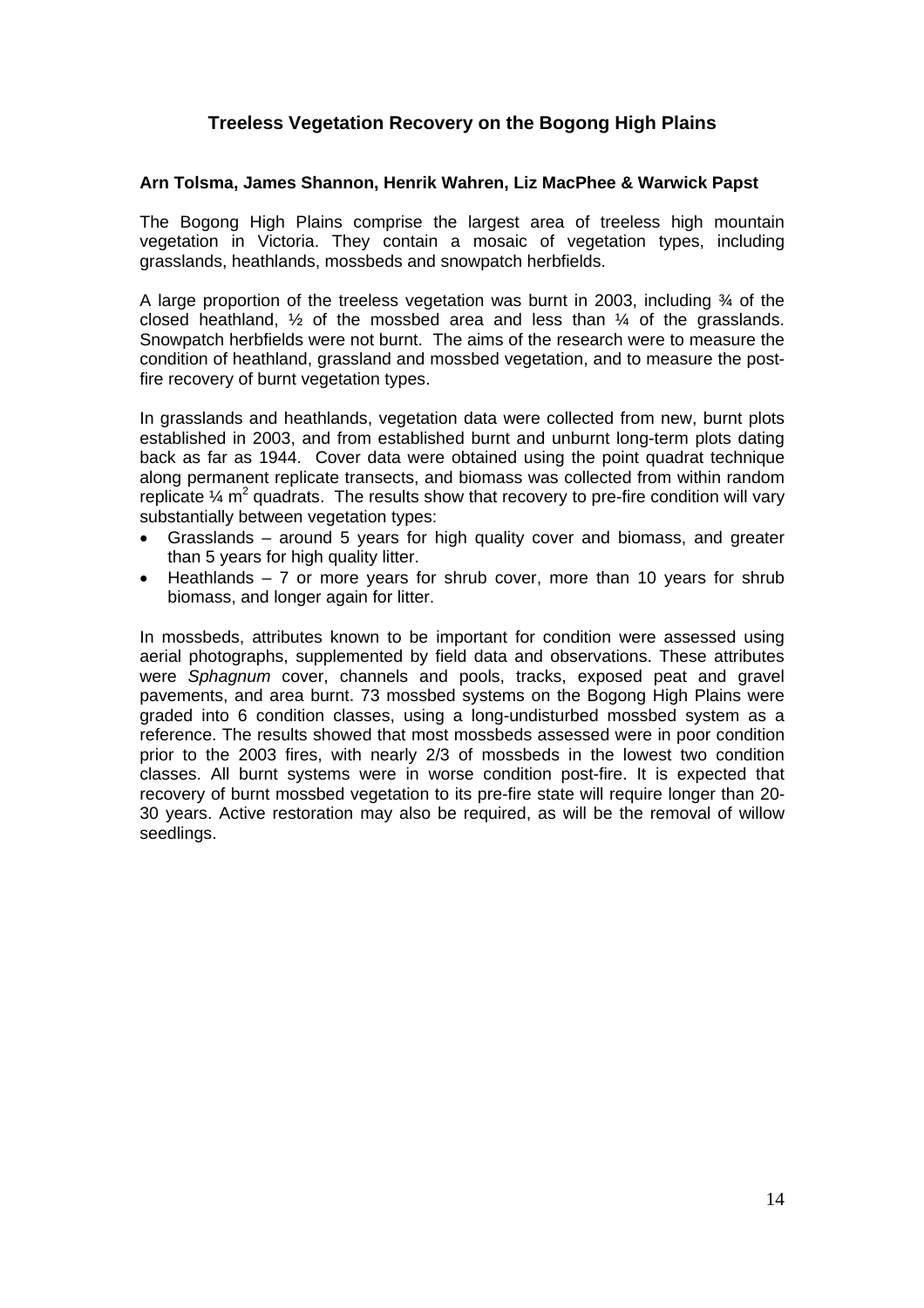# Treeless Vegetation Recovery on the Bogong High Plains

**Arn Tolsma, James Shannon, Henrik Wahren, Liz MacPhee & Warwick Papst**

The Bogong High Plains comprise the largest area of treeless high mountain vegetation in Victoria. They contain a mosaic of vegetation types, including grasslands, heathlands, mossbeds and snowpatch herbfields.

A large proportion of the treeless vegetation was burnt in 2003, including ¾ of the closed heathland, ½ of the mossbed area and less than ¼ of the grasslands. Snowpatch herbfields were not burnt. The aims of the research were to measure the condition of heathland, grassland and mossbed vegetation, and to measure the post-fire recovery of burnt vegetation types.

In grasslands and heathlands, vegetation data were collected from new, burnt plots established in 2003, and from established burnt and unburnt long-term plots dating back as far as 1944. Cover data were obtained using the point quadrat technique along permanent replicate transects, and biomass was collected from within random replicate ¼ $m^2$ quadrats. The results show that recovery to pre-fire condition will vary substantially between vegetation types:

- Grasslands – around 5 years for high quality cover and biomass, and greater than 5 years for high quality litter.
- Heathlands – 7 or more years for shrub cover, more than 10 years for shrub biomass, and longer again for litter.

In mossbeds, attributes known to be important for condition were assessed using aerial photographs, supplemented by field data and observations. These attributes were *Sphagnum* cover, channels and pools, tracks, exposed peat and gravel pavements, and area burnt. 73 mossbed systems on the Bogong High Plains were graded into 6 condition classes, using a long-undisturbed mossbed system as a reference. The results showed that most mossbeds assessed were in poor condition prior to the 2003 fires, with nearly 2/3 of mossbeds in the lowest two condition classes. All burnt systems were in worse condition post-fire. It is expected that recovery of burnt mossbed vegetation to its pre-fire state will require longer than 20-30 years. Active restoration may also be required, as will be the removal of willow seedlings.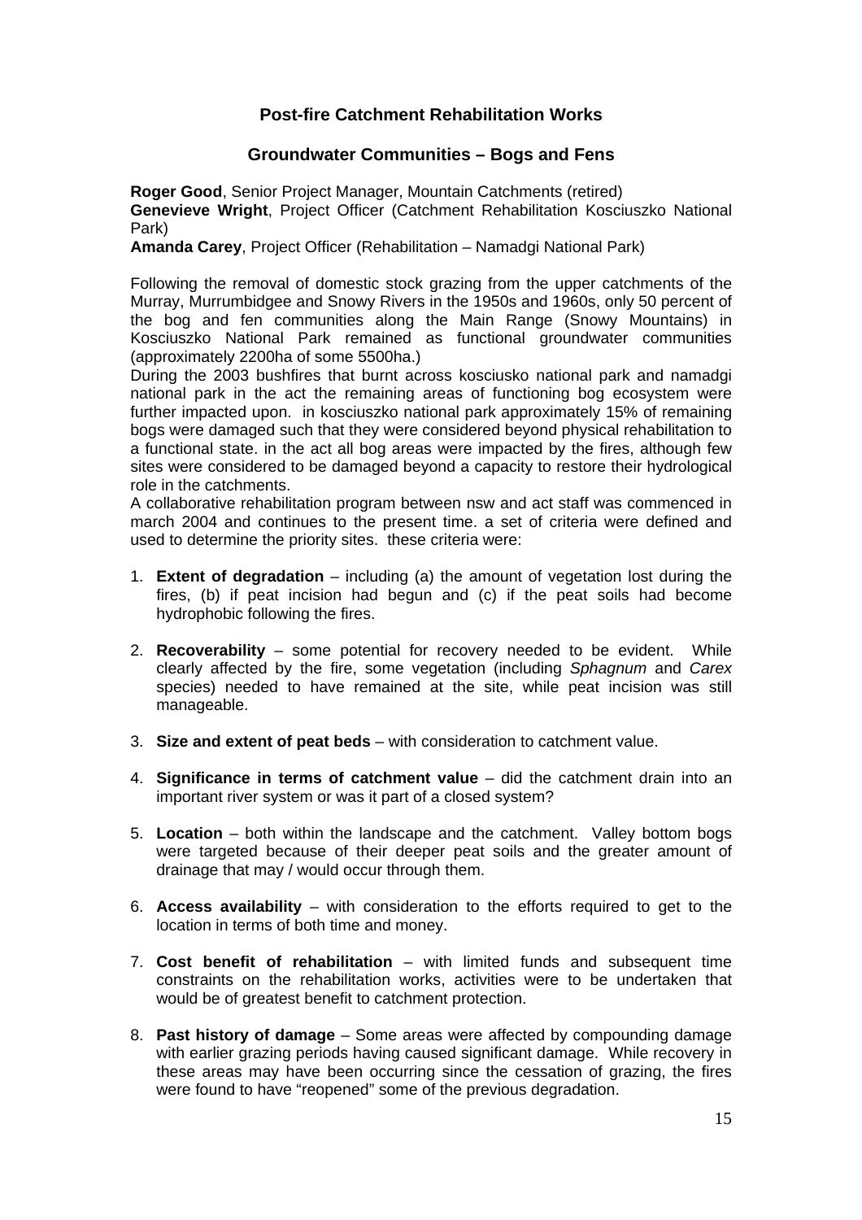## Post-fire Catchment Rehabilitation Works

### Groundwater Communities – Bogs and Fens

**Roger Good**, Senior Project Manager, Mountain Catchments (retired)
**Genevieve Wright**, Project Officer (Catchment Rehabilitation Kosciuszko National Park)
**Amanda Carey**, Project Officer (Rehabilitation – Namadgi National Park)

Following the removal of domestic stock grazing from the upper catchments of the Murray, Murrumbidgee and Snowy Rivers in the 1950s and 1960s, only 50 percent of the bog and fen communities along the Main Range (Snowy Mountains) in Kosciuszko National Park remained as functional groundwater communities (approximately 2200ha of some 5500ha.)

During the 2003 bushfires that burnt across kosciusko national park and namadgi national park in the act the remaining areas of functioning bog ecosystem were further impacted upon. in kosciuszko national park approximately 15% of remaining bogs were damaged such that they were considered beyond physical rehabilitation to a functional state. in the act all bog areas were impacted by the fires, although few sites were considered to be damaged beyond a capacity to restore their hydrological role in the catchments.

A collaborative rehabilitation program between nsw and act staff was commenced in march 2004 and continues to the present time. a set of criteria were defined and used to determine the priority sites. these criteria were:

1. **Extent of degradation** – including (a) the amount of vegetation lost during the fires, (b) if peat incision had begun and (c) if the peat soils had become hydrophobic following the fires.

2. **Recoverability** – some potential for recovery needed to be evident. While clearly affected by the fire, some vegetation (including *Sphagnum* and *Carex* species) needed to have remained at the site, while peat incision was still manageable.

3. **Size and extent of peat beds** – with consideration to catchment value.

4. **Significance in terms of catchment value** – did the catchment drain into an important river system or was it part of a closed system?

5. **Location** – both within the landscape and the catchment. Valley bottom bogs were targeted because of their deeper peat soils and the greater amount of drainage that may / would occur through them.

6. **Access availability** – with consideration to the efforts required to get to the location in terms of both time and money.

7. **Cost benefit of rehabilitation** – with limited funds and subsequent time constraints on the rehabilitation works, activities were to be undertaken that would be of greatest benefit to catchment protection.

8. **Past history of damage** – Some areas were affected by compounding damage with earlier grazing periods having caused significant damage. While recovery in these areas may have been occurring since the cessation of grazing, the fires were found to have "reopened" some of the previous degradation.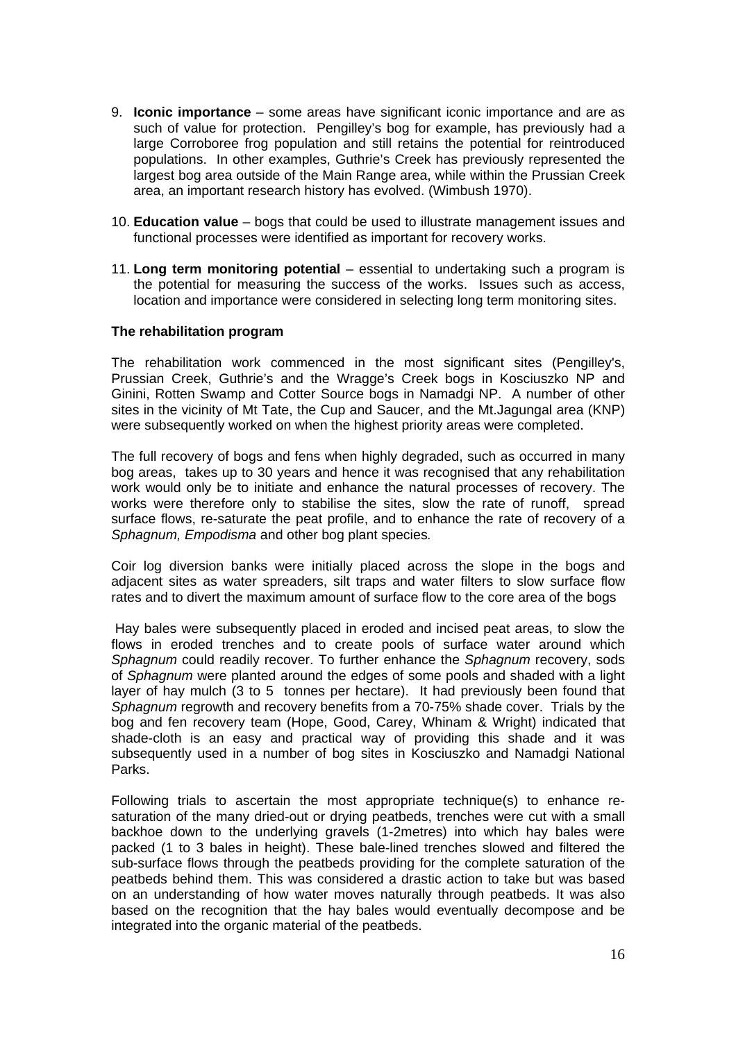9. **Iconic importance** – some areas have significant iconic importance and are as such of value for protection. Pengilley's bog for example, has previously had a large Corroboree frog population and still retains the potential for reintroduced populations. In other examples, Guthrie's Creek has previously represented the largest bog area outside of the Main Range area, while within the Prussian Creek area, an important research history has evolved. (Wimbush 1970).

10. **Education value** – bogs that could be used to illustrate management issues and functional processes were identified as important for recovery works.

11. **Long term monitoring potential** – essential to undertaking such a program is the potential for measuring the success of the works. Issues such as access, location and importance were considered in selecting long term monitoring sites.

**The rehabilitation program**

The rehabilitation work commenced in the most significant sites (Pengilley's, Prussian Creek, Guthrie's and the Wragge's Creek bogs in Kosciuszko NP and Ginini, Rotten Swamp and Cotter Source bogs in Namadgi NP. A number of other sites in the vicinity of Mt Tate, the Cup and Saucer, and the Mt.Jagungal area (KNP) were subsequently worked on when the highest priority areas were completed.

The full recovery of bogs and fens when highly degraded, such as occurred in many bog areas, takes up to 30 years and hence it was recognised that any rehabilitation work would only be to initiate and enhance the natural processes of recovery. The works were therefore only to stabilise the sites, slow the rate of runoff, spread surface flows, re-saturate the peat profile, and to enhance the rate of recovery of a *Sphagnum, Empodisma* and other bog plant species*.*

Coir log diversion banks were initially placed across the slope in the bogs and adjacent sites as water spreaders, silt traps and water filters to slow surface flow rates and to divert the maximum amount of surface flow to the core area of the bogs

Hay bales were subsequently placed in eroded and incised peat areas, to slow the flows in eroded trenches and to create pools of surface water around which *Sphagnum* could readily recover. To further enhance the *Sphagnum* recovery, sods of *Sphagnum* were planted around the edges of some pools and shaded with a light layer of hay mulch (3 to 5 tonnes per hectare). It had previously been found that *Sphagnum* regrowth and recovery benefits from a 70-75% shade cover. Trials by the bog and fen recovery team (Hope, Good, Carey, Whinam & Wright) indicated that shade-cloth is an easy and practical way of providing this shade and it was subsequently used in a number of bog sites in Kosciuszko and Namadgi National Parks.

Following trials to ascertain the most appropriate technique(s) to enhance re-saturation of the many dried-out or drying peatbeds, trenches were cut with a small backhoe down to the underlying gravels (1-2metres) into which hay bales were packed (1 to 3 bales in height). These bale-lined trenches slowed and filtered the sub-surface flows through the peatbeds providing for the complete saturation of the peatbeds behind them. This was considered a drastic action to take but was based on an understanding of how water moves naturally through peatbeds. It was also based on the recognition that the hay bales would eventually decompose and be integrated into the organic material of the peatbeds.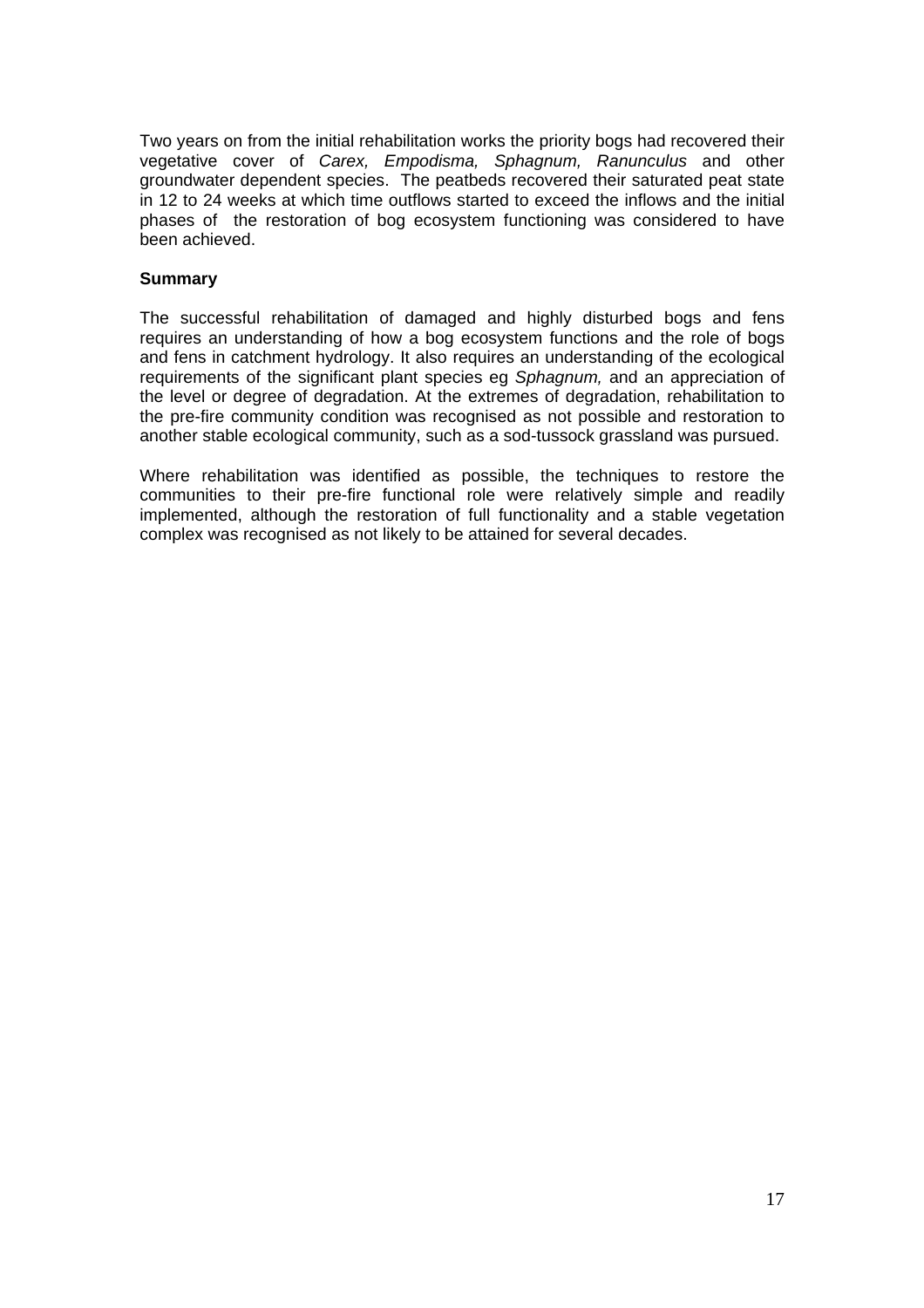Two years on from the initial rehabilitation works the priority bogs had recovered their vegetative cover of *Carex, Empodisma, Sphagnum, Ranunculus* and other groundwater dependent species. The peatbeds recovered their saturated peat state in 12 to 24 weeks at which time outflows started to exceed the inflows and the initial phases of the restoration of bog ecosystem functioning was considered to have been achieved.

**Summary**

The successful rehabilitation of damaged and highly disturbed bogs and fens requires an understanding of how a bog ecosystem functions and the role of bogs and fens in catchment hydrology. It also requires an understanding of the ecological requirements of the significant plant species eg *Sphagnum,* and an appreciation of the level or degree of degradation. At the extremes of degradation, rehabilitation to the pre-fire community condition was recognised as not possible and restoration to another stable ecological community, such as a sod-tussock grassland was pursued.

Where rehabilitation was identified as possible, the techniques to restore the communities to their pre-fire functional role were relatively simple and readily implemented, although the restoration of full functionality and a stable vegetation complex was recognised as not likely to be attained for several decades.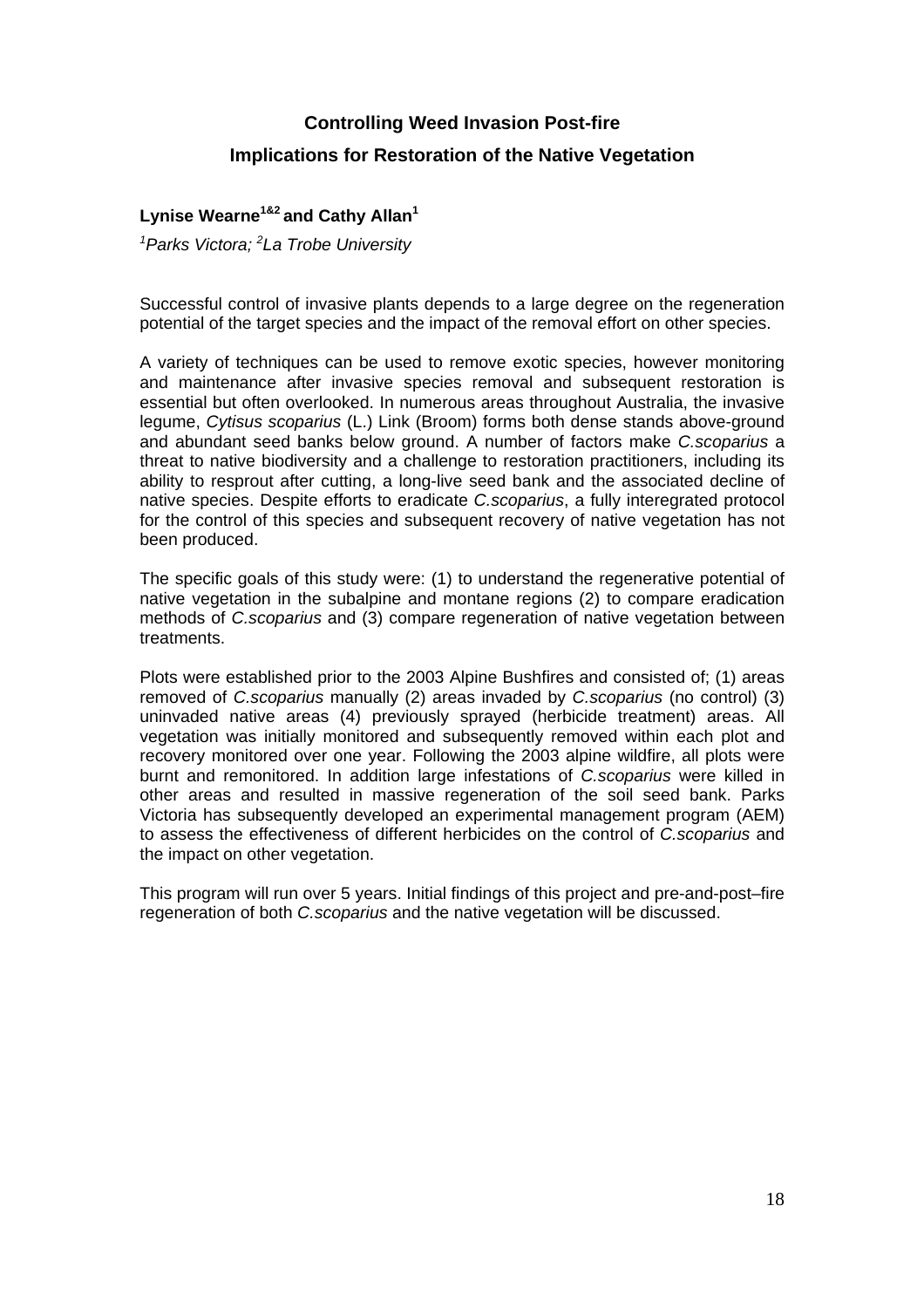# Controlling Weed Invasion Post-fire

## Implications for Restoration of the Native Vegetation

**Lynise Wearne[1&2] and Cathy Allan[1]**

*[1]Parks Victora; [2]La Trobe University*

Successful control of invasive plants depends to a large degree on the regeneration potential of the target species and the impact of the removal effort on other species.

A variety of techniques can be used to remove exotic species, however monitoring and maintenance after invasive species removal and subsequent restoration is essential but often overlooked. In numerous areas throughout Australia, the invasive legume, *Cytisus scoparius* (L.) Link (Broom) forms both dense stands above-ground and abundant seed banks below ground. A number of factors make *C.scoparius* a threat to native biodiversity and a challenge to restoration practitioners, including its ability to resprout after cutting, a long-live seed bank and the associated decline of native species. Despite efforts to eradicate *C.scoparius*, a fully interegrated protocol for the control of this species and subsequent recovery of native vegetation has not been produced.

The specific goals of this study were: (1) to understand the regenerative potential of native vegetation in the subalpine and montane regions (2) to compare eradication methods of *C.scoparius* and (3) compare regeneration of native vegetation between treatments.

Plots were established prior to the 2003 Alpine Bushfires and consisted of; (1) areas removed of *C.scoparius* manually (2) areas invaded by *C.scoparius* (no control) (3) uninvaded native areas (4) previously sprayed (herbicide treatment) areas. All vegetation was initially monitored and subsequently removed within each plot and recovery monitored over one year. Following the 2003 alpine wildfire, all plots were burnt and remonitored. In addition large infestations of *C.scoparius* were killed in other areas and resulted in massive regeneration of the soil seed bank. Parks Victoria has subsequently developed an experimental management program (AEM) to assess the effectiveness of different herbicides on the control of *C.scoparius* and the impact on other vegetation.

This program will run over 5 years. Initial findings of this project and pre-and-post–fire regeneration of both *C.scoparius* and the native vegetation will be discussed.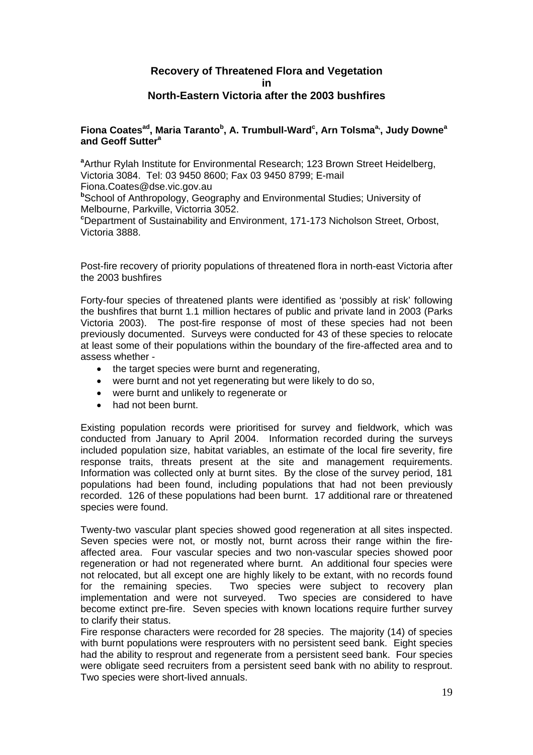## Recovery of Threatened Flora and Vegetation in North-Eastern Victoria after the 2003 bushfires

**Fiona Coates[ad], Maria Taranto[b], A. Trumbull-Ward[c], Arn Tolsma[a], Judy Downe[a] and Geoff Sutter[a]**

[a]Arthur Rylah Institute for Environmental Research; 123 Brown Street Heidelberg, Victoria 3084. Tel: 03 9450 8600; Fax 03 9450 8799; E-mail Fiona.Coates@dse.vic.gov.au
[b]School of Anthropology, Geography and Environmental Studies; University of Melbourne, Parkville, Victorria 3052.
[c]Department of Sustainability and Environment, 171-173 Nicholson Street, Orbost, Victoria 3888.

Post-fire recovery of priority populations of threatened flora in north-east Victoria after the 2003 bushfires

Forty-four species of threatened plants were identified as 'possibly at risk' following the bushfires that burnt 1.1 million hectares of public and private land in 2003 (Parks Victoria 2003). The post-fire response of most of these species had not been previously documented. Surveys were conducted for 43 of these species to relocate at least some of their populations within the boundary of the fire-affected area and to assess whether -

- the target species were burnt and regenerating,
- were burnt and not yet regenerating but were likely to do so,
- were burnt and unlikely to regenerate or
- had not been burnt.

Existing population records were prioritised for survey and fieldwork, which was conducted from January to April 2004. Information recorded during the surveys included population size, habitat variables, an estimate of the local fire severity, fire response traits, threats present at the site and management requirements. Information was collected only at burnt sites. By the close of the survey period, 181 populations had been found, including populations that had not been previously recorded. 126 of these populations had been burnt. 17 additional rare or threatened species were found.

Twenty-two vascular plant species showed good regeneration at all sites inspected. Seven species were not, or mostly not, burnt across their range within the fire-affected area. Four vascular species and two non-vascular species showed poor regeneration or had not regenerated where burnt. An additional four species were not relocated, but all except one are highly likely to be extant, with no records found for the remaining species. Two species were subject to recovery plan implementation and were not surveyed. Two species are considered to have become extinct pre-fire. Seven species with known locations require further survey to clarify their status.
Fire response characters were recorded for 28 species. The majority (14) of species with burnt populations were resprouters with no persistent seed bank. Eight species had the ability to resprout and regenerate from a persistent seed bank. Four species were obligate seed recruiters from a persistent seed bank with no ability to resprout. Two species were short-lived annuals.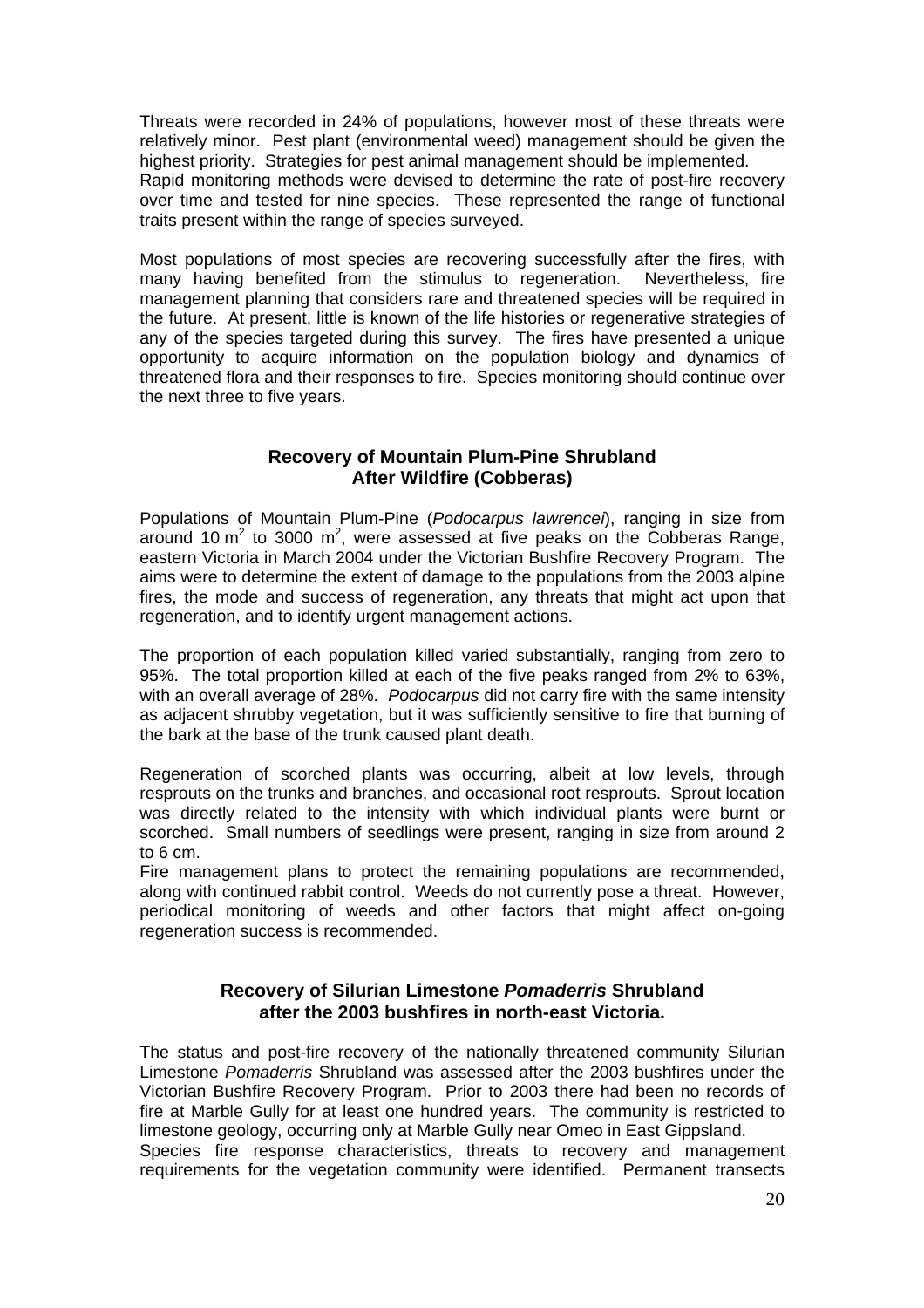Threats were recorded in 24% of populations, however most of these threats were relatively minor. Pest plant (environmental weed) management should be given the highest priority. Strategies for pest animal management should be implemented. Rapid monitoring methods were devised to determine the rate of post-fire recovery over time and tested for nine species. These represented the range of functional traits present within the range of species surveyed.

Most populations of most species are recovering successfully after the fires, with many having benefited from the stimulus to regeneration. Nevertheless, fire management planning that considers rare and threatened species will be required in the future. At present, little is known of the life histories or regenerative strategies of any of the species targeted during this survey. The fires have presented a unique opportunity to acquire information on the population biology and dynamics of threatened flora and their responses to fire. Species monitoring should continue over the next three to five years.

### Recovery of Mountain Plum-Pine Shrubland After Wildfire (Cobberas)

Populations of Mountain Plum-Pine (*Podocarpus lawrencei*), ranging in size from around 10 $m^2$ to 3000 $m^2$, were assessed at five peaks on the Cobberas Range, eastern Victoria in March 2004 under the Victorian Bushfire Recovery Program. The aims were to determine the extent of damage to the populations from the 2003 alpine fires, the mode and success of regeneration, any threats that might act upon that regeneration, and to identify urgent management actions.

The proportion of each population killed varied substantially, ranging from zero to 95%. The total proportion killed at each of the five peaks ranged from 2% to 63%, with an overall average of 28%. *Podocarpus* did not carry fire with the same intensity as adjacent shrubby vegetation, but it was sufficiently sensitive to fire that burning of the bark at the base of the trunk caused plant death.

Regeneration of scorched plants was occurring, albeit at low levels, through resprouts on the trunks and branches, and occasional root resprouts. Sprout location was directly related to the intensity with which individual plants were burnt or scorched. Small numbers of seedlings were present, ranging in size from around 2 to 6 cm.
Fire management plans to protect the remaining populations are recommended, along with continued rabbit control. Weeds do not currently pose a threat. However, periodical monitoring of weeds and other factors that might affect on-going regeneration success is recommended.

### Recovery of Silurian Limestone *Pomaderris* Shrubland after the 2003 bushfires in north-east Victoria.

The status and post-fire recovery of the nationally threatened community Silurian Limestone *Pomaderris* Shrubland was assessed after the 2003 bushfires under the Victorian Bushfire Recovery Program. Prior to 2003 there had been no records of fire at Marble Gully for at least one hundred years. The community is restricted to limestone geology, occurring only at Marble Gully near Omeo in East Gippsland.
Species fire response characteristics, threats to recovery and management requirements for the vegetation community were identified. Permanent transects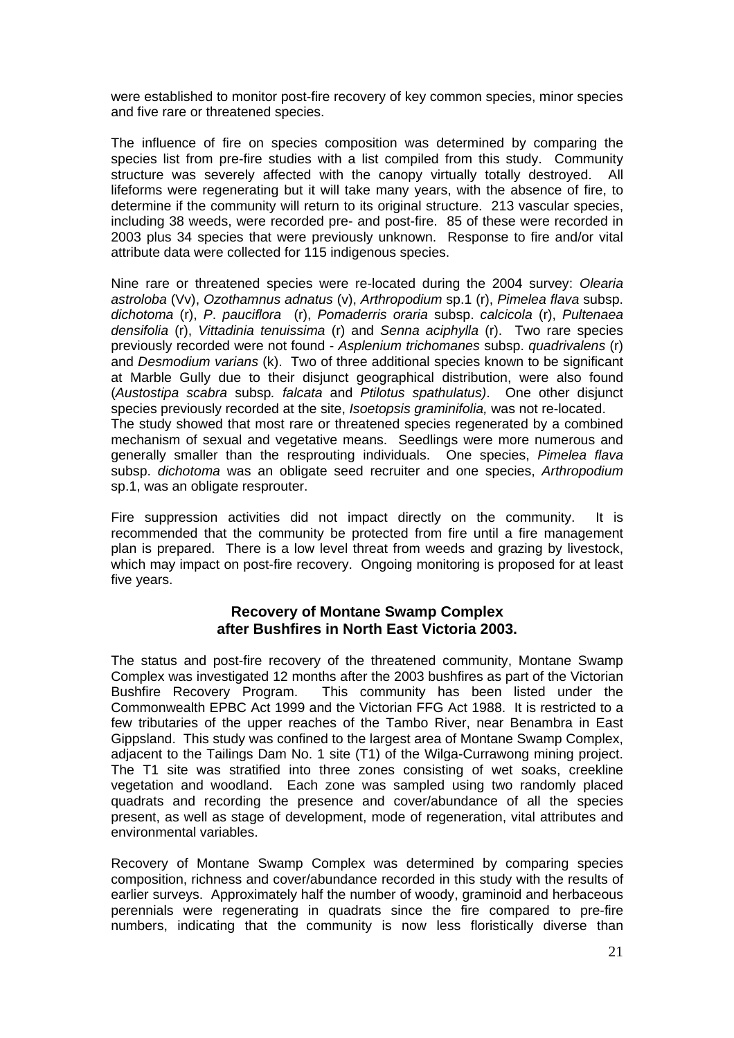were established to monitor post-fire recovery of key common species, minor species and five rare or threatened species.

The influence of fire on species composition was determined by comparing the species list from pre-fire studies with a list compiled from this study. Community structure was severely affected with the canopy virtually totally destroyed. All lifeforms were regenerating but it will take many years, with the absence of fire, to determine if the community will return to its original structure. 213 vascular species, including 38 weeds, were recorded pre- and post-fire. 85 of these were recorded in 2003 plus 34 species that were previously unknown. Response to fire and/or vital attribute data were collected for 115 indigenous species.

Nine rare or threatened species were re-located during the 2004 survey: *Olearia astroloba* (Vv), *Ozothamnus adnatus* (v), *Arthropodium* sp.1 (r), *Pimelea flava* subsp. *dichotoma* (r), *P. pauciflora* (r), *Pomaderris oraria* subsp. *calcicola* (r), *Pultenaea densifolia* (r), *Vittadinia tenuissima* (r) and *Senna aciphylla* (r). Two rare species previously recorded were not found - *Asplenium trichomanes* subsp. *quadrivalens* (r) and *Desmodium varians* (k). Two of three additional species known to be significant at Marble Gully due to their disjunct geographical distribution, were also found (*Austostipa scabra* subsp. *falcata* and *Ptilotus spathulatus)*. One other disjunct species previously recorded at the site, *Isoetopsis graminifolia,* was not re-located.
The study showed that most rare or threatened species regenerated by a combined mechanism of sexual and vegetative means. Seedlings were more numerous and generally smaller than the resprouting individuals. One species, *Pimelea flava* subsp. *dichotoma* was an obligate seed recruiter and one species, *Arthropodium* sp.1, was an obligate resprouter.

Fire suppression activities did not impact directly on the community. It is recommended that the community be protected from fire until a fire management plan is prepared. There is a low level threat from weeds and grazing by livestock, which may impact on post-fire recovery. Ongoing monitoring is proposed for at least five years.

### Recovery of Montane Swamp Complex after Bushfires in North East Victoria 2003.

The status and post-fire recovery of the threatened community, Montane Swamp Complex was investigated 12 months after the 2003 bushfires as part of the Victorian Bushfire Recovery Program. This community has been listed under the Commonwealth EPBC Act 1999 and the Victorian FFG Act 1988. It is restricted to a few tributaries of the upper reaches of the Tambo River, near Benambra in East Gippsland. This study was confined to the largest area of Montane Swamp Complex, adjacent to the Tailings Dam No. 1 site (T1) of the Wilga-Currawong mining project. The T1 site was stratified into three zones consisting of wet soaks, creekline vegetation and woodland. Each zone was sampled using two randomly placed quadrats and recording the presence and cover/abundance of all the species present, as well as stage of development, mode of regeneration, vital attributes and environmental variables.

Recovery of Montane Swamp Complex was determined by comparing species composition, richness and cover/abundance recorded in this study with the results of earlier surveys. Approximately half the number of woody, graminoid and herbaceous perennials were regenerating in quadrats since the fire compared to pre-fire numbers, indicating that the community is now less floristically diverse than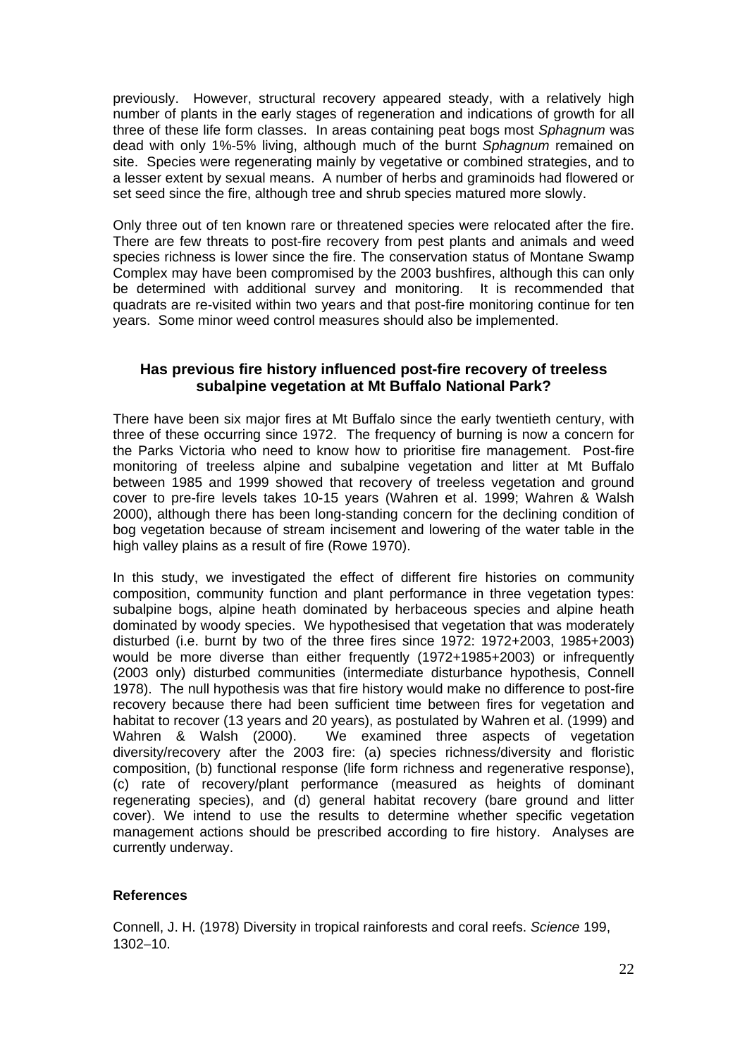previously. However, structural recovery appeared steady, with a relatively high number of plants in the early stages of regeneration and indications of growth for all three of these life form classes. In areas containing peat bogs most *Sphagnum* was dead with only 1%-5% living, although much of the burnt *Sphagnum* remained on site. Species were regenerating mainly by vegetative or combined strategies, and to a lesser extent by sexual means. A number of herbs and graminoids had flowered or set seed since the fire, although tree and shrub species matured more slowly.

Only three out of ten known rare or threatened species were relocated after the fire. There are few threats to post-fire recovery from pest plants and animals and weed species richness is lower since the fire. The conservation status of Montane Swamp Complex may have been compromised by the 2003 bushfires, although this can only be determined with additional survey and monitoring. It is recommended that quadrats are re-visited within two years and that post-fire monitoring continue for ten years. Some minor weed control measures should also be implemented.

### Has previous fire history influenced post-fire recovery of treeless subalpine vegetation at Mt Buffalo National Park?

There have been six major fires at Mt Buffalo since the early twentieth century, with three of these occurring since 1972. The frequency of burning is now a concern for the Parks Victoria who need to know how to prioritise fire management. Post-fire monitoring of treeless alpine and subalpine vegetation and litter at Mt Buffalo between 1985 and 1999 showed that recovery of treeless vegetation and ground cover to pre-fire levels takes 10-15 years (Wahren et al. 1999; Wahren & Walsh 2000), although there has been long-standing concern for the declining condition of bog vegetation because of stream incisement and lowering of the water table in the high valley plains as a result of fire (Rowe 1970).

In this study, we investigated the effect of different fire histories on community composition, community function and plant performance in three vegetation types: subalpine bogs, alpine heath dominated by herbaceous species and alpine heath dominated by woody species. We hypothesised that vegetation that was moderately disturbed (i.e. burnt by two of the three fires since 1972: 1972+2003, 1985+2003) would be more diverse than either frequently (1972+1985+2003) or infrequently (2003 only) disturbed communities (intermediate disturbance hypothesis, Connell 1978). The null hypothesis was that fire history would make no difference to post-fire recovery because there had been sufficient time between fires for vegetation and habitat to recover (13 years and 20 years), as postulated by Wahren et al. (1999) and Wahren & Walsh (2000). We examined three aspects of vegetation diversity/recovery after the 2003 fire: (a) species richness/diversity and floristic composition, (b) functional response (life form richness and regenerative response), (c) rate of recovery/plant performance (measured as heights of dominant regenerating species), and (d) general habitat recovery (bare ground and litter cover). We intend to use the results to determine whether specific vegetation management actions should be prescribed according to fire history. Analyses are currently underway.

#### References

Connell, J. H. (1978) Diversity in tropical rainforests and coral reefs. *Science* 199, 1302–10.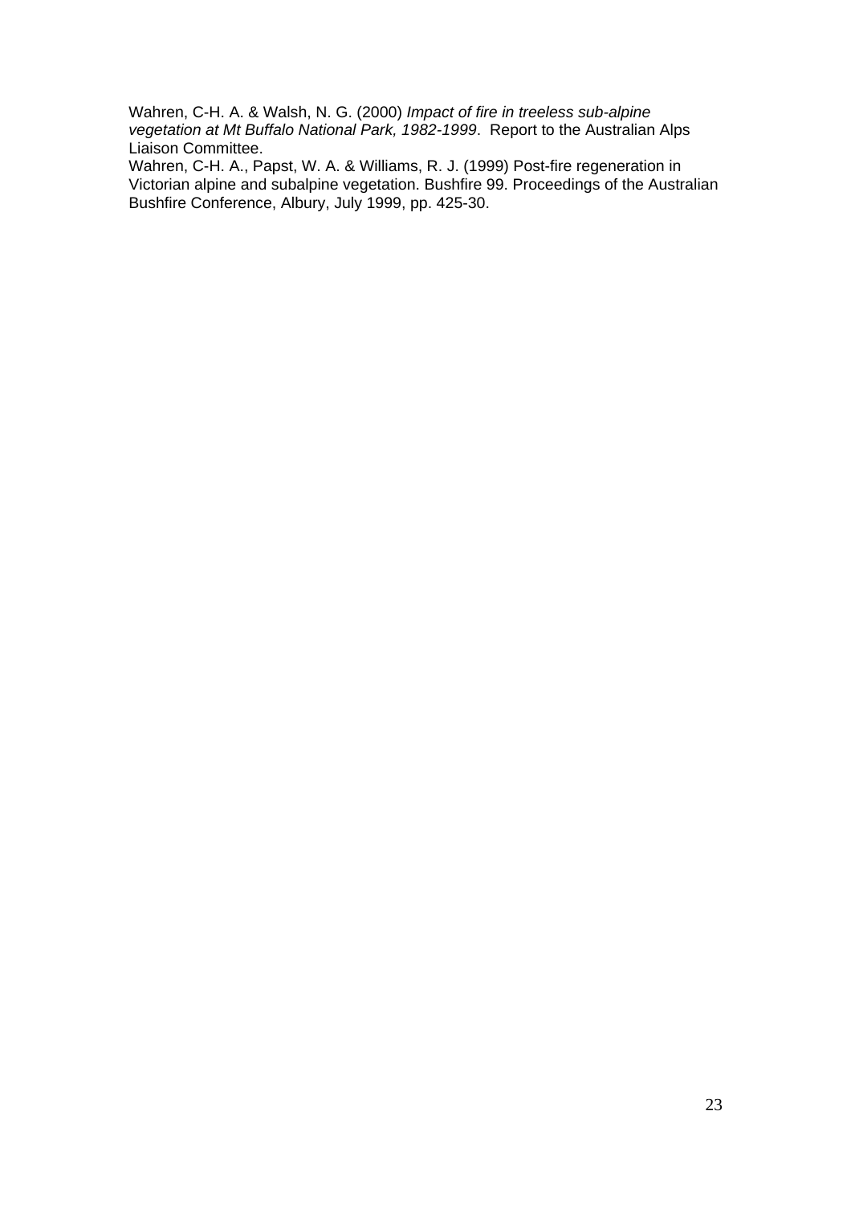Wahren, C-H. A. & Walsh, N. G. (2000) *Impact of fire in treeless sub-alpine vegetation at Mt Buffalo National Park, 1982-1999*. Report to the Australian Alps Liaison Committee.

Wahren, C-H. A., Papst, W. A. & Williams, R. J. (1999) Post-fire regeneration in Victorian alpine and subalpine vegetation. Bushfire 99. Proceedings of the Australian Bushfire Conference, Albury, July 1999, pp. 425-30.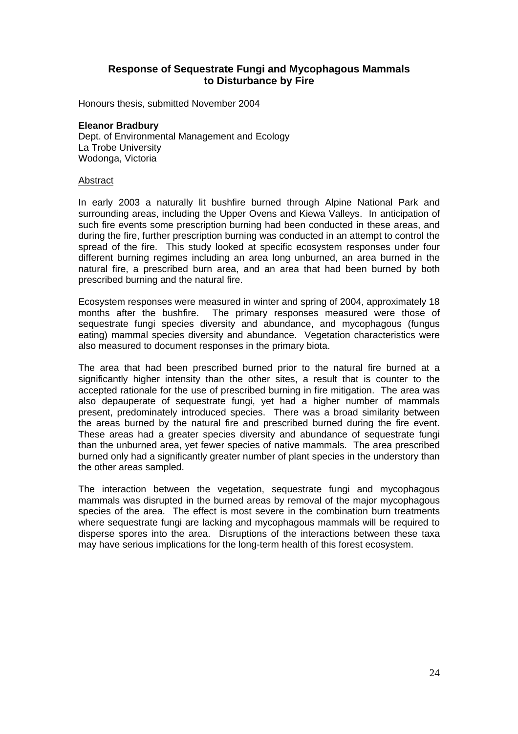## Response of Sequestrate Fungi and Mycophagous Mammals to Disturbance by Fire

Honours thesis, submitted November 2004

**Eleanor Bradbury**
Dept. of Environmental Management and Ecology
La Trobe University
Wodonga, Victoria

Abstract

In early 2003 a naturally lit bushfire burned through Alpine National Park and surrounding areas, including the Upper Ovens and Kiewa Valleys. In anticipation of such fire events some prescription burning had been conducted in these areas, and during the fire, further prescription burning was conducted in an attempt to control the spread of the fire. This study looked at specific ecosystem responses under four different burning regimes including an area long unburned, an area burned in the natural fire, a prescribed burn area, and an area that had been burned by both prescribed burning and the natural fire.

Ecosystem responses were measured in winter and spring of 2004, approximately 18 months after the bushfire. The primary responses measured were those of sequestrate fungi species diversity and abundance, and mycophagous (fungus eating) mammal species diversity and abundance. Vegetation characteristics were also measured to document responses in the primary biota.

The area that had been prescribed burned prior to the natural fire burned at a significantly higher intensity than the other sites, a result that is counter to the accepted rationale for the use of prescribed burning in fire mitigation. The area was also depauperate of sequestrate fungi, yet had a higher number of mammals present, predominately introduced species. There was a broad similarity between the areas burned by the natural fire and prescribed burned during the fire event. These areas had a greater species diversity and abundance of sequestrate fungi than the unburned area, yet fewer species of native mammals. The area prescribed burned only had a significantly greater number of plant species in the understory than the other areas sampled.

The interaction between the vegetation, sequestrate fungi and mycophagous mammals was disrupted in the burned areas by removal of the major mycophagous species of the area. The effect is most severe in the combination burn treatments where sequestrate fungi are lacking and mycophagous mammals will be required to disperse spores into the area. Disruptions of the interactions between these taxa may have serious implications for the long-term health of this forest ecosystem.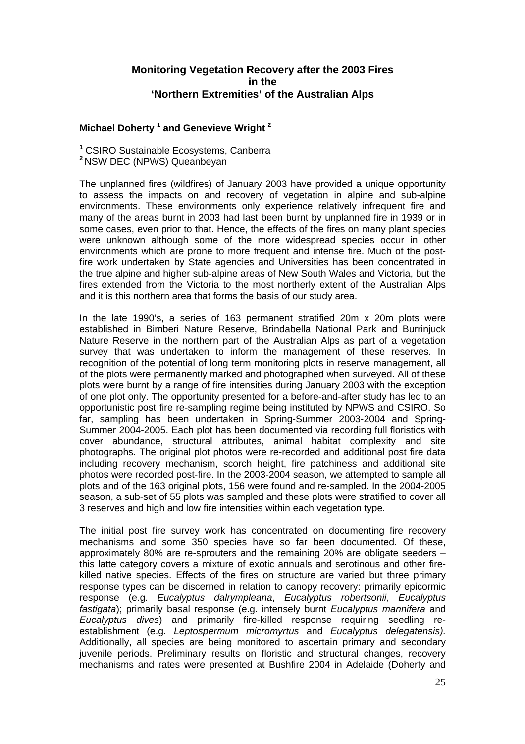## Monitoring Vegetation Recovery after the 2003 Fires in the 'Northern Extremities' of the Australian Alps

**Michael Doherty [1] and Genevieve Wright [2]**

[1] CSIRO Sustainable Ecosystems, Canberra
[2] NSW DEC (NPWS) Queanbeyan

The unplanned fires (wildfires) of January 2003 have provided a unique opportunity to assess the impacts on and recovery of vegetation in alpine and sub-alpine environments. These environments only experience relatively infrequent fire and many of the areas burnt in 2003 had last been burnt by unplanned fire in 1939 or in some cases, even prior to that. Hence, the effects of the fires on many plant species were unknown although some of the more widespread species occur in other environments which are prone to more frequent and intense fire. Much of the post-fire work undertaken by State agencies and Universities has been concentrated in the true alpine and higher sub-alpine areas of New South Wales and Victoria, but the fires extended from the Victoria to the most northerly extent of the Australian Alps and it is this northern area that forms the basis of our study area.

In the late 1990's, a series of 163 permanent stratified 20m x 20m plots were established in Bimberi Nature Reserve, Brindabella National Park and Burrinjuck Nature Reserve in the northern part of the Australian Alps as part of a vegetation survey that was undertaken to inform the management of these reserves. In recognition of the potential of long term monitoring plots in reserve management, all of the plots were permanently marked and photographed when surveyed. All of these plots were burnt by a range of fire intensities during January 2003 with the exception of one plot only. The opportunity presented for a before-and-after study has led to an opportunistic post fire re-sampling regime being instituted by NPWS and CSIRO. So far, sampling has been undertaken in Spring-Summer 2003-2004 and Spring-Summer 2004-2005. Each plot has been documented via recording full floristics with cover abundance, structural attributes, animal habitat complexity and site photographs. The original plot photos were re-recorded and additional post fire data including recovery mechanism, scorch height, fire patchiness and additional site photos were recorded post-fire. In the 2003-2004 season, we attempted to sample all plots and of the 163 original plots, 156 were found and re-sampled. In the 2004-2005 season, a sub-set of 55 plots was sampled and these plots were stratified to cover all 3 reserves and high and low fire intensities within each vegetation type.

The initial post fire survey work has concentrated on documenting fire recovery mechanisms and some 350 species have so far been documented. Of these, approximately 80% are re-sprouters and the remaining 20% are obligate seeders – this latte category covers a mixture of exotic annuals and serotinous and other fire-killed native species. Effects of the fires on structure are varied but three primary response types can be discerned in relation to canopy recovery: primarily epicormic response (e.g. *Eucalyptus dalrympleana*, *Eucalyptus robertsonii*, *Eucalyptus fastigata*); primarily basal response (e.g. intensely burnt *Eucalyptus mannifera* and *Eucalyptus dives*) and primarily fire-killed response requiring seedling re-establishment (e.g. *Leptospermum micromyrtus* and *Eucalyptus delegatensis).* Additionally, all species are being monitored to ascertain primary and secondary juvenile periods. Preliminary results on floristic and structural changes, recovery mechanisms and rates were presented at Bushfire 2004 in Adelaide (Doherty and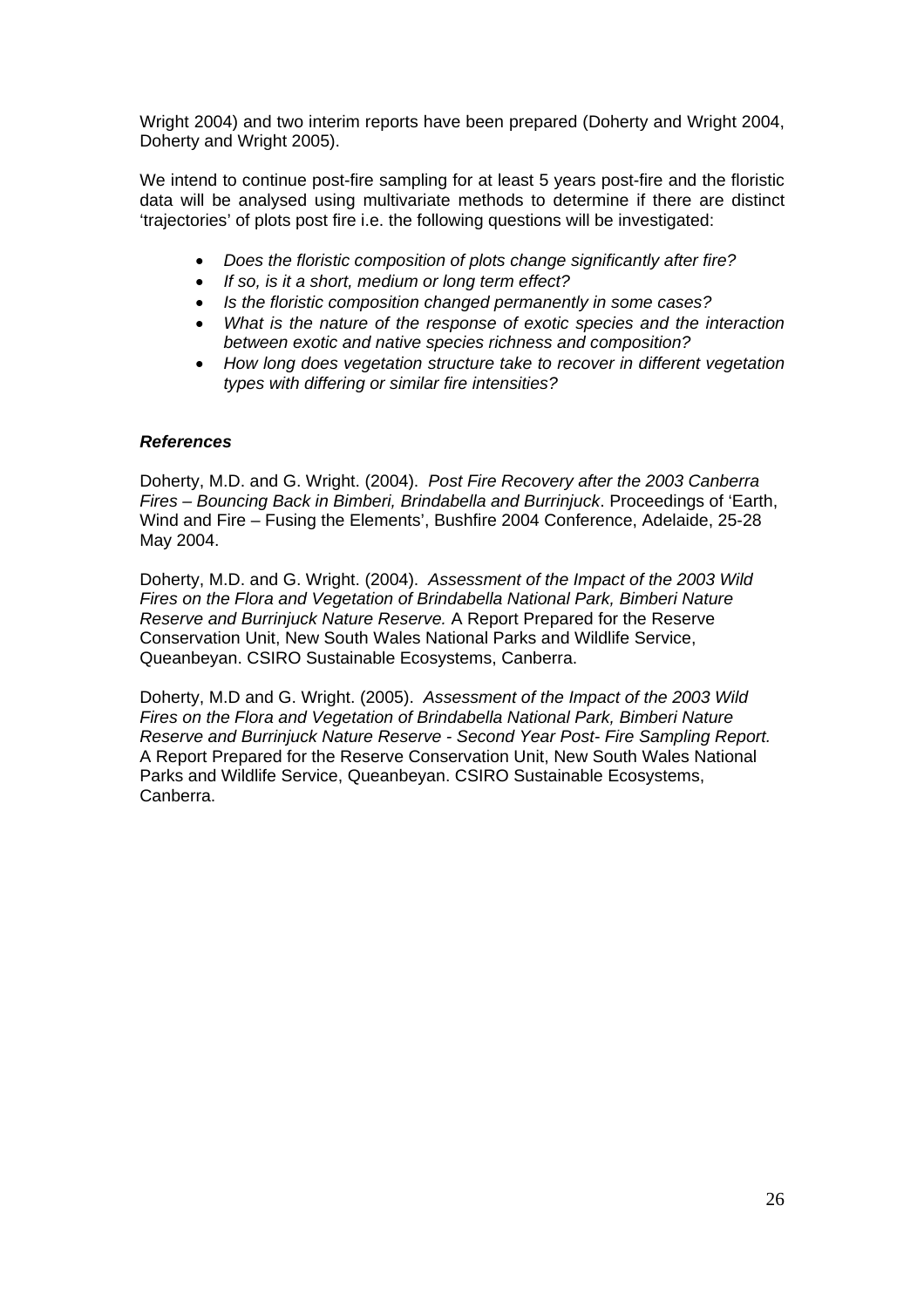Wright 2004) and two interim reports have been prepared (Doherty and Wright 2004, Doherty and Wright 2005).

We intend to continue post-fire sampling for at least 5 years post-fire and the floristic data will be analysed using multivariate methods to determine if there are distinct 'trajectories' of plots post fire i.e. the following questions will be investigated:

- *Does the floristic composition of plots change significantly after fire?*
- *If so, is it a short, medium or long term effect?*
- *Is the floristic composition changed permanently in some cases?*
- *What is the nature of the response of exotic species and the interaction between exotic and native species richness and composition?*
- *How long does vegetation structure take to recover in different vegetation types with differing or similar fire intensities?*

### *References*

Doherty, M.D. and G. Wright. (2004). *Post Fire Recovery after the 2003 Canberra Fires – Bouncing Back in Bimberi, Brindabella and Burrinjuck*. Proceedings of 'Earth, Wind and Fire – Fusing the Elements', Bushfire 2004 Conference, Adelaide, 25-28 May 2004.

Doherty, M.D. and G. Wright. (2004). *Assessment of the Impact of the 2003 Wild Fires on the Flora and Vegetation of Brindabella National Park, Bimberi Nature Reserve and Burrinjuck Nature Reserve.* A Report Prepared for the Reserve Conservation Unit, New South Wales National Parks and Wildlife Service, Queanbeyan. CSIRO Sustainable Ecosystems, Canberra.

Doherty, M.D and G. Wright. (2005). *Assessment of the Impact of the 2003 Wild Fires on the Flora and Vegetation of Brindabella National Park, Bimberi Nature Reserve and Burrinjuck Nature Reserve - Second Year Post- Fire Sampling Report.* A Report Prepared for the Reserve Conservation Unit, New South Wales National Parks and Wildlife Service, Queanbeyan. CSIRO Sustainable Ecosystems, Canberra.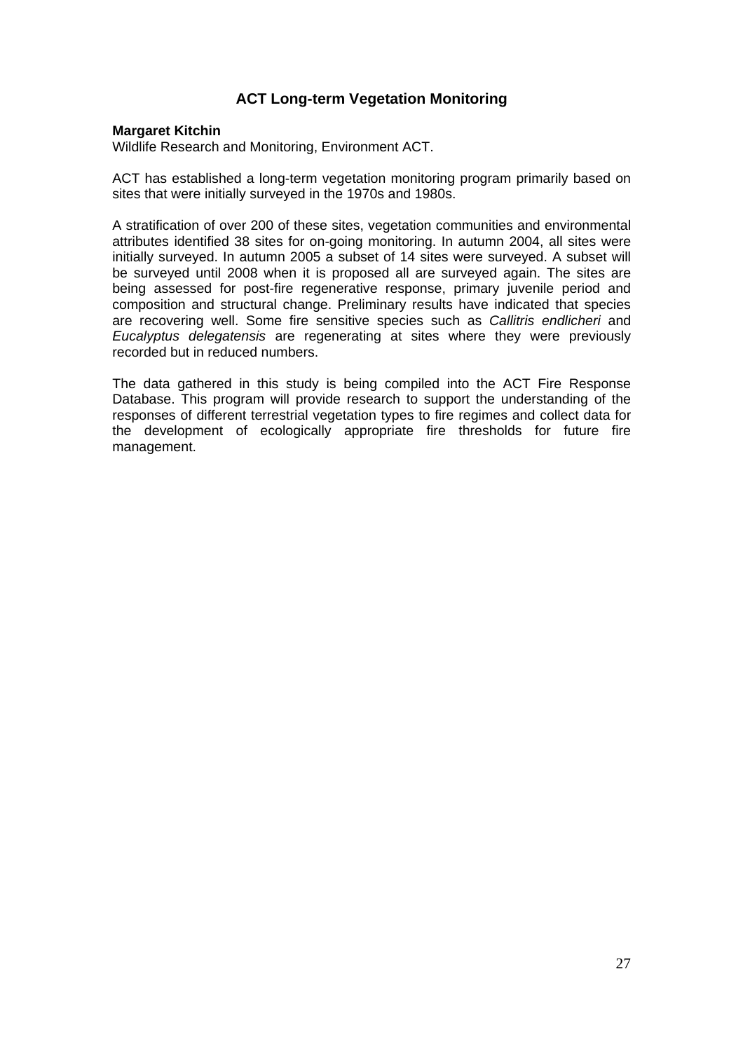## ACT Long-term Vegetation Monitoring

**Margaret Kitchin**
Wildlife Research and Monitoring, Environment ACT.

ACT has established a long-term vegetation monitoring program primarily based on sites that were initially surveyed in the 1970s and 1980s.

A stratification of over 200 of these sites, vegetation communities and environmental attributes identified 38 sites for on-going monitoring. In autumn 2004, all sites were initially surveyed. In autumn 2005 a subset of 14 sites were surveyed. A subset will be surveyed until 2008 when it is proposed all are surveyed again. The sites are being assessed for post-fire regenerative response, primary juvenile period and composition and structural change. Preliminary results have indicated that species are recovering well. Some fire sensitive species such as *Callitris endlicheri* and *Eucalyptus delegatensis* are regenerating at sites where they were previously recorded but in reduced numbers.

The data gathered in this study is being compiled into the ACT Fire Response Database. This program will provide research to support the understanding of the responses of different terrestrial vegetation types to fire regimes and collect data for the development of ecologically appropriate fire thresholds for future fire management.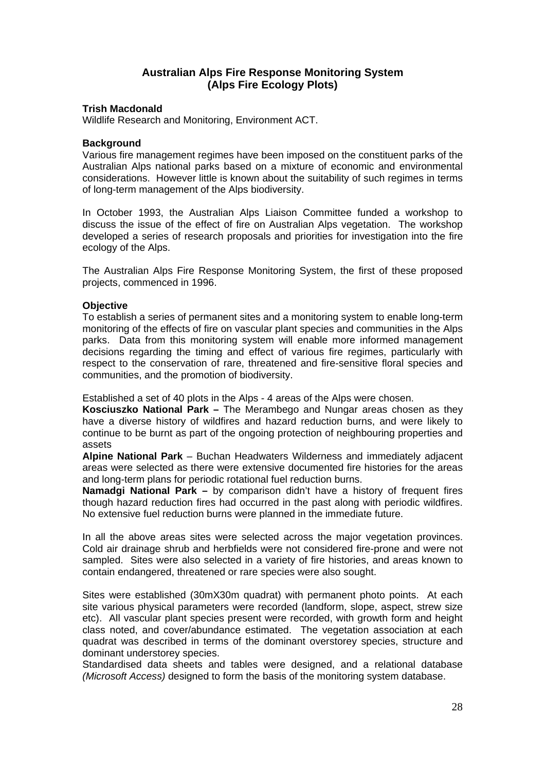## Australian Alps Fire Response Monitoring System (Alps Fire Ecology Plots)

**Trish Macdonald**
Wildlife Research and Monitoring, Environment ACT.

**Background**
Various fire management regimes have been imposed on the constituent parks of the Australian Alps national parks based on a mixture of economic and environmental considerations. However little is known about the suitability of such regimes in terms of long-term management of the Alps biodiversity.

In October 1993, the Australian Alps Liaison Committee funded a workshop to discuss the issue of the effect of fire on Australian Alps vegetation. The workshop developed a series of research proposals and priorities for investigation into the fire ecology of the Alps.

The Australian Alps Fire Response Monitoring System, the first of these proposed projects, commenced in 1996.

**Objective**
To establish a series of permanent sites and a monitoring system to enable long-term monitoring of the effects of fire on vascular plant species and communities in the Alps parks. Data from this monitoring system will enable more informed management decisions regarding the timing and effect of various fire regimes, particularly with respect to the conservation of rare, threatened and fire-sensitive floral species and communities, and the promotion of biodiversity.

Established a set of 40 plots in the Alps - 4 areas of the Alps were chosen.
**Kosciuszko National Park –** The Merambego and Nungar areas chosen as they have a diverse history of wildfires and hazard reduction burns, and were likely to continue to be burnt as part of the ongoing protection of neighbouring properties and assets
**Alpine National Park** – Buchan Headwaters Wilderness and immediately adjacent areas were selected as there were extensive documented fire histories for the areas and long-term plans for periodic rotational fuel reduction burns.
**Namadgi National Park –** by comparison didn't have a history of frequent fires though hazard reduction fires had occurred in the past along with periodic wildfires. No extensive fuel reduction burns were planned in the immediate future.

In all the above areas sites were selected across the major vegetation provinces. Cold air drainage shrub and herbfields were not considered fire-prone and were not sampled. Sites were also selected in a variety of fire histories, and areas known to contain endangered, threatened or rare species were also sought.

Sites were established (30mX30m quadrat) with permanent photo points. At each site various physical parameters were recorded (landform, slope, aspect, strew size etc). All vascular plant species present were recorded, with growth form and height class noted, and cover/abundance estimated. The vegetation association at each quadrat was described in terms of the dominant overstorey species, structure and dominant understorey species.
Standardised data sheets and tables were designed, and a relational database *(Microsoft Access)* designed to form the basis of the monitoring system database.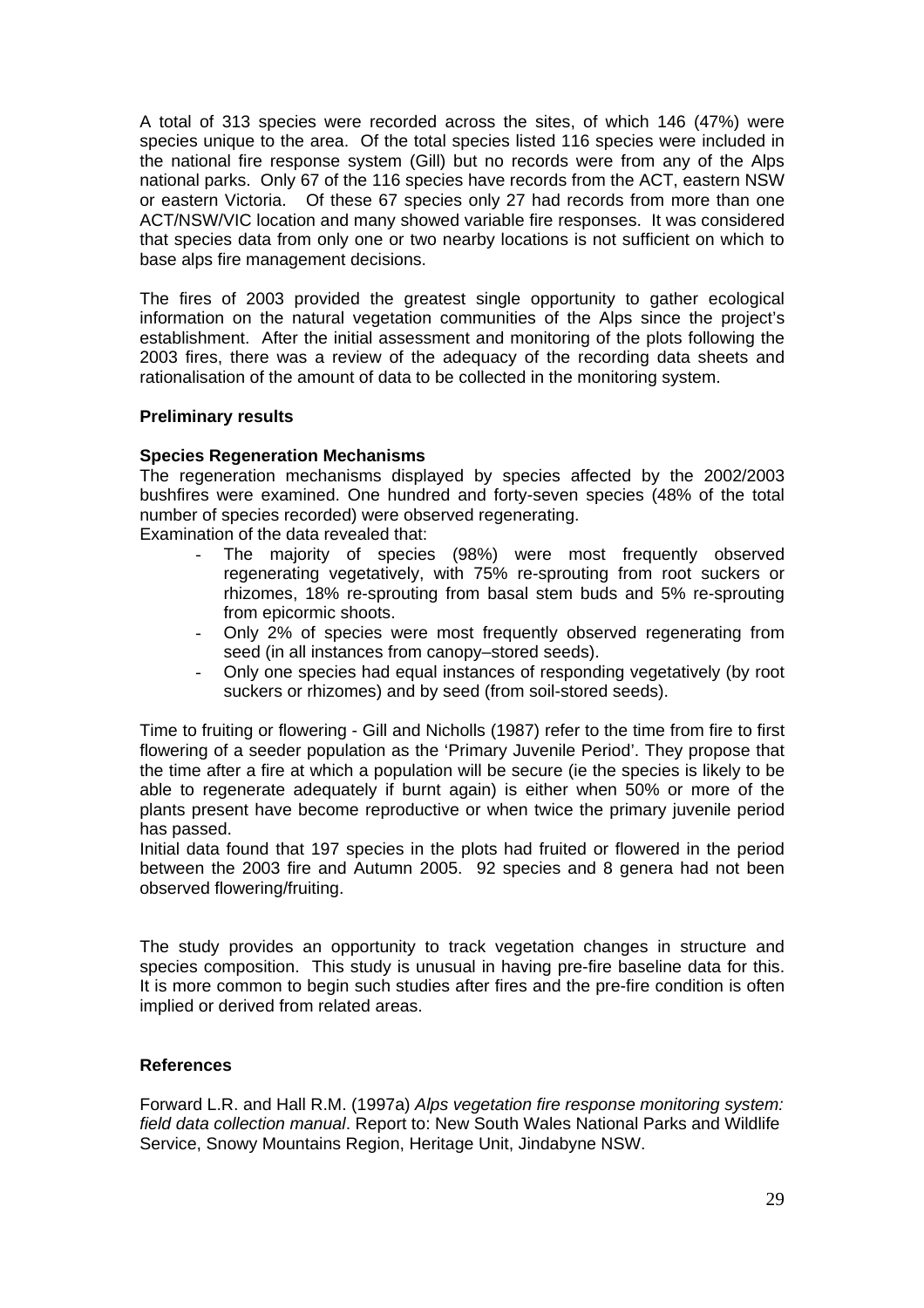A total of 313 species were recorded across the sites, of which 146 (47%) were species unique to the area. Of the total species listed 116 species were included in the national fire response system (Gill) but no records were from any of the Alps national parks. Only 67 of the 116 species have records from the ACT, eastern NSW or eastern Victoria. Of these 67 species only 27 had records from more than one ACT/NSW/VIC location and many showed variable fire responses. It was considered that species data from only one or two nearby locations is not sufficient on which to base alps fire management decisions.

The fires of 2003 provided the greatest single opportunity to gather ecological information on the natural vegetation communities of the Alps since the project's establishment. After the initial assessment and monitoring of the plots following the 2003 fires, there was a review of the adequacy of the recording data sheets and rationalisation of the amount of data to be collected in the monitoring system.

**Preliminary results**

**Species Regeneration Mechanisms**

The regeneration mechanisms displayed by species affected by the 2002/2003 bushfires were examined. One hundred and forty-seven species (48% of the total number of species recorded) were observed regenerating.

Examination of the data revealed that:

- The majority of species (98%) were most frequently observed regenerating vegetatively, with 75% re-sprouting from root suckers or rhizomes, 18% re-sprouting from basal stem buds and 5% re-sprouting from epicormic shoots.
- Only 2% of species were most frequently observed regenerating from seed (in all instances from canopy–stored seeds).
- Only one species had equal instances of responding vegetatively (by root suckers or rhizomes) and by seed (from soil-stored seeds).

Time to fruiting or flowering - Gill and Nicholls (1987) refer to the time from fire to first flowering of a seeder population as the 'Primary Juvenile Period'. They propose that the time after a fire at which a population will be secure (ie the species is likely to be able to regenerate adequately if burnt again) is either when 50% or more of the plants present have become reproductive or when twice the primary juvenile period has passed.

Initial data found that 197 species in the plots had fruited or flowered in the period between the 2003 fire and Autumn 2005. 92 species and 8 genera had not been observed flowering/fruiting.

The study provides an opportunity to track vegetation changes in structure and species composition. This study is unusual in having pre-fire baseline data for this. It is more common to begin such studies after fires and the pre-fire condition is often implied or derived from related areas.

**References**

Forward L.R. and Hall R.M. (1997a) *Alps vegetation fire response monitoring system: field data collection manual*. Report to: New South Wales National Parks and Wildlife Service, Snowy Mountains Region, Heritage Unit, Jindabyne NSW.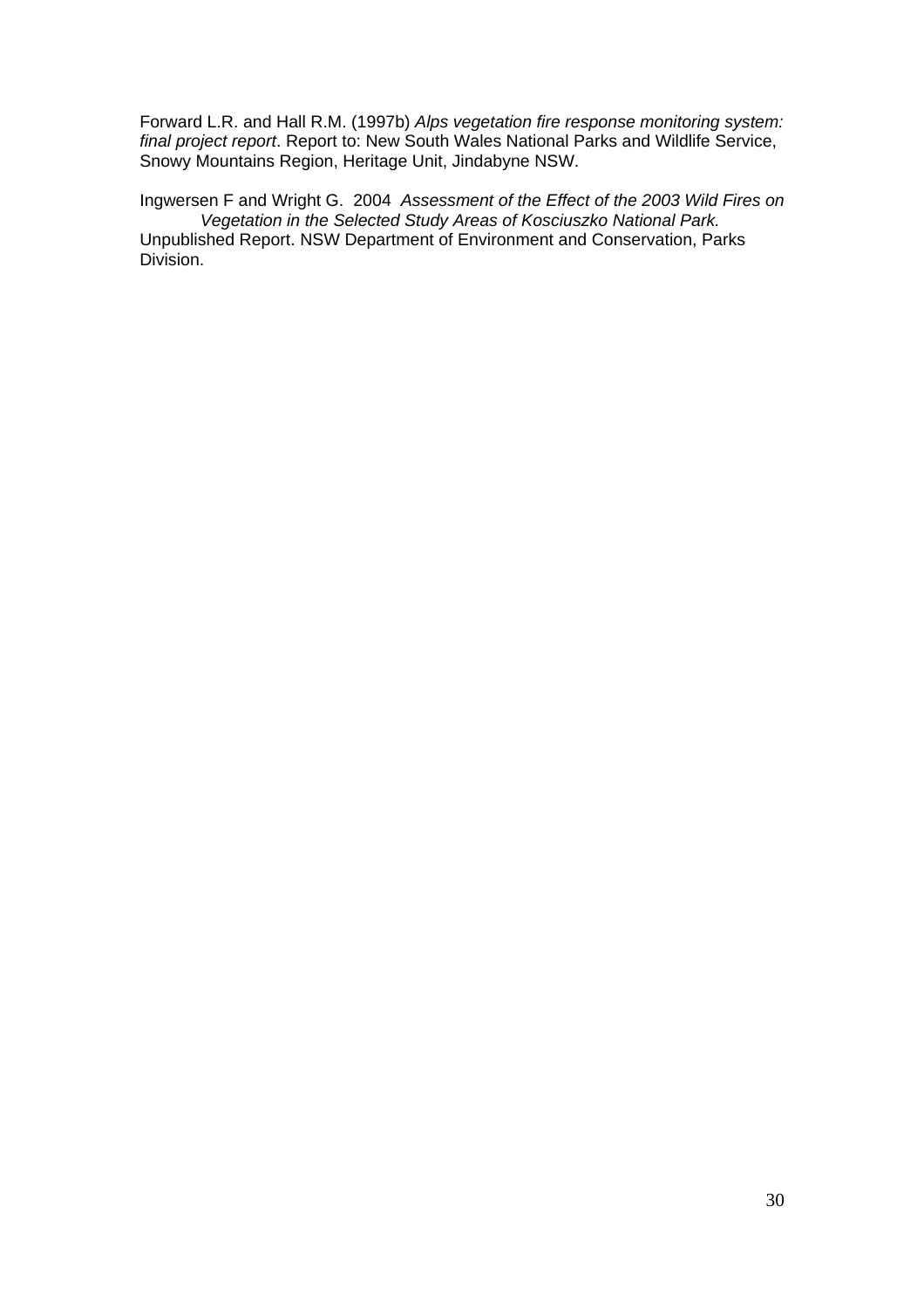Forward L.R. and Hall R.M. (1997b) *Alps vegetation fire response monitoring system: final project report*. Report to: New South Wales National Parks and Wildlife Service, Snowy Mountains Region, Heritage Unit, Jindabyne NSW.

Ingwersen F and Wright G. 2004 *Assessment of the Effect of the 2003 Wild Fires on Vegetation in the Selected Study Areas of Kosciuszko National Park.* Unpublished Report. NSW Department of Environment and Conservation, Parks Division.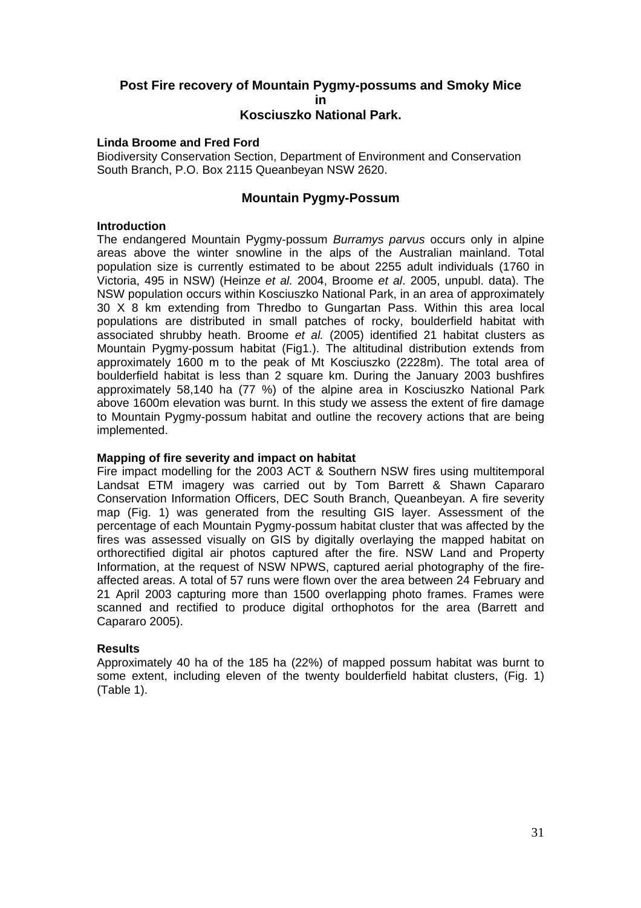## Post Fire recovery of Mountain Pygmy-possums and Smoky Mice in Kosciuszko National Park.

**Linda Broome and Fred Ford**
Biodiversity Conservation Section, Department of Environment and Conservation South Branch, P.O. Box 2115 Queanbeyan NSW 2620.

### Mountain Pygmy-Possum

**Introduction**
The endangered Mountain Pygmy-possum *Burramys parvus* occurs only in alpine areas above the winter snowline in the alps of the Australian mainland. Total population size is currently estimated to be about 2255 adult individuals (1760 in Victoria, 495 in NSW) (Heinze *et al.* 2004, Broome *et al*. 2005, unpubl. data). The NSW population occurs within Kosciuszko National Park, in an area of approximately 30 X 8 km extending from Thredbo to Gungartan Pass. Within this area local populations are distributed in small patches of rocky, boulderfield habitat with associated shrubby heath. Broome *et al.* (2005) identified 21 habitat clusters as Mountain Pygmy-possum habitat (Fig1.). The altitudinal distribution extends from approximately 1600 m to the peak of Mt Kosciuszko (2228m). The total area of boulderfield habitat is less than 2 square km. During the January 2003 bushfires approximately 58,140 ha (77 %) of the alpine area in Kosciuszko National Park above 1600m elevation was burnt. In this study we assess the extent of fire damage to Mountain Pygmy-possum habitat and outline the recovery actions that are being implemented.

**Mapping of fire severity and impact on habitat**
Fire impact modelling for the 2003 ACT & Southern NSW fires using multitemporal Landsat ETM imagery was carried out by Tom Barrett & Shawn Capararo Conservation Information Officers, DEC South Branch, Queanbeyan. A fire severity map (Fig. 1) was generated from the resulting GIS layer. Assessment of the percentage of each Mountain Pygmy-possum habitat cluster that was affected by the fires was assessed visually on GIS by digitally overlaying the mapped habitat on orthorectified digital air photos captured after the fire. NSW Land and Property Information, at the request of NSW NPWS, captured aerial photography of the fire-affected areas. A total of 57 runs were flown over the area between 24 February and 21 April 2003 capturing more than 1500 overlapping photo frames. Frames were scanned and rectified to produce digital orthophotos for the area (Barrett and Capararo 2005).

**Results**
Approximately 40 ha of the 185 ha (22%) of mapped possum habitat was burnt to some extent, including eleven of the twenty boulderfield habitat clusters, (Fig. 1) (Table 1).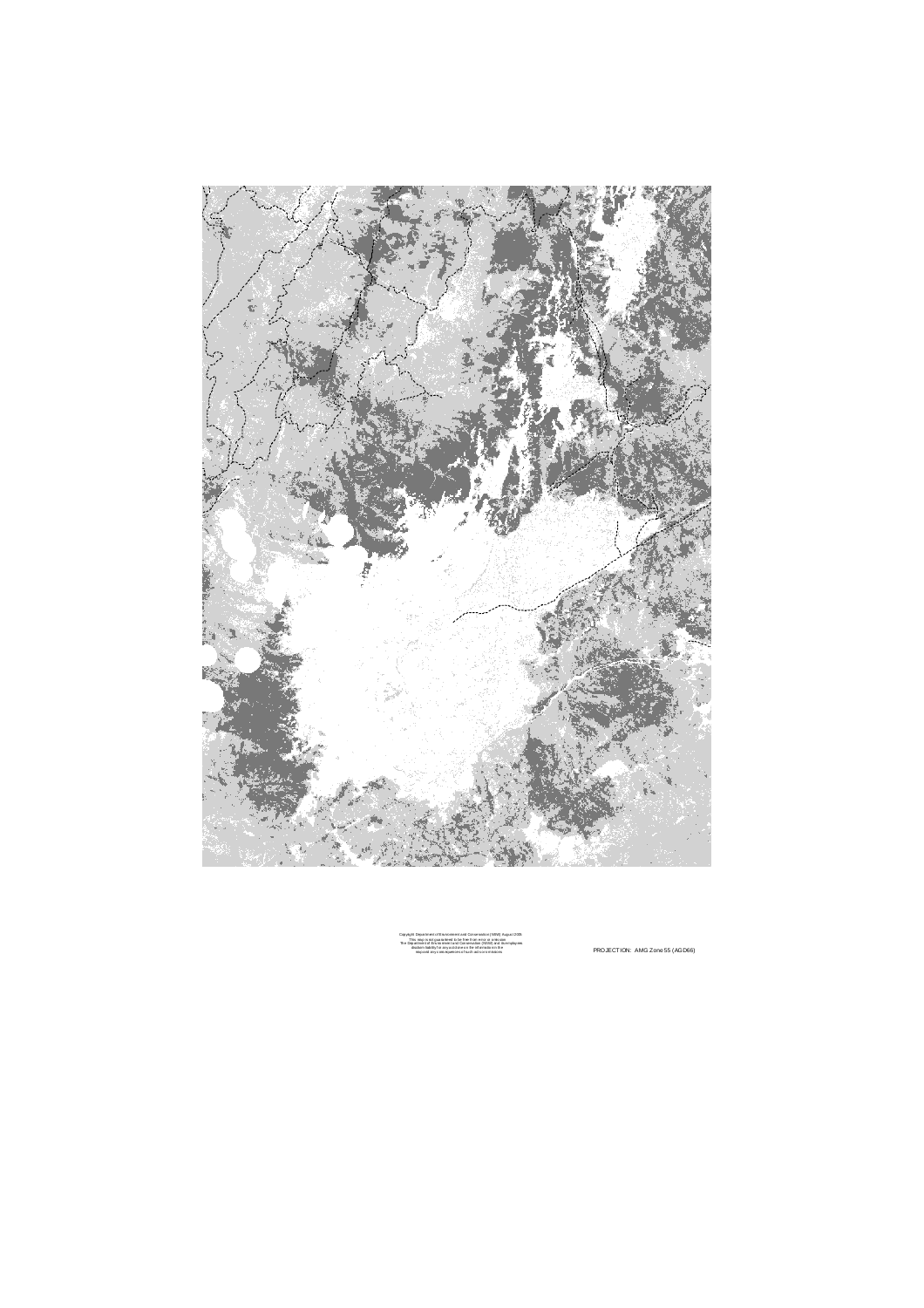Copyright Department of Environment and Conservation (NSW) August 2005
This map is not guaranteed to be free from error or omission
The Department of Environment and Conservation (NSW) and its employees
disclaim liability for any act done on the information in the
map and any consequences of such act or omission

PROJECTION: AMG Zone 55 (AGD66)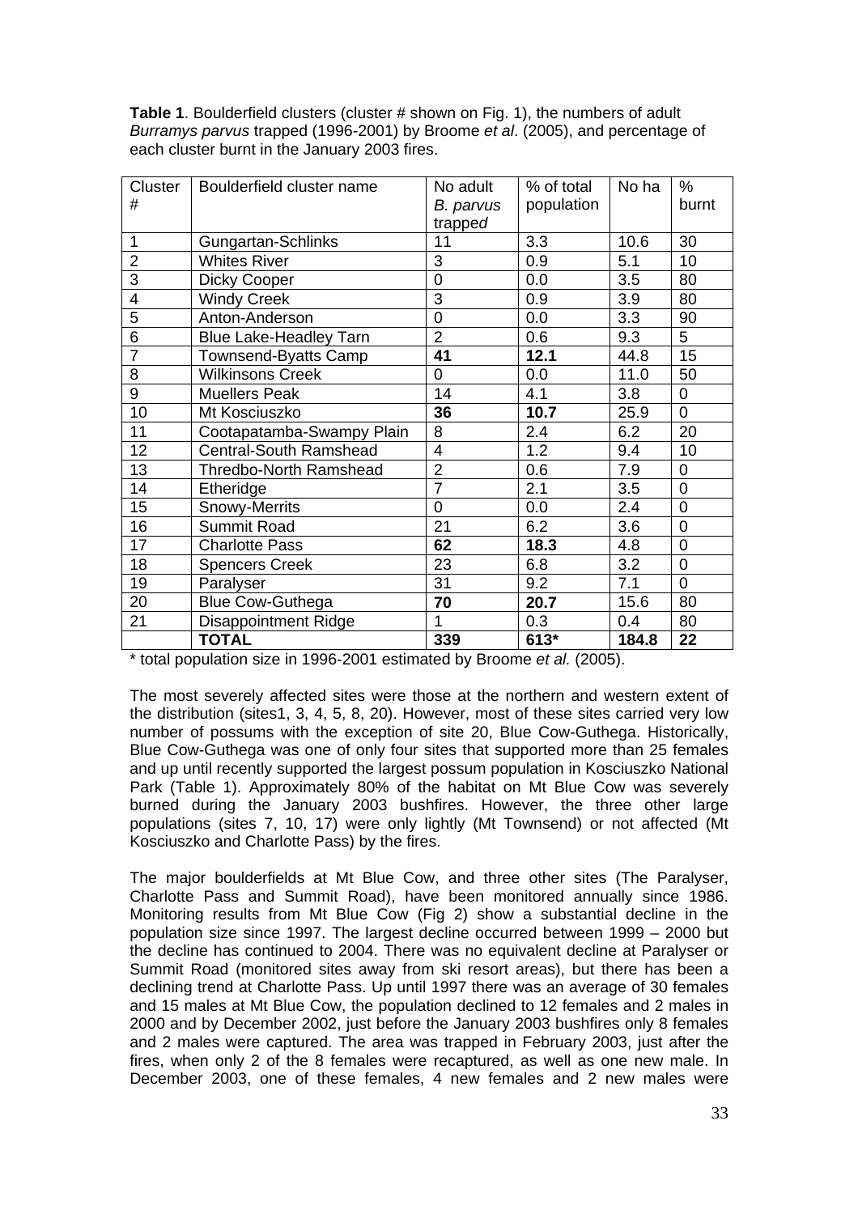**Table 1**. Boulderfield clusters (cluster # shown on Fig. 1), the numbers of adult *Burramys parvus* trapped (1996-2001) by Broome *et al*. (2005), and percentage of each cluster burnt in the January 2003 fires.

| Cluster # | Boulderfield cluster name | No adult *B. parvus* trapped | % of total population | No ha | % burnt |
|---|---|---|---|---|---|
| 1 | Gungartan-Schlinks | 11 | 3.3 | 10.6 | 30 |
| 2 | Whites River | 3 | 0.9 | 5.1 | 10 |
| 3 | Dicky Cooper | 0 | 0.0 | 3.5 | 80 |
| 4 | Windy Creek | 3 | 0.9 | 3.9 | 80 |
| 5 | Anton-Anderson | 0 | 0.0 | 3.3 | 90 |
| 6 | Blue Lake-Headley Tarn | 2 | 0.6 | 9.3 | 5 |
| 7 | Townsend-Byatts Camp | **41** | **12.1** | 44.8 | 15 |
| 8 | Wilkinsons Creek | 0 | 0.0 | 11.0 | 50 |
| 9 | Muellers Peak | 14 | 4.1 | 3.8 | 0 |
| 10 | Mt Kosciuszko | **36** | **10.7** | 25.9 | 0 |
| 11 | Cootapatamba-Swampy Plain | 8 | 2.4 | 6.2 | 20 |
| 12 | Central-South Ramshead | 4 | 1.2 | 9.4 | 10 |
| 13 | Thredbo-North Ramshead | 2 | 0.6 | 7.9 | 0 |
| 14 | Etheridge | 7 | 2.1 | 3.5 | 0 |
| 15 | Snowy-Merrits | 0 | 0.0 | 2.4 | 0 |
| 16 | Summit Road | 21 | 6.2 | 3.6 | 0 |
| 17 | Charlotte Pass | **62** | **18.3** | 4.8 | 0 |
| 18 | Spencers Creek | 23 | 6.8 | 3.2 | 0 |
| 19 | Paralyser | 31 | 9.2 | 7.1 | 0 |
| 20 | Blue Cow-Guthega | **70** | **20.7** | 15.6 | 80 |
| 21 | Disappointment Ridge | 1 | 0.3 | 0.4 | 80 |
| | **TOTAL** | **339** | **613*** | **184.8** | **22** |

\* total population size in 1996-2001 estimated by Broome *et al.* (2005).

The most severely affected sites were those at the northern and western extent of the distribution (sites1, 3, 4, 5, 8, 20). However, most of these sites carried very low number of possums with the exception of site 20, Blue Cow-Guthega. Historically, Blue Cow-Guthega was one of only four sites that supported more than 25 females and up until recently supported the largest possum population in Kosciuszko National Park (Table 1). Approximately 80% of the habitat on Mt Blue Cow was severely burned during the January 2003 bushfires. However, the three other large populations (sites 7, 10, 17) were only lightly (Mt Townsend) or not affected (Mt Kosciuszko and Charlotte Pass) by the fires.

The major boulderfields at Mt Blue Cow, and three other sites (The Paralyser, Charlotte Pass and Summit Road), have been monitored annually since 1986. Monitoring results from Mt Blue Cow (Fig 2) show a substantial decline in the population size since 1997. The largest decline occurred between 1999 – 2000 but the decline has continued to 2004. There was no equivalent decline at Paralyser or Summit Road (monitored sites away from ski resort areas), but there has been a declining trend at Charlotte Pass. Up until 1997 there was an average of 30 females and 15 males at Mt Blue Cow, the population declined to 12 females and 2 males in 2000 and by December 2002, just before the January 2003 bushfires only 8 females and 2 males were captured. The area was trapped in February 2003, just after the fires, when only 2 of the 8 females were recaptured, as well as one new male. In December 2003, one of these females, 4 new females and 2 new males were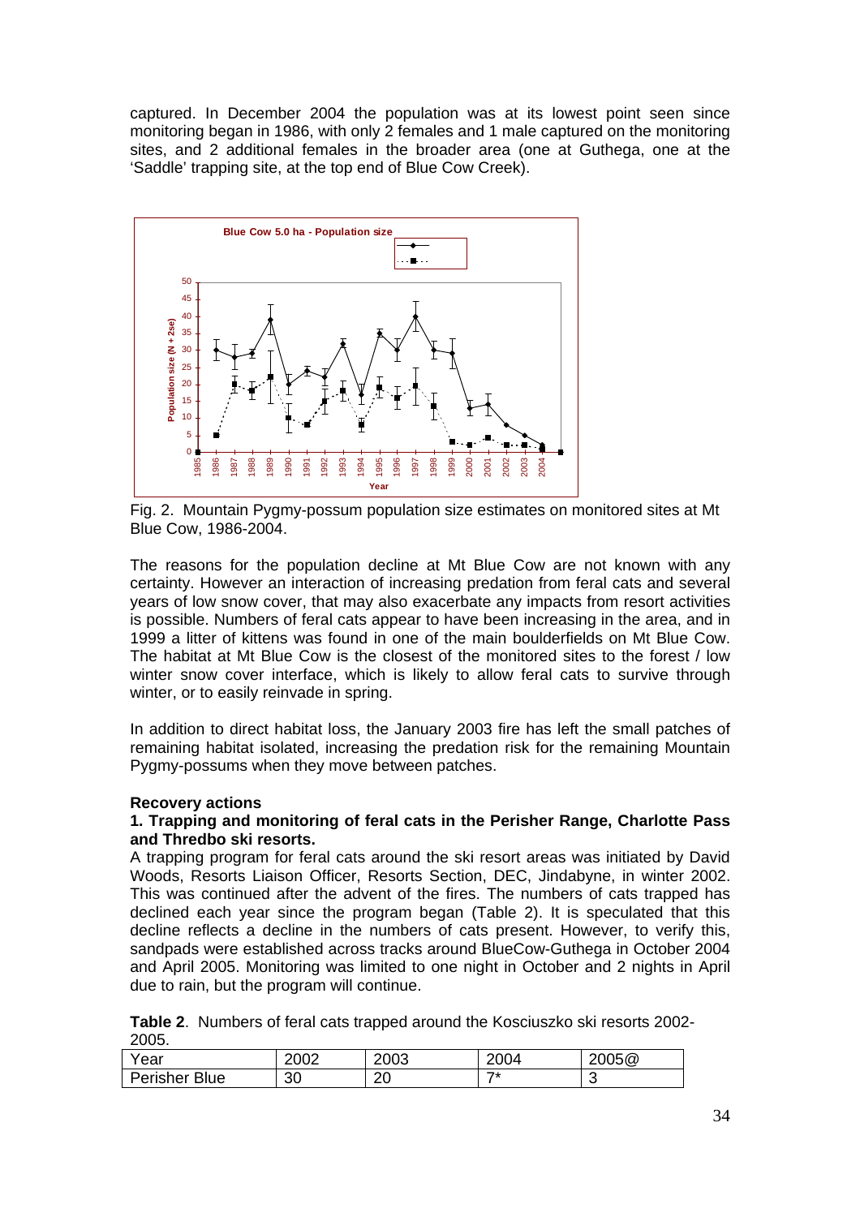captured. In December 2004 the population was at its lowest point seen since monitoring began in 1986, with only 2 females and 1 male captured on the monitoring sites, and 2 additional females in the broader area (one at Guthega, one at the 'Saddle' trapping site, at the top end of Blue Cow Creek).

Fig. 2. Mountain Pygmy-possum population size estimates on monitored sites at Mt Blue Cow, 1986-2004.

The reasons for the population decline at Mt Blue Cow are not known with any certainty. However an interaction of increasing predation from feral cats and several years of low snow cover, that may also exacerbate any impacts from resort activities is possible. Numbers of feral cats appear to have been increasing in the area, and in 1999 a litter of kittens was found in one of the main boulderfields on Mt Blue Cow. The habitat at Mt Blue Cow is the closest of the monitored sites to the forest / low winter snow cover interface, which is likely to allow feral cats to survive through winter, or to easily reinvade in spring.

In addition to direct habitat loss, the January 2003 fire has left the small patches of remaining habitat isolated, increasing the predation risk for the remaining Mountain Pygmy-possums when they move between patches.

**Recovery actions**

**1. Trapping and monitoring of feral cats in the Perisher Range, Charlotte Pass and Thredbo ski resorts.**

A trapping program for feral cats around the ski resort areas was initiated by David Woods, Resorts Liaison Officer, Resorts Section, DEC, Jindabyne, in winter 2002. This was continued after the advent of the fires. The numbers of cats trapped has declined each year since the program began (Table 2). It is speculated that this decline reflects a decline in the numbers of cats present. However, to verify this, sandpads were established across tracks around BlueCow-Guthega in October 2004 and April 2005. Monitoring was limited to one night in October and 2 nights in April due to rain, but the program will continue.

**Table 2**. Numbers of feral cats trapped around the Kosciuszko ski resorts 2002-2005.

| Year | 2002 | 2003 | 2004 | 2005@ |
|---|---|---|---|---|
| Perisher Blue | 30 | 20 | 7* | 3 |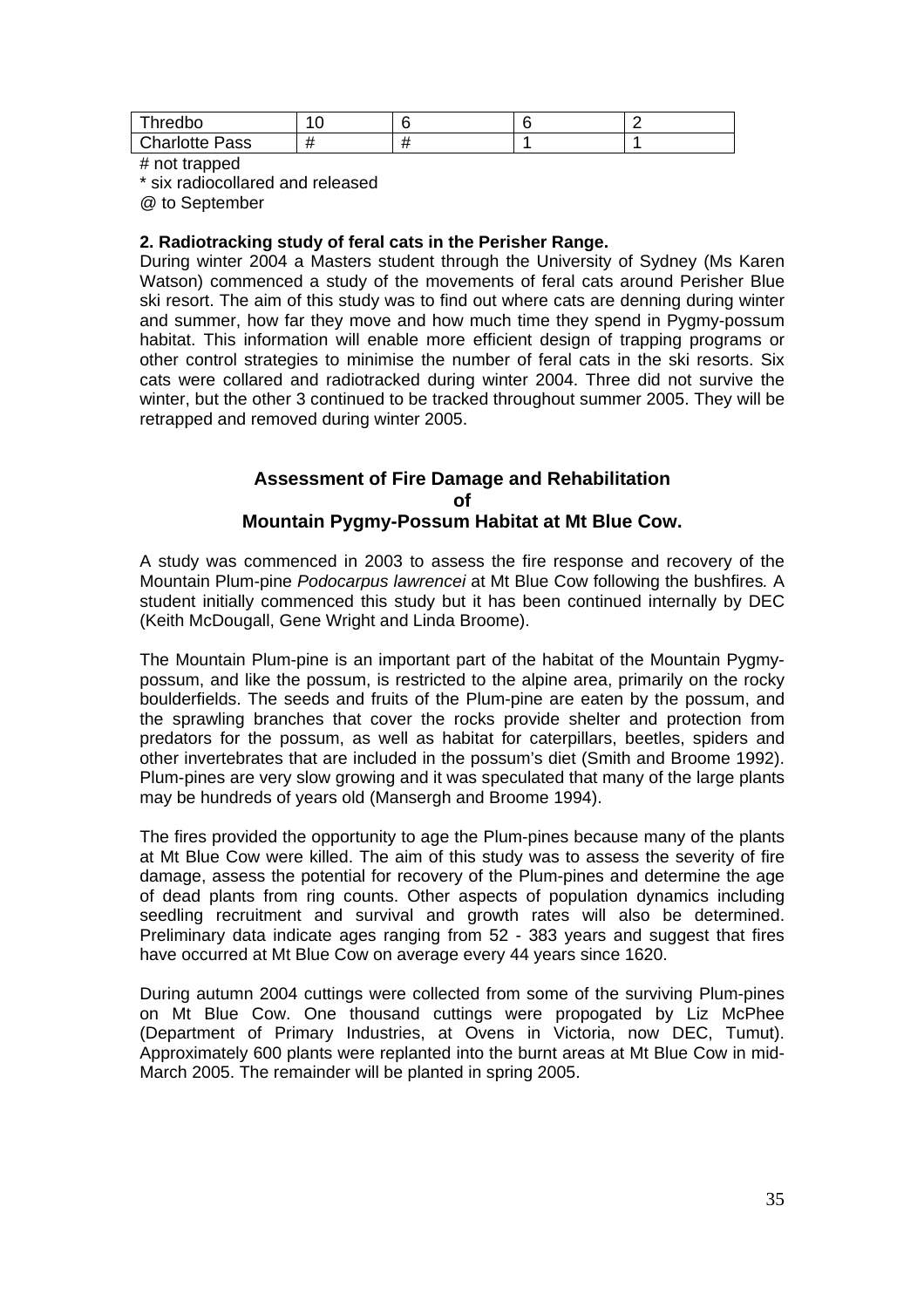| Thredbo | 10 | 6 | 6 | 2 |
|---|---|---|---|---|
| Charlotte Pass | # | # | 1 | 1 |

# not trapped

* six radiocollared and released

@ to September

**2. Radiotracking study of feral cats in the Perisher Range.**

During winter 2004 a Masters student through the University of Sydney (Ms Karen Watson) commenced a study of the movements of feral cats around Perisher Blue ski resort. The aim of this study was to find out where cats are denning during winter and summer, how far they move and how much time they spend in Pygmy-possum habitat. This information will enable more efficient design of trapping programs or other control strategies to minimise the number of feral cats in the ski resorts. Six cats were collared and radiotracked during winter 2004. Three did not survive the winter, but the other 3 continued to be tracked throughout summer 2005. They will be retrapped and removed during winter 2005.

## Assessment of Fire Damage and Rehabilitation of Mountain Pygmy-Possum Habitat at Mt Blue Cow.

A study was commenced in 2003 to assess the fire response and recovery of the Mountain Plum-pine *Podocarpus lawrencei* at Mt Blue Cow following the bushfires. A student initially commenced this study but it has been continued internally by DEC (Keith McDougall, Gene Wright and Linda Broome).

The Mountain Plum-pine is an important part of the habitat of the Mountain Pygmy-possum, and like the possum, is restricted to the alpine area, primarily on the rocky boulderfields. The seeds and fruits of the Plum-pine are eaten by the possum, and the sprawling branches that cover the rocks provide shelter and protection from predators for the possum, as well as habitat for caterpillars, beetles, spiders and other invertebrates that are included in the possum's diet (Smith and Broome 1992). Plum-pines are very slow growing and it was speculated that many of the large plants may be hundreds of years old (Mansergh and Broome 1994).

The fires provided the opportunity to age the Plum-pines because many of the plants at Mt Blue Cow were killed. The aim of this study was to assess the severity of fire damage, assess the potential for recovery of the Plum-pines and determine the age of dead plants from ring counts. Other aspects of population dynamics including seedling recruitment and survival and growth rates will also be determined. Preliminary data indicate ages ranging from 52 - 383 years and suggest that fires have occurred at Mt Blue Cow on average every 44 years since 1620.

During autumn 2004 cuttings were collected from some of the surviving Plum-pines on Mt Blue Cow. One thousand cuttings were propogated by Liz McPhee (Department of Primary Industries, at Ovens in Victoria, now DEC, Tumut). Approximately 600 plants were replanted into the burnt areas at Mt Blue Cow in mid-March 2005. The remainder will be planted in spring 2005.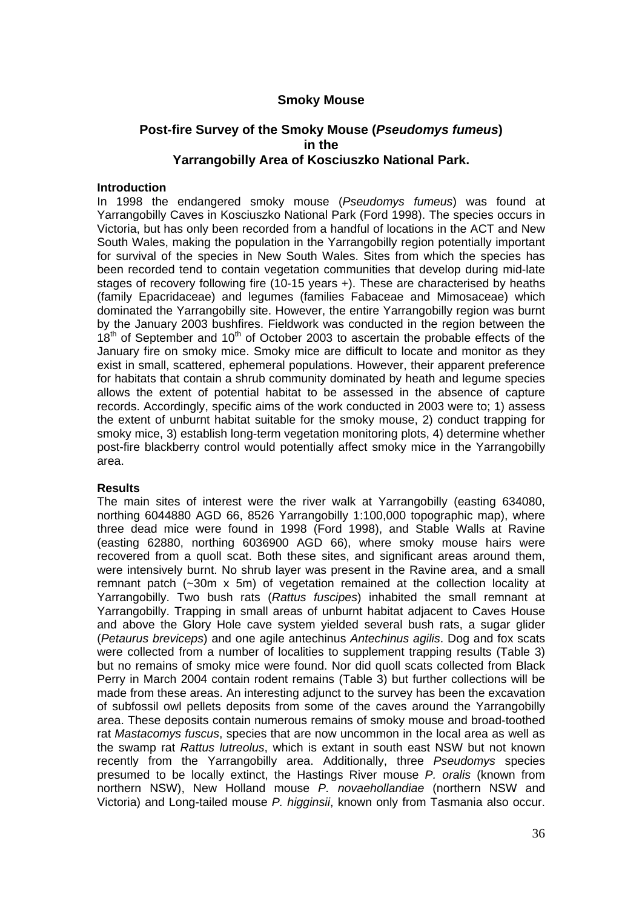## Smoky Mouse

### Post-fire Survey of the Smoky Mouse (*Pseudomys fumeus*) in the Yarrangobilly Area of Kosciuszko National Park.

**Introduction**

In 1998 the endangered smoky mouse (*Pseudomys fumeus*) was found at Yarrangobilly Caves in Kosciuszko National Park (Ford 1998). The species occurs in Victoria, but has only been recorded from a handful of locations in the ACT and New South Wales, making the population in the Yarrangobilly region potentially important for survival of the species in New South Wales. Sites from which the species has been recorded tend to contain vegetation communities that develop during mid-late stages of recovery following fire (10-15 years +). These are characterised by heaths (family Epacridaceae) and legumes (families Fabaceae and Mimosaceae) which dominated the Yarrangobilly site. However, the entire Yarrangobilly region was burnt by the January 2003 bushfires. Fieldwork was conducted in the region between the 18th of September and 10th of October 2003 to ascertain the probable effects of the January fire on smoky mice. Smoky mice are difficult to locate and monitor as they exist in small, scattered, ephemeral populations. However, their apparent preference for habitats that contain a shrub community dominated by heath and legume species allows the extent of potential habitat to be assessed in the absence of capture records. Accordingly, specific aims of the work conducted in 2003 were to; 1) assess the extent of unburnt habitat suitable for the smoky mouse, 2) conduct trapping for smoky mice, 3) establish long-term vegetation monitoring plots, 4) determine whether post-fire blackberry control would potentially affect smoky mice in the Yarrangobilly area.

**Results**

The main sites of interest were the river walk at Yarrangobilly (easting 634080, northing 6044880 AGD 66, 8526 Yarrangobilly 1:100,000 topographic map), where three dead mice were found in 1998 (Ford 1998), and Stable Walls at Ravine (easting 62880, northing 6036900 AGD 66), where smoky mouse hairs were recovered from a quoll scat. Both these sites, and significant areas around them, were intensively burnt. No shrub layer was present in the Ravine area, and a small remnant patch (~30m x 5m) of vegetation remained at the collection locality at Yarrangobilly. Two bush rats (*Rattus fuscipes*) inhabited the small remnant at Yarrangobilly. Trapping in small areas of unburnt habitat adjacent to Caves House and above the Glory Hole cave system yielded several bush rats, a sugar glider (*Petaurus breviceps*) and one agile antechinus *Antechinus agilis*. Dog and fox scats were collected from a number of localities to supplement trapping results (Table 3) but no remains of smoky mice were found. Nor did quoll scats collected from Black Perry in March 2004 contain rodent remains (Table 3) but further collections will be made from these areas. An interesting adjunct to the survey has been the excavation of subfossil owl pellets deposits from some of the caves around the Yarrangobilly area. These deposits contain numerous remains of smoky mouse and broad-toothed rat *Mastacomys fuscus*, species that are now uncommon in the local area as well as the swamp rat *Rattus lutreolus*, which is extant in south east NSW but not known recently from the Yarrangobilly area. Additionally, three *Pseudomys* species presumed to be locally extinct, the Hastings River mouse *P. oralis* (known from northern NSW), New Holland mouse *P. novaehollandiae* (northern NSW and Victoria) and Long-tailed mouse *P. higginsii*, known only from Tasmania also occur.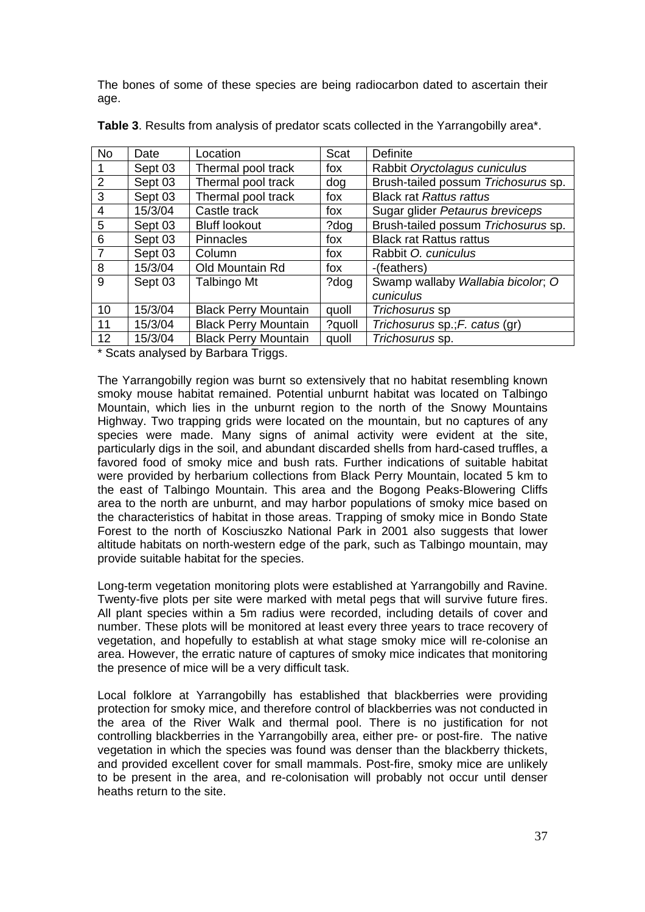The bones of some of these species are being radiocarbon dated to ascertain their age.

**Table 3**. Results from analysis of predator scats collected in the Yarrangobilly area*.

| No | Date | Location | Scat | Definite |
|---|---|---|---|---|
| 1 | Sept 03 | Thermal pool track | fox | Rabbit *Oryctolagus cuniculus* |
| 2 | Sept 03 | Thermal pool track | dog | Brush-tailed possum *Trichosurus* sp. |
| 3 | Sept 03 | Thermal pool track | fox | Black rat *Rattus rattus* |
| 4 | 15/3/04 | Castle track | fox | Sugar glider *Petaurus breviceps* |
| 5 | Sept 03 | Bluff lookout | ?dog | Brush-tailed possum *Trichosurus* sp. |
| 6 | Sept 03 | Pinnacles | fox | Black rat Rattus rattus |
| 7 | Sept 03 | Column | fox | Rabbit *O. cuniculus* |
| 8 | 15/3/04 | Old Mountain Rd | fox | -(feathers) |
| 9 | Sept 03 | Talbingo Mt | ?dog | Swamp wallaby *Wallabia bicolor*; *O cuniculus* |
| 10 | 15/3/04 | Black Perry Mountain | quoll | *Trichosurus* sp |
| 11 | 15/3/04 | Black Perry Mountain | ?quoll | *Trichosurus* sp.;*F. catus* (gr) |
| 12 | 15/3/04 | Black Perry Mountain | quoll | *Trichosurus* sp. |

\* Scats analysed by Barbara Triggs.

The Yarrangobilly region was burnt so extensively that no habitat resembling known smoky mouse habitat remained. Potential unburnt habitat was located on Talbingo Mountain, which lies in the unburnt region to the north of the Snowy Mountains Highway. Two trapping grids were located on the mountain, but no captures of any species were made. Many signs of animal activity were evident at the site, particularly digs in the soil, and abundant discarded shells from hard-cased truffles, a favored food of smoky mice and bush rats. Further indications of suitable habitat were provided by herbarium collections from Black Perry Mountain, located 5 km to the east of Talbingo Mountain. This area and the Bogong Peaks-Blowering Cliffs area to the north are unburnt, and may harbor populations of smoky mice based on the characteristics of habitat in those areas. Trapping of smoky mice in Bondo State Forest to the north of Kosciuszko National Park in 2001 also suggests that lower altitude habitats on north-western edge of the park, such as Talbingo mountain, may provide suitable habitat for the species.

Long-term vegetation monitoring plots were established at Yarrangobilly and Ravine. Twenty-five plots per site were marked with metal pegs that will survive future fires. All plant species within a 5m radius were recorded, including details of cover and number. These plots will be monitored at least every three years to trace recovery of vegetation, and hopefully to establish at what stage smoky mice will re-colonise an area. However, the erratic nature of captures of smoky mice indicates that monitoring the presence of mice will be a very difficult task.

Local folklore at Yarrangobilly has established that blackberries were providing protection for smoky mice, and therefore control of blackberries was not conducted in the area of the River Walk and thermal pool. There is no justification for not controlling blackberries in the Yarrangobilly area, either pre- or post-fire. The native vegetation in which the species was found was denser than the blackberry thickets, and provided excellent cover for small mammals. Post-fire, smoky mice are unlikely to be present in the area, and re-colonisation will probably not occur until denser heaths return to the site.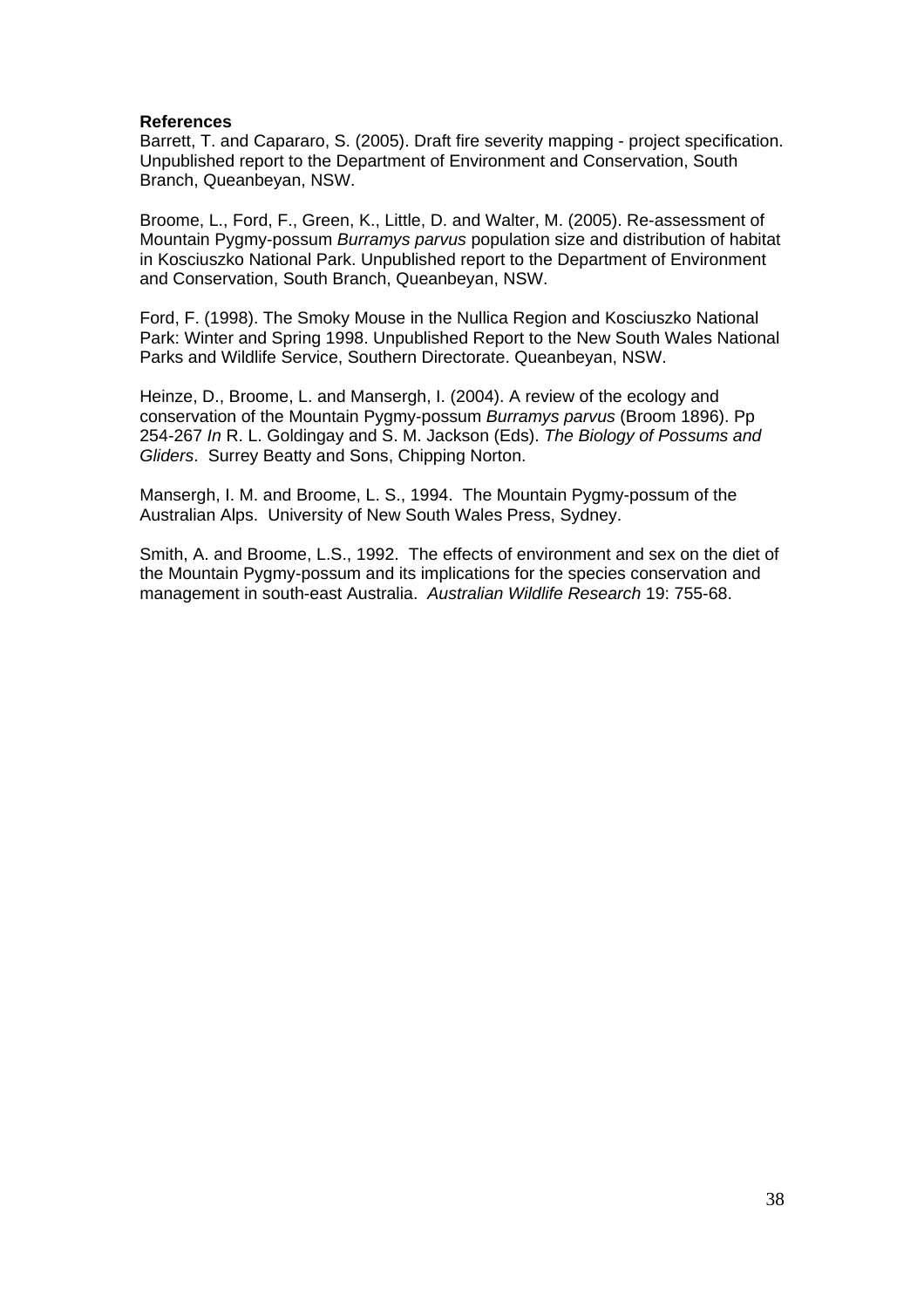**References**

Barrett, T. and Capararo, S. (2005). Draft fire severity mapping - project specification. Unpublished report to the Department of Environment and Conservation, South Branch, Queanbeyan, NSW.

Broome, L., Ford, F., Green, K., Little, D. and Walter, M. (2005). Re-assessment of Mountain Pygmy-possum *Burramys parvus* population size and distribution of habitat in Kosciuszko National Park. Unpublished report to the Department of Environment and Conservation, South Branch, Queanbeyan, NSW.

Ford, F. (1998). The Smoky Mouse in the Nullica Region and Kosciuszko National Park: Winter and Spring 1998. Unpublished Report to the New South Wales National Parks and Wildlife Service, Southern Directorate. Queanbeyan, NSW.

Heinze, D., Broome, L. and Mansergh, I. (2004). A review of the ecology and conservation of the Mountain Pygmy-possum *Burramys parvus* (Broom 1896). Pp 254-267 *In* R. L. Goldingay and S. M. Jackson (Eds). *The Biology of Possums and Gliders*. Surrey Beatty and Sons, Chipping Norton.

Mansergh, I. M. and Broome, L. S., 1994. The Mountain Pygmy-possum of the Australian Alps. University of New South Wales Press, Sydney.

Smith, A. and Broome, L.S., 1992. The effects of environment and sex on the diet of the Mountain Pygmy-possum and its implications for the species conservation and management in south-east Australia. *Australian Wildlife Research* 19: 755-68.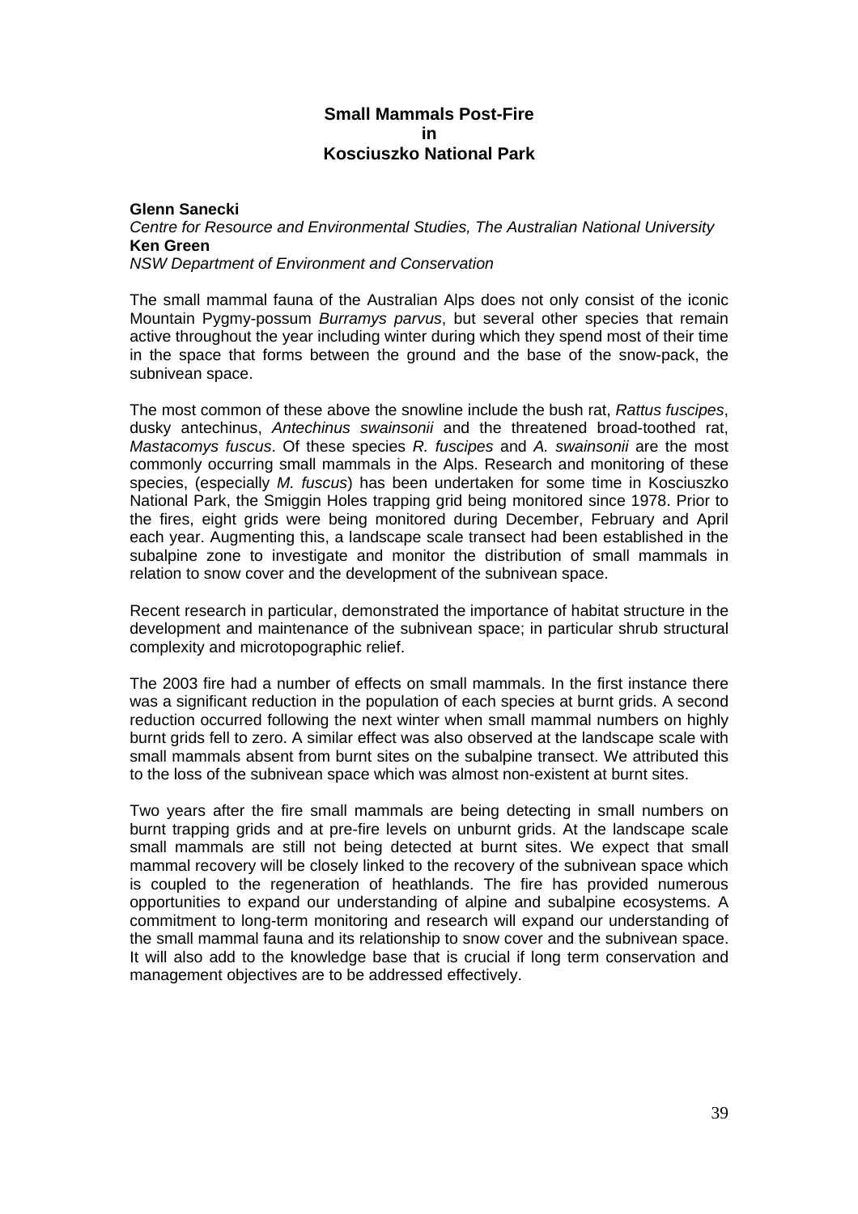# Small Mammals Post-Fire in Kosciuszko National Park

**Glenn Sanecki**
*Centre for Resource and Environmental Studies, The Australian National University*
**Ken Green**
*NSW Department of Environment and Conservation*

The small mammal fauna of the Australian Alps does not only consist of the iconic Mountain Pygmy-possum *Burramys parvus*, but several other species that remain active throughout the year including winter during which they spend most of their time in the space that forms between the ground and the base of the snow-pack, the subnivean space.

The most common of these above the snowline include the bush rat, *Rattus fuscipes*, dusky antechinus, *Antechinus swainsonii* and the threatened broad-toothed rat, *Mastacomys fuscus*. Of these species *R. fuscipes* and *A. swainsonii* are the most commonly occurring small mammals in the Alps. Research and monitoring of these species, (especially *M. fuscus*) has been undertaken for some time in Kosciuszko National Park, the Smiggin Holes trapping grid being monitored since 1978. Prior to the fires, eight grids were being monitored during December, February and April each year. Augmenting this, a landscape scale transect had been established in the subalpine zone to investigate and monitor the distribution of small mammals in relation to snow cover and the development of the subnivean space.

Recent research in particular, demonstrated the importance of habitat structure in the development and maintenance of the subnivean space; in particular shrub structural complexity and microtopographic relief.

The 2003 fire had a number of effects on small mammals. In the first instance there was a significant reduction in the population of each species at burnt grids. A second reduction occurred following the next winter when small mammal numbers on highly burnt grids fell to zero. A similar effect was also observed at the landscape scale with small mammals absent from burnt sites on the subalpine transect. We attributed this to the loss of the subnivean space which was almost non-existent at burnt sites.

Two years after the fire small mammals are being detecting in small numbers on burnt trapping grids and at pre-fire levels on unburnt grids. At the landscape scale small mammals are still not being detected at burnt sites. We expect that small mammal recovery will be closely linked to the recovery of the subnivean space which is coupled to the regeneration of heathlands. The fire has provided numerous opportunities to expand our understanding of alpine and subalpine ecosystems. A commitment to long-term monitoring and research will expand our understanding of the small mammal fauna and its relationship to snow cover and the subnivean space. It will also add to the knowledge base that is crucial if long term conservation and management objectives are to be addressed effectively.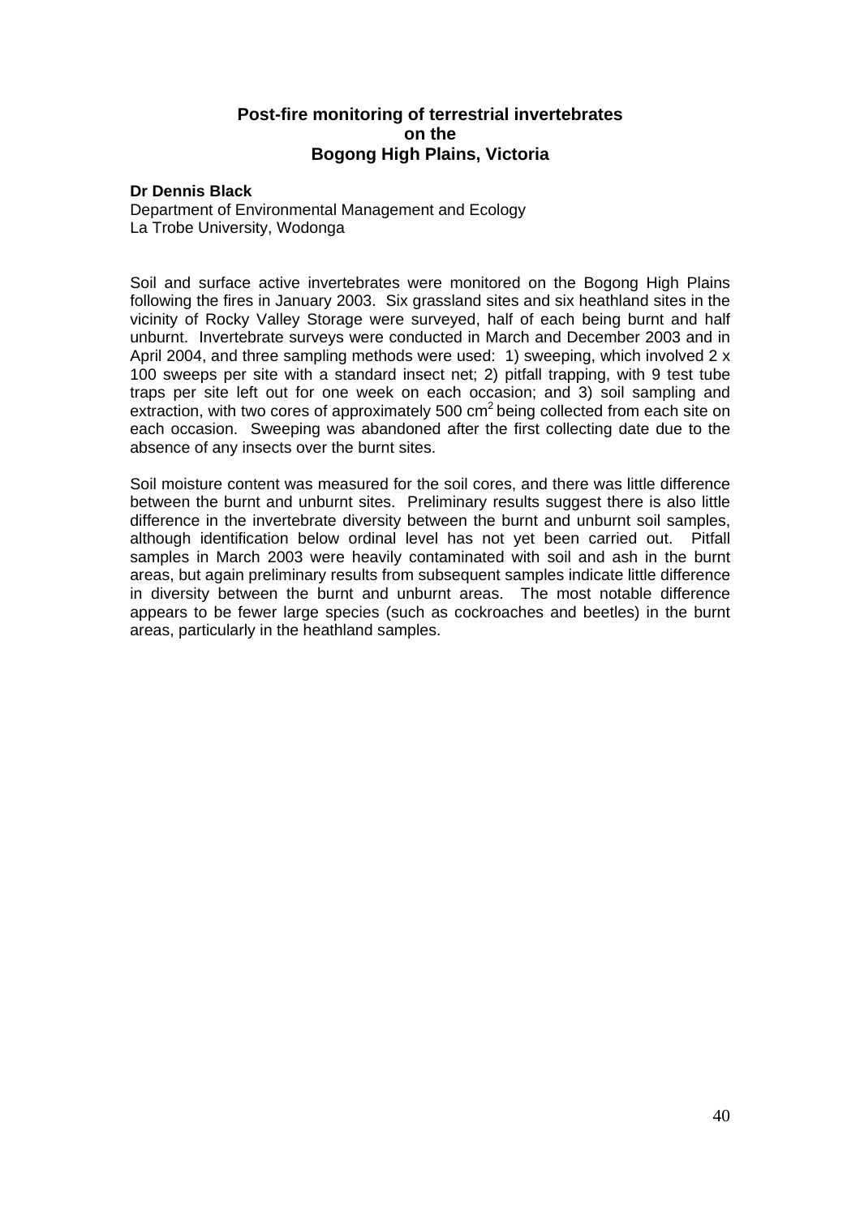## Post-fire monitoring of terrestrial invertebrates on the Bogong High Plains, Victoria

**Dr Dennis Black**
Department of Environmental Management and Ecology
La Trobe University, Wodonga

Soil and surface active invertebrates were monitored on the Bogong High Plains following the fires in January 2003. Six grassland sites and six heathland sites in the vicinity of Rocky Valley Storage were surveyed, half of each being burnt and half unburnt. Invertebrate surveys were conducted in March and December 2003 and in April 2004, and three sampling methods were used: 1) sweeping, which involved 2 x 100 sweeps per site with a standard insect net; 2) pitfall trapping, with 9 test tube traps per site left out for one week on each occasion; and 3) soil sampling and extraction, with two cores of approximately 500 $cm^2$ being collected from each site on each occasion. Sweeping was abandoned after the first collecting date due to the absence of any insects over the burnt sites.

Soil moisture content was measured for the soil cores, and there was little difference between the burnt and unburnt sites. Preliminary results suggest there is also little difference in the invertebrate diversity between the burnt and unburnt soil samples, although identification below ordinal level has not yet been carried out. Pitfall samples in March 2003 were heavily contaminated with soil and ash in the burnt areas, but again preliminary results from subsequent samples indicate little difference in diversity between the burnt and unburnt areas. The most notable difference appears to be fewer large species (such as cockroaches and beetles) in the burnt areas, particularly in the heathland samples.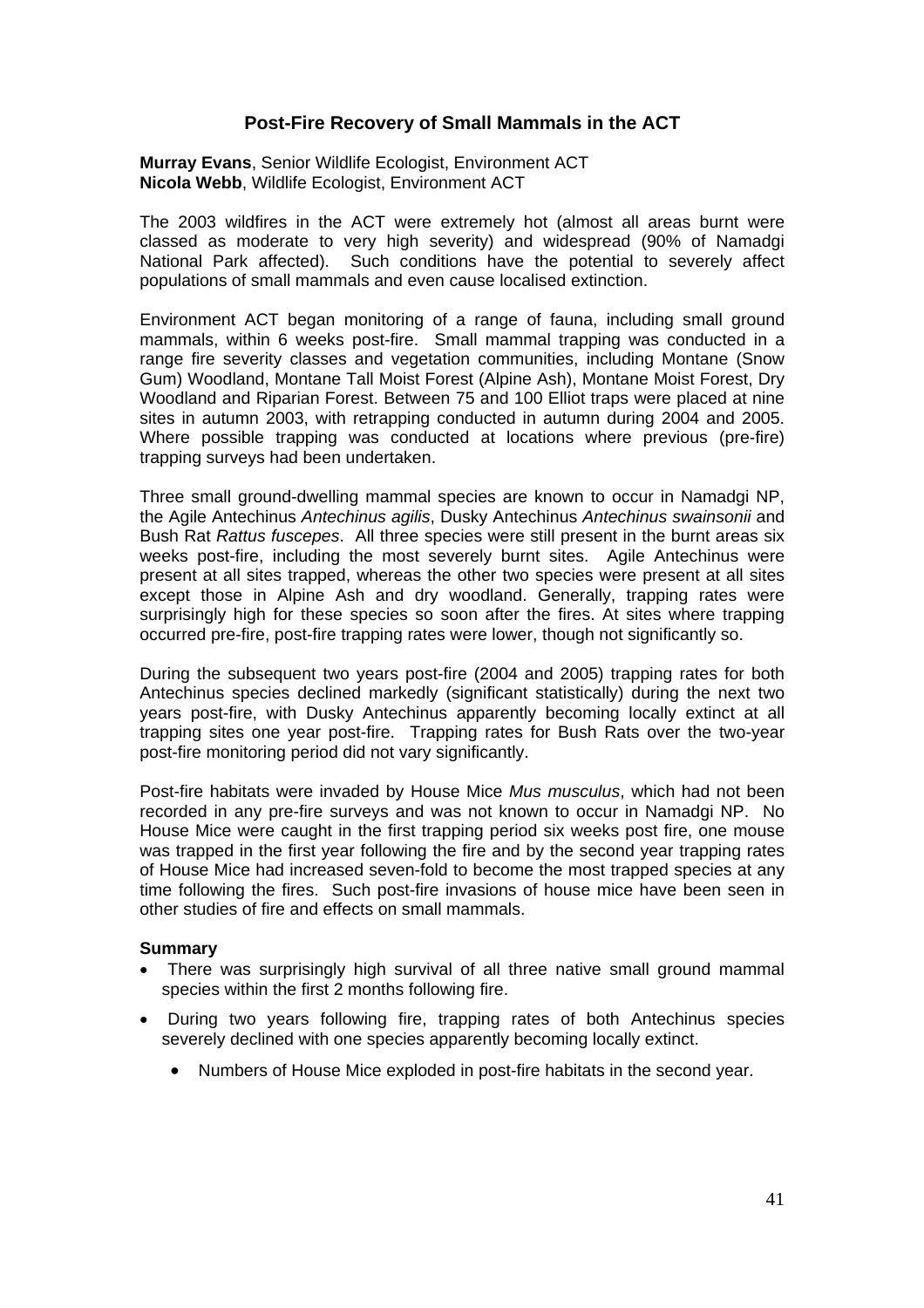## Post-Fire Recovery of Small Mammals in the ACT

**Murray Evans**, Senior Wildlife Ecologist, Environment ACT
**Nicola Webb**, Wildlife Ecologist, Environment ACT

The 2003 wildfires in the ACT were extremely hot (almost all areas burnt were classed as moderate to very high severity) and widespread (90% of Namadgi National Park affected). Such conditions have the potential to severely affect populations of small mammals and even cause localised extinction.

Environment ACT began monitoring of a range of fauna, including small ground mammals, within 6 weeks post-fire. Small mammal trapping was conducted in a range fire severity classes and vegetation communities, including Montane (Snow Gum) Woodland, Montane Tall Moist Forest (Alpine Ash), Montane Moist Forest, Dry Woodland and Riparian Forest. Between 75 and 100 Elliot traps were placed at nine sites in autumn 2003, with retrapping conducted in autumn during 2004 and 2005. Where possible trapping was conducted at locations where previous (pre-fire) trapping surveys had been undertaken.

Three small ground-dwelling mammal species are known to occur in Namadgi NP, the Agile Antechinus *Antechinus agilis*, Dusky Antechinus *Antechinus swainsonii* and Bush Rat *Rattus fuscepes*. All three species were still present in the burnt areas six weeks post-fire, including the most severely burnt sites. Agile Antechinus were present at all sites trapped, whereas the other two species were present at all sites except those in Alpine Ash and dry woodland. Generally, trapping rates were surprisingly high for these species so soon after the fires. At sites where trapping occurred pre-fire, post-fire trapping rates were lower, though not significantly so.

During the subsequent two years post-fire (2004 and 2005) trapping rates for both Antechinus species declined markedly (significant statistically) during the next two years post-fire, with Dusky Antechinus apparently becoming locally extinct at all trapping sites one year post-fire. Trapping rates for Bush Rats over the two-year post-fire monitoring period did not vary significantly.

Post-fire habitats were invaded by House Mice *Mus musculus*, which had not been recorded in any pre-fire surveys and was not known to occur in Namadgi NP. No House Mice were caught in the first trapping period six weeks post fire, one mouse was trapped in the first year following the fire and by the second year trapping rates of House Mice had increased seven-fold to become the most trapped species at any time following the fires. Such post-fire invasions of house mice have been seen in other studies of fire and effects on small mammals.

**Summary**

- There was surprisingly high survival of all three native small ground mammal species within the first 2 months following fire.
- During two years following fire, trapping rates of both Antechinus species severely declined with one species apparently becoming locally extinct.
    - Numbers of House Mice exploded in post-fire habitats in the second year.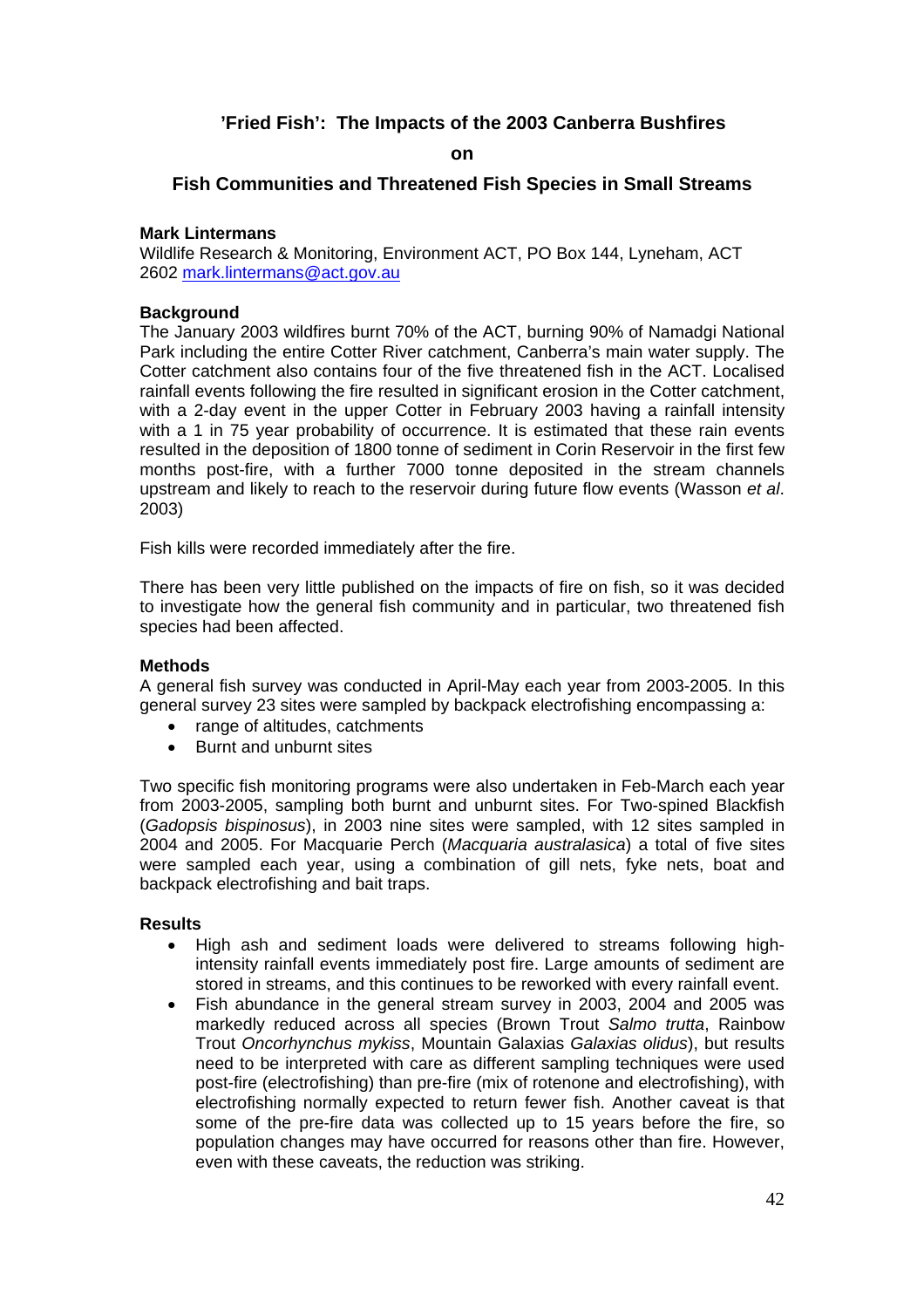## 'Fried Fish': The Impacts of the 2003 Canberra Bushfires on Fish Communities and Threatened Fish Species in Small Streams

**Mark Lintermans**
Wildlife Research & Monitoring, Environment ACT, PO Box 144, Lyneham, ACT 2602 mark.lintermans@act.gov.au

**Background**

The January 2003 wildfires burnt 70% of the ACT, burning 90% of Namadgi National Park including the entire Cotter River catchment, Canberra's main water supply. The Cotter catchment also contains four of the five threatened fish in the ACT. Localised rainfall events following the fire resulted in significant erosion in the Cotter catchment, with a 2-day event in the upper Cotter in February 2003 having a rainfall intensity with a 1 in 75 year probability of occurrence. It is estimated that these rain events resulted in the deposition of 1800 tonne of sediment in Corin Reservoir in the first few months post-fire, with a further 7000 tonne deposited in the stream channels upstream and likely to reach to the reservoir during future flow events (Wasson *et al*. 2003)

Fish kills were recorded immediately after the fire.

There has been very little published on the impacts of fire on fish, so it was decided to investigate how the general fish community and in particular, two threatened fish species had been affected.

**Methods**

A general fish survey was conducted in April-May each year from 2003-2005. In this general survey 23 sites were sampled by backpack electrofishing encompassing a:

- range of altitudes, catchments
- Burnt and unburnt sites

Two specific fish monitoring programs were also undertaken in Feb-March each year from 2003-2005, sampling both burnt and unburnt sites. For Two-spined Blackfish (*Gadopsis bispinosus*), in 2003 nine sites were sampled, with 12 sites sampled in 2004 and 2005. For Macquarie Perch (*Macquaria australasica*) a total of five sites were sampled each year, using a combination of gill nets, fyke nets, boat and backpack electrofishing and bait traps.

**Results**

- High ash and sediment loads were delivered to streams following high-intensity rainfall events immediately post fire. Large amounts of sediment are stored in streams, and this continues to be reworked with every rainfall event.
- Fish abundance in the general stream survey in 2003, 2004 and 2005 was markedly reduced across all species (Brown Trout *Salmo trutta*, Rainbow Trout *Oncorhynchus mykiss*, Mountain Galaxias *Galaxias olidus*), but results need to be interpreted with care as different sampling techniques were used post-fire (electrofishing) than pre-fire (mix of rotenone and electrofishing), with electrofishing normally expected to return fewer fish. Another caveat is that some of the pre-fire data was collected up to 15 years before the fire, so population changes may have occurred for reasons other than fire. However, even with these caveats, the reduction was striking.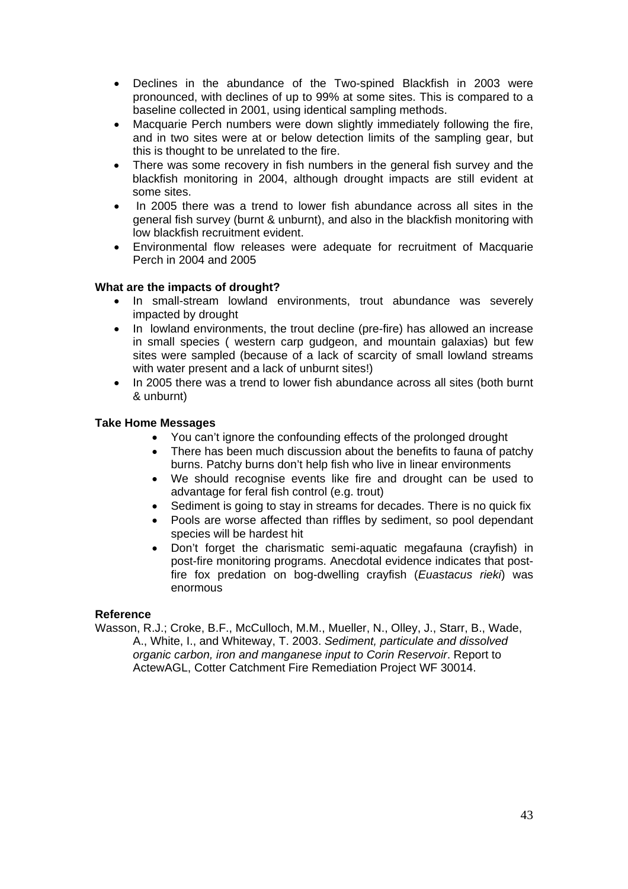- Declines in the abundance of the Two-spined Blackfish in 2003 were pronounced, with declines of up to 99% at some sites. This is compared to a baseline collected in 2001, using identical sampling methods.
- Macquarie Perch numbers were down slightly immediately following the fire, and in two sites were at or below detection limits of the sampling gear, but this is thought to be unrelated to the fire.
- There was some recovery in fish numbers in the general fish survey and the blackfish monitoring in 2004, although drought impacts are still evident at some sites.
- In 2005 there was a trend to lower fish abundance across all sites in the general fish survey (burnt & unburnt), and also in the blackfish monitoring with low blackfish recruitment evident.
- Environmental flow releases were adequate for recruitment of Macquarie Perch in 2004 and 2005

**What are the impacts of drought?**

- In small-stream lowland environments, trout abundance was severely impacted by drought
- In lowland environments, the trout decline (pre-fire) has allowed an increase in small species ( western carp gudgeon, and mountain galaxias) but few sites were sampled (because of a lack of scarcity of small lowland streams with water present and a lack of unburnt sites!)
- In 2005 there was a trend to lower fish abundance across all sites (both burnt & unburnt)

**Take Home Messages**

- You can't ignore the confounding effects of the prolonged drought
- There has been much discussion about the benefits to fauna of patchy burns. Patchy burns don't help fish who live in linear environments
- We should recognise events like fire and drought can be used to advantage for feral fish control (e.g. trout)
- Sediment is going to stay in streams for decades. There is no quick fix
- Pools are worse affected than riffles by sediment, so pool dependant species will be hardest hit
- Don't forget the charismatic semi-aquatic megafauna (crayfish) in post-fire monitoring programs. Anecdotal evidence indicates that post-fire fox predation on bog-dwelling crayfish (*Euastacus rieki*) was enormous

**Reference**

Wasson, R.J.; Croke, B.F., McCulloch, M.M., Mueller, N., Olley, J., Starr, B., Wade, A., White, I., and Whiteway, T. 2003. *Sediment, particulate and dissolved organic carbon, iron and manganese input to Corin Reservoir*. Report to ActewAGL, Cotter Catchment Fire Remediation Project WF 30014.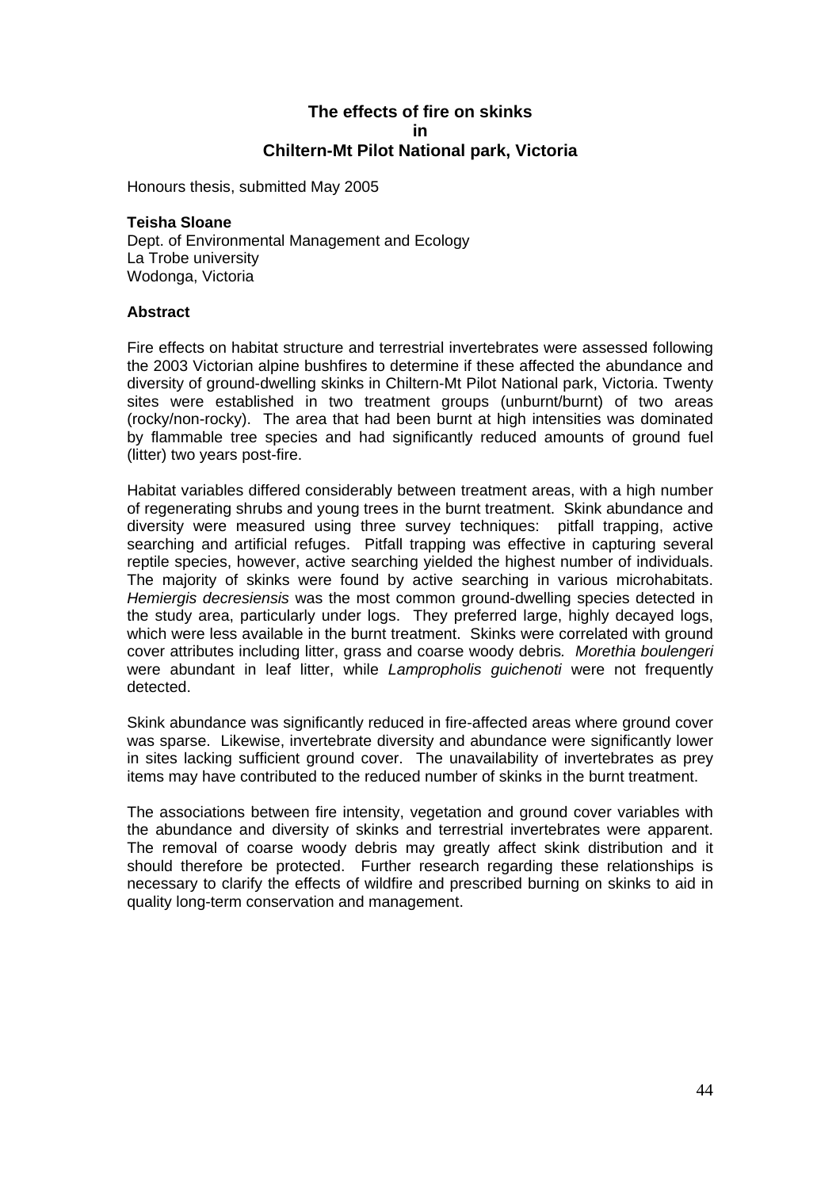# The effects of fire on skinks in Chiltern-Mt Pilot National park, Victoria

Honours thesis, submitted May 2005

**Teisha Sloane**
Dept. of Environmental Management and Ecology
La Trobe university
Wodonga, Victoria

**Abstract**

Fire effects on habitat structure and terrestrial invertebrates were assessed following the 2003 Victorian alpine bushfires to determine if these affected the abundance and diversity of ground-dwelling skinks in Chiltern-Mt Pilot National park, Victoria. Twenty sites were established in two treatment groups (unburnt/burnt) of two areas (rocky/non-rocky). The area that had been burnt at high intensities was dominated by flammable tree species and had significantly reduced amounts of ground fuel (litter) two years post-fire.

Habitat variables differed considerably between treatment areas, with a high number of regenerating shrubs and young trees in the burnt treatment. Skink abundance and diversity were measured using three survey techniques: pitfall trapping, active searching and artificial refuges. Pitfall trapping was effective in capturing several reptile species, however, active searching yielded the highest number of individuals. The majority of skinks were found by active searching in various microhabitats. *Hemiergis decresiensis* was the most common ground-dwelling species detected in the study area, particularly under logs. They preferred large, highly decayed logs, which were less available in the burnt treatment. Skinks were correlated with ground cover attributes including litter, grass and coarse woody debris*.* *Morethia boulengeri* were abundant in leaf litter, while *Lampropholis guichenoti* were not frequently detected.

Skink abundance was significantly reduced in fire-affected areas where ground cover was sparse. Likewise, invertebrate diversity and abundance were significantly lower in sites lacking sufficient ground cover. The unavailability of invertebrates as prey items may have contributed to the reduced number of skinks in the burnt treatment.

The associations between fire intensity, vegetation and ground cover variables with the abundance and diversity of skinks and terrestrial invertebrates were apparent. The removal of coarse woody debris may greatly affect skink distribution and it should therefore be protected. Further research regarding these relationships is necessary to clarify the effects of wildfire and prescribed burning on skinks to aid in quality long-term conservation and management.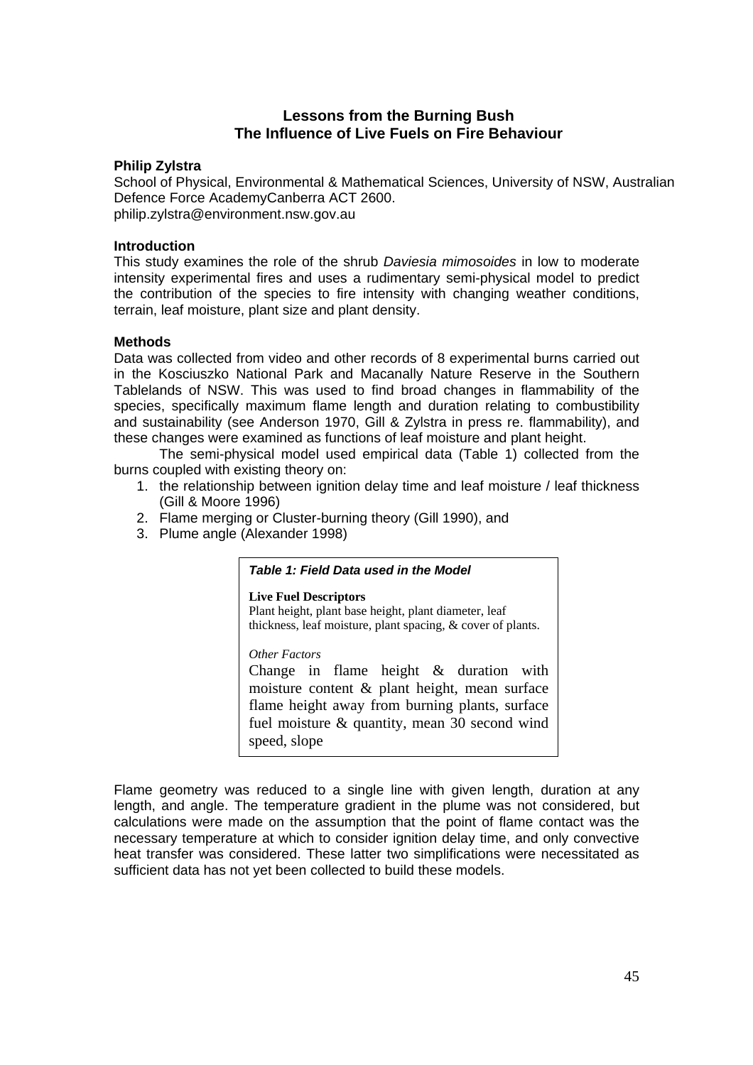# Lessons from the Burning Bush
## The Influence of Live Fuels on Fire Behaviour

**Philip Zylstra**

School of Physical, Environmental & Mathematical Sciences, University of NSW, Australian Defence Force AcademyCanberra ACT 2600.
philip.zylstra@environment.nsw.gov.au

### Introduction

This study examines the role of the shrub *Daviesia mimosoides* in low to moderate intensity experimental fires and uses a rudimentary semi-physical model to predict the contribution of the species to fire intensity with changing weather conditions, terrain, leaf moisture, plant size and plant density.

### Methods

Data was collected from video and other records of 8 experimental burns carried out in the Kosciuszko National Park and Macanally Nature Reserve in the Southern Tablelands of NSW. This was used to find broad changes in flammability of the species, specifically maximum flame length and duration relating to combustibility and sustainability (see Anderson 1970, Gill & Zylstra in press re. flammability), and these changes were examined as functions of leaf moisture and plant height.

The semi-physical model used empirical data (Table 1) collected from the burns coupled with existing theory on:

1. the relationship between ignition delay time and leaf moisture / leaf thickness (Gill & Moore 1996)
2. Flame merging or Cluster-burning theory (Gill 1990), and
3. Plume angle (Alexander 1998)

***Table 1: Field Data used in the Model***

**Live Fuel Descriptors**
Plant height, plant base height, plant diameter, leaf thickness, leaf moisture, plant spacing, & cover of plants.

*Other Factors*
Change in flame height & duration with moisture content & plant height, mean surface flame height away from burning plants, surface fuel moisture & quantity, mean 30 second wind speed, slope

Flame geometry was reduced to a single line with given length, duration at any length, and angle. The temperature gradient in the plume was not considered, but calculations were made on the assumption that the point of flame contact was the necessary temperature at which to consider ignition delay time, and only convective heat transfer was considered. These latter two simplifications were necessitated as sufficient data has not yet been collected to build these models.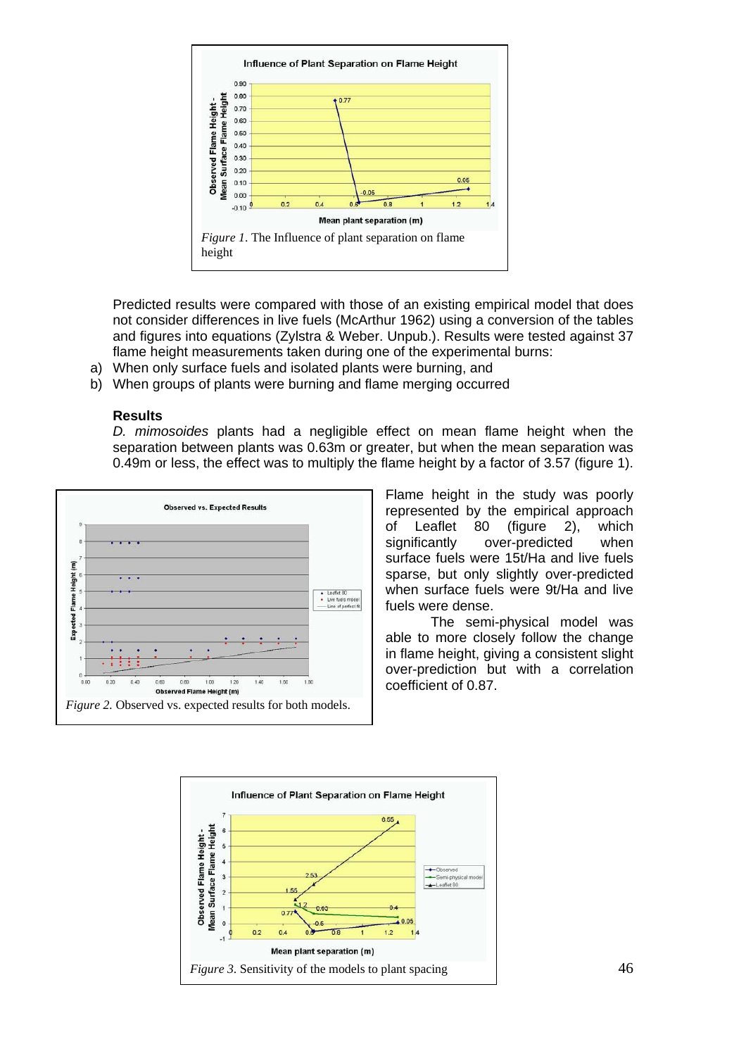*Figure 1*. The Influence of plant separation on flame height

Predicted results were compared with those of an existing empirical model that does not consider differences in live fuels (McArthur 1962) using a conversion of the tables and figures into equations (Zylstra & Weber. Unpub.). Results were tested against 37 flame height measurements taken during one of the experimental burns:

a) When only surface fuels and isolated plants were burning, and
b) When groups of plants were burning and flame merging occurred

**Results**

*D. mimosoides* plants had a negligible effect on mean flame height when the separation between plants was 0.63m or greater, but when the mean separation was 0.49m or less, the effect was to multiply the flame height by a factor of 3.57 (figure 1).

*Figure 2.* Observed vs. expected results for both models.

Flame height in the study was poorly represented by the empirical approach of Leaflet 80 (figure 2), which significantly over-predicted when surface fuels were 15t/Ha and live fuels sparse, but only slightly over-predicted when surface fuels were 9t/Ha and live fuels were dense.

The semi-physical model was able to more closely follow the change in flame height, giving a consistent slight over-prediction but with a correlation coefficient of 0.87.

*Figure 3.* Sensitivity of the models to plant spacing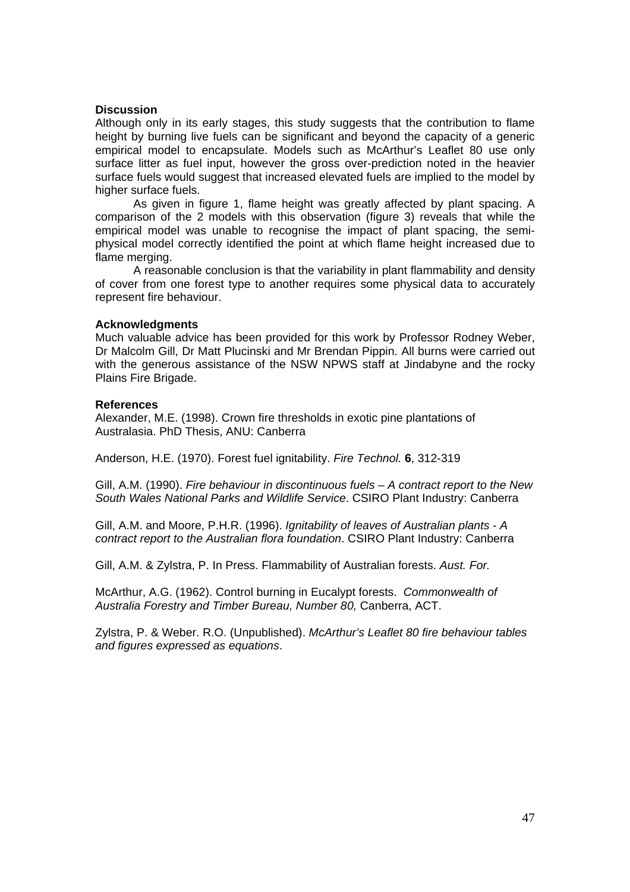**Discussion**

Although only in its early stages, this study suggests that the contribution to flame height by burning live fuels can be significant and beyond the capacity of a generic empirical model to encapsulate. Models such as McArthur's Leaflet 80 use only surface litter as fuel input, however the gross over-prediction noted in the heavier surface fuels would suggest that increased elevated fuels are implied to the model by higher surface fuels.

As given in figure 1, flame height was greatly affected by plant spacing. A comparison of the 2 models with this observation (figure 3) reveals that while the empirical model was unable to recognise the impact of plant spacing, the semi-physical model correctly identified the point at which flame height increased due to flame merging.

A reasonable conclusion is that the variability in plant flammability and density of cover from one forest type to another requires some physical data to accurately represent fire behaviour.

**Acknowledgments**

Much valuable advice has been provided for this work by Professor Rodney Weber, Dr Malcolm Gill, Dr Matt Plucinski and Mr Brendan Pippin. All burns were carried out with the generous assistance of the NSW NPWS staff at Jindabyne and the rocky Plains Fire Brigade.

**References**

Alexander, M.E. (1998). Crown fire thresholds in exotic pine plantations of Australasia. PhD Thesis, ANU: Canberra

Anderson, H.E. (1970). Forest fuel ignitability. *Fire Technol.* **6**, 312-319

Gill, A.M. (1990). *Fire behaviour in discontinuous fuels – A contract report to the New South Wales National Parks and Wildlife Service*. CSIRO Plant Industry: Canberra

Gill, A.M. and Moore, P.H.R. (1996). *Ignitability of leaves of Australian plants - A contract report to the Australian flora foundation*. CSIRO Plant Industry: Canberra

Gill, A.M. & Zylstra, P. In Press. Flammability of Australian forests. *Aust. For.*

McArthur, A.G. (1962). Control burning in Eucalypt forests. *Commonwealth of Australia Forestry and Timber Bureau, Number 80,* Canberra, ACT.

Zylstra, P. & Weber. R.O. (Unpublished). *McArthur's Leaflet 80 fire behaviour tables and figures expressed as equations*.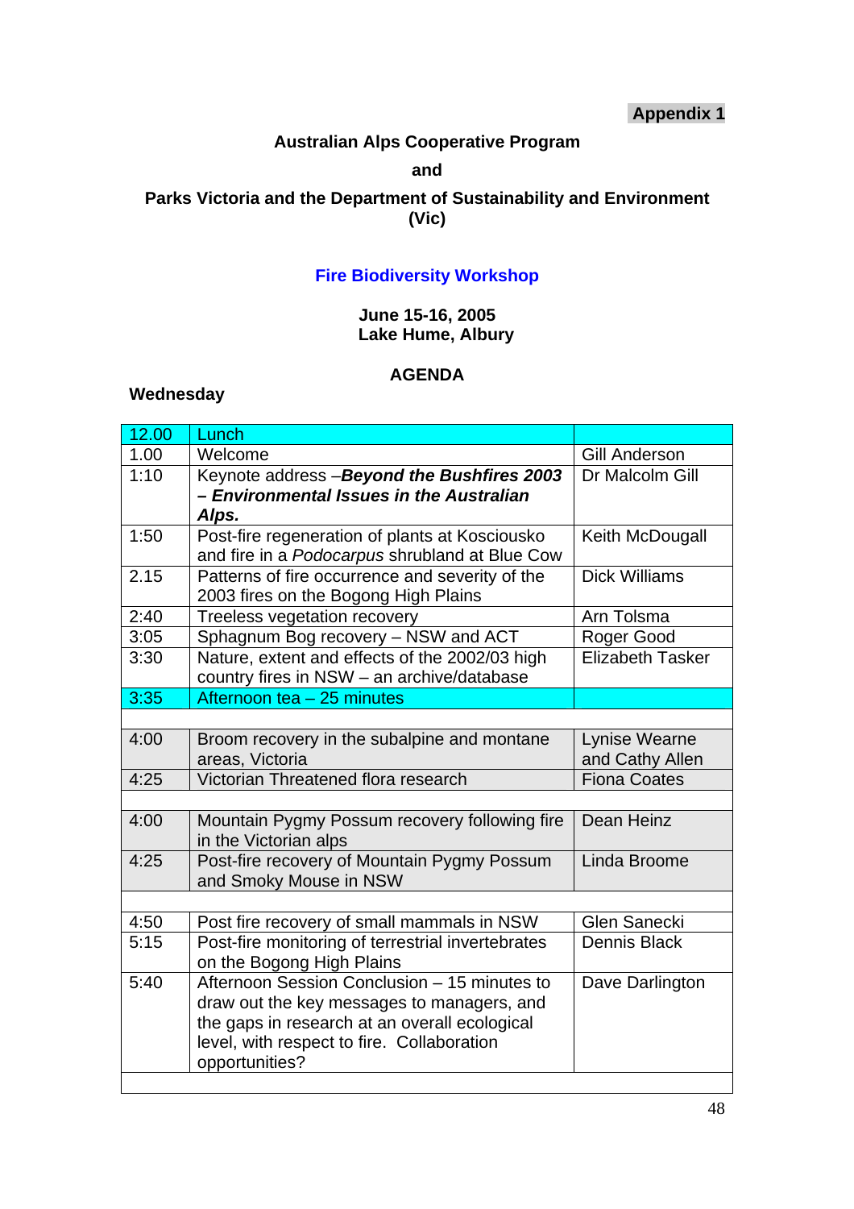**Appendix 1**

**Australian Alps Cooperative Program**

**and**

**Parks Victoria and the Department of Sustainability and Environment (Vic)**

## Fire Biodiversity Workshop

**June 15-16, 2005**
**Lake Hume, Albury**

**AGENDA**

**Wednesday**

| | | |
|---|---|---|
| 12.00 | Lunch | |
| 1.00 | Welcome | Gill Anderson |
| 1:10 | Keynote address –***Beyond the Bushfires 2003 – Environmental Issues in the Australian Alps.*** | Dr Malcolm Gill |
| 1:50 | Post-fire regeneration of plants at Kosciousko and fire in a *Podocarpus* shrubland at Blue Cow | Keith McDougall |
| 2.15 | Patterns of fire occurrence and severity of the 2003 fires on the Bogong High Plains | Dick Williams |
| 2:40 | Treeless vegetation recovery | Arn Tolsma |
| 3:05 | Sphagnum Bog recovery – NSW and ACT | Roger Good |
| 3:30 | Nature, extent and effects of the 2002/03 high country fires in NSW – an archive/database | Elizabeth Tasker |
| 3:35 | Afternoon tea – 25 minutes | |
| | | |
| 4:00 | Broom recovery in the subalpine and montane areas, Victoria | Lynise Wearne and Cathy Allen |
| 4:25 | Victorian Threatened flora research | Fiona Coates |
| | | |
| 4:00 | Mountain Pygmy Possum recovery following fire in the Victorian alps | Dean Heinz |
| 4:25 | Post-fire recovery of Mountain Pygmy Possum and Smoky Mouse in NSW | Linda Broome |
| | | |
| 4:50 | Post fire recovery of small mammals in NSW | Glen Sanecki |
| 5:15 | Post-fire monitoring of terrestrial invertebrates on the Bogong High Plains | Dennis Black |
| 5:40 | Afternoon Session Conclusion – 15 minutes to draw out the key messages to managers, and the gaps in research at an overall ecological level, with respect to fire. Collaboration opportunities? | Dave Darlington |
| | | |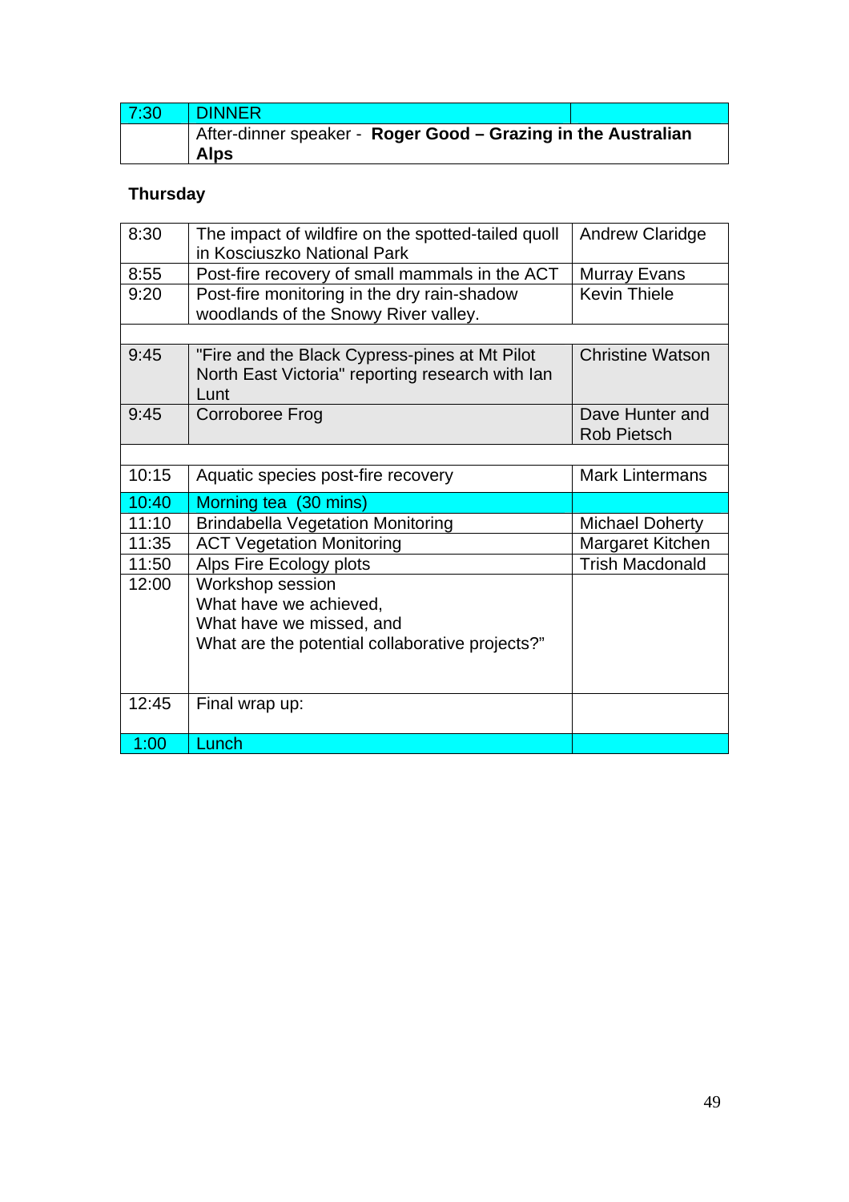| 7:30 | DINNER | |
|---|---|---|
| | After-dinner speaker - **Roger Good – Grazing in the Australian Alps** | |

**Thursday**

| 8:30 | The impact of wildfire on the spotted-tailed quoll in Kosciuszko National Park | Andrew Claridge |
|---|---|---|
| 8:55 | Post-fire recovery of small mammals in the ACT | Murray Evans |
| 9:20 | Post-fire monitoring in the dry rain-shadow woodlands of the Snowy River valley. | Kevin Thiele |
| | | |
| 9:45 | "Fire and the Black Cypress-pines at Mt Pilot North East Victoria" reporting research with Ian Lunt | Christine Watson |
| 9:45 | Corroboree Frog | Dave Hunter and Rob Pietsch |
| | | |
| 10:15 | Aquatic species post-fire recovery | Mark Lintermans |
| 10:40 | Morning tea (30 mins) | |
| 11:10 | Brindabella Vegetation Monitoring | Michael Doherty |
| 11:35 | ACT Vegetation Monitoring | Margaret Kitchen |
| 11:50 | Alps Fire Ecology plots | Trish Macdonald |
| 12:00 | Workshop session<br>What have we achieved,<br>What have we missed, and<br>What are the potential collaborative projects?" | |
| 12:45 | Final wrap up: | |
| 1:00 | Lunch | |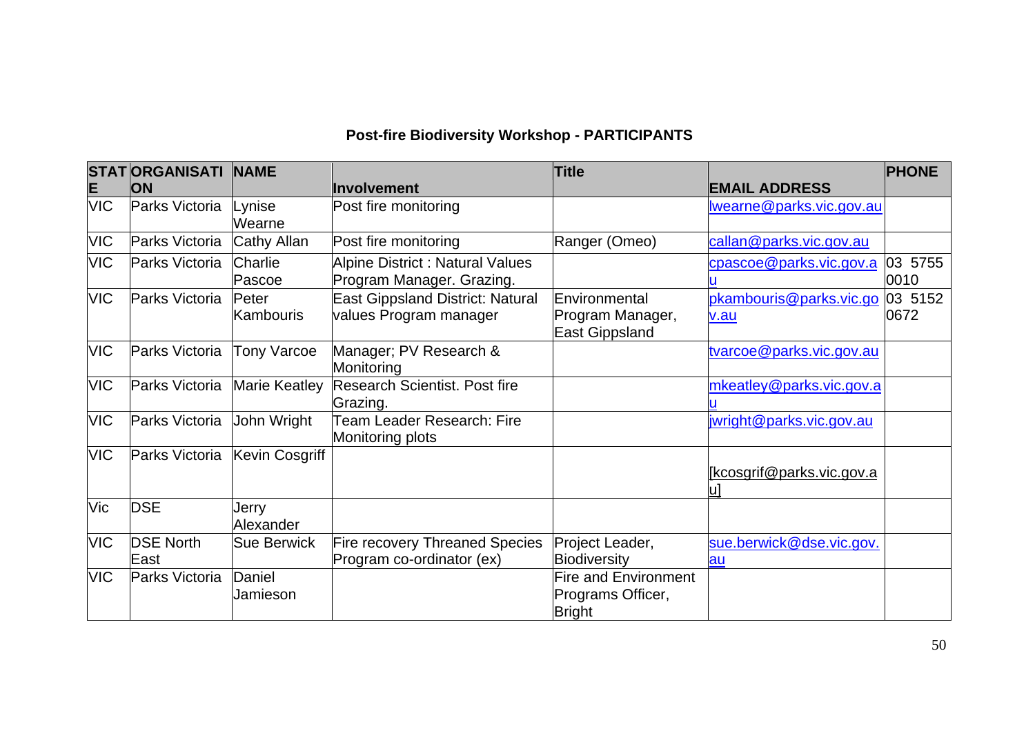**Post-fire Biodiversity Workshop - PARTICIPANTS**

| STATE | ORGANISATION | NAME | Involvement | Title | EMAIL ADDRESS | PHONE |
|---|---|---|---|---|---|---|
| VIC | Parks Victoria | Lynise Wearne | Post fire monitoring | | lwearne@parks.vic.gov.au | |
| VIC | Parks Victoria | Cathy Allan | Post fire monitoring | Ranger (Omeo) | callan@parks.vic.gov.au | |
| VIC | Parks Victoria | Charlie Pascoe | Alpine District : Natural Values Program Manager. Grazing. | | cpascoe@parks.vic.gov.au | 03 5755 0010 |
| VIC | Parks Victoria | Peter Kambouris | East Gippsland District: Natural values Program manager | Environmental Program Manager, East Gippsland | pkambouris@parks.vic.gov.au | 03 5152 0672 |
| VIC | Parks Victoria | Tony Varcoe | Manager; PV Research & Monitoring | | tvarcoe@parks.vic.gov.au | |
| VIC | Parks Victoria | Marie Keatley | Research Scientist. Post fire Grazing. | | mkeatley@parks.vic.gov.au | |
| VIC | Parks Victoria | John Wright | Team Leader Research: Fire Monitoring plots | | jwright@parks.vic.gov.au | |
| VIC | Parks Victoria | Kevin Cosgriff | | | [kcosgrif@parks.vic.gov.au] | |
| Vic | DSE | Jerry Alexander | | | | |
| VIC | DSE North East | Sue Berwick | Fire recovery Threaned Species Program co-ordinator (ex) | Project Leader, Biodiversity | sue.berwick@dse.vic.gov.au | |
| VIC | Parks Victoria | Daniel Jamieson | | Fire and Environment Programs Officer, Bright | | |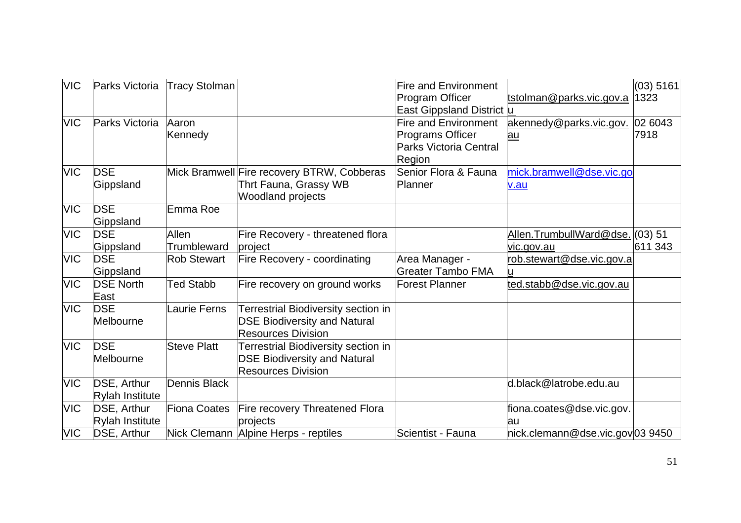| VIC | Parks Victoria | Tracy Stolman | | Fire and Environment Program Officer East Gippsland District | tstolman@parks.vic.gov.au | (03) 5161 1323 |
|---|---|---|---|---|---|---|
| VIC | Parks Victoria | Aaron Kennedy | | Fire and Environment Programs Officer Parks Victoria Central Region | akennedy@parks.vic.gov.au | 02 6043 7918 |
| VIC | DSE Gippsland | Mick Bramwell | Fire recovery BTRW, Cobberas Thrt Fauna, Grassy WB Woodland projects | Senior Flora & Fauna Planner | mick.bramwell@dse.vic.gov.au | |
| VIC | DSE Gippsland | Emma Roe | | | | |
| VIC | DSE Gippsland | Allen Trumbleward | Fire Recovery - threatened flora project | | Allen.TrumbullWard@dse.vic.gov.au | (03) 51 611 343 |
| VIC | DSE Gippsland | Rob Stewart | Fire Recovery - coordinating | Area Manager - Greater Tambo FMA | rob.stewart@dse.vic.gov.au | |
| VIC | DSE North East | Ted Stabb | Fire recovery on ground works | Forest Planner | ted.stabb@dse.vic.gov.au | |
| VIC | DSE Melbourne | Laurie Ferns | Terrestrial Biodiversity section in DSE Biodiversity and Natural Resources Division | | | |
| VIC | DSE Melbourne | Steve Platt | Terrestrial Biodiversity section in DSE Biodiversity and Natural Resources Division | | | |
| VIC | DSE, Arthur Rylah Institute | Dennis Black | | | d.black@latrobe.edu.au | |
| VIC | DSE, Arthur Rylah Institute | Fiona Coates | Fire recovery Threatened Flora projects | | fiona.coates@dse.vic.gov.au | |
| VIC | DSE, Arthur | Nick Clemann | Alpine Herps - reptiles | Scientist - Fauna | nick.clemann@dse.vic.gov | 03 9450 |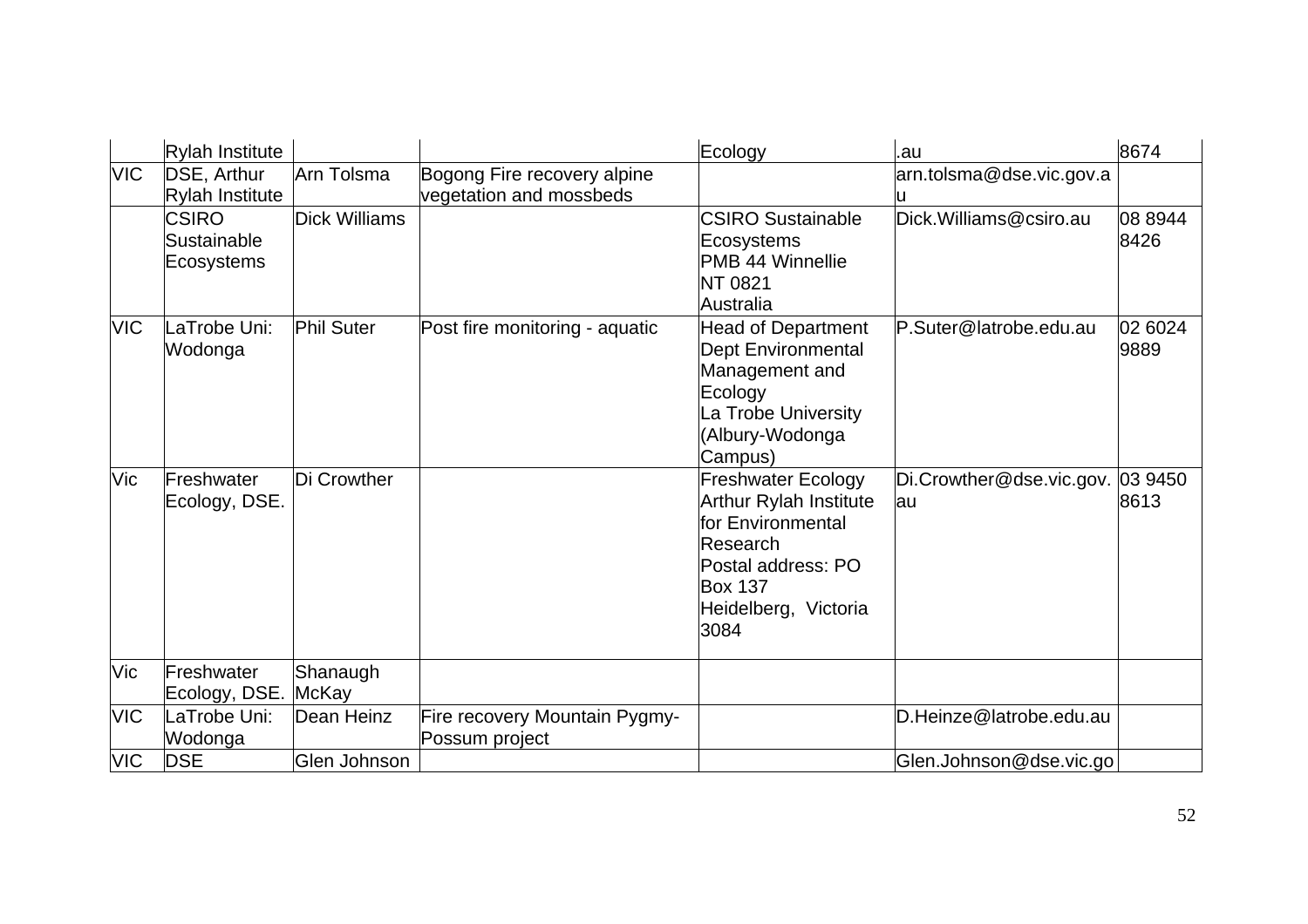| | | | | | | |
|---|---|---|---|---|---|---|
| | Rylah Institute | | | Ecology | .au | 8674 |
| VIC | DSE, Arthur Rylah Institute | Arn Tolsma | Bogong Fire recovery alpine vegetation and mossbeds | | arn.tolsma@dse.vic.gov.au | |
| | CSIRO Sustainable Ecosystems | Dick Williams | | CSIRO Sustainable Ecosystems PMB 44 Winnellie NT 0821 Australia | Dick.Williams@csiro.au | 08 8944 8426 |
| VIC | LaTrobe Uni: Wodonga | Phil Suter | Post fire monitoring - aquatic | Head of Department Dept Environmental Management and Ecology La Trobe University (Albury-Wodonga Campus) | P.Suter@latrobe.edu.au | 02 6024 9889 |
| Vic | Freshwater Ecology, DSE. | Di Crowther | | Freshwater Ecology Arthur Rylah Institute for Environmental Research Postal address: PO Box 137 Heidelberg, Victoria 3084 | Di.Crowther@dse.vic.gov.au | 03 9450 8613 |
| Vic | Freshwater Ecology, DSE. | Shanaugh McKay | | | | |
| VIC | LaTrobe Uni: Wodonga | Dean Heinz | Fire recovery Mountain Pygmy-Possum project | | D.Heinze@latrobe.edu.au | |
| VIC | DSE | Glen Johnson | | | Glen.Johnson@dse.vic.go | |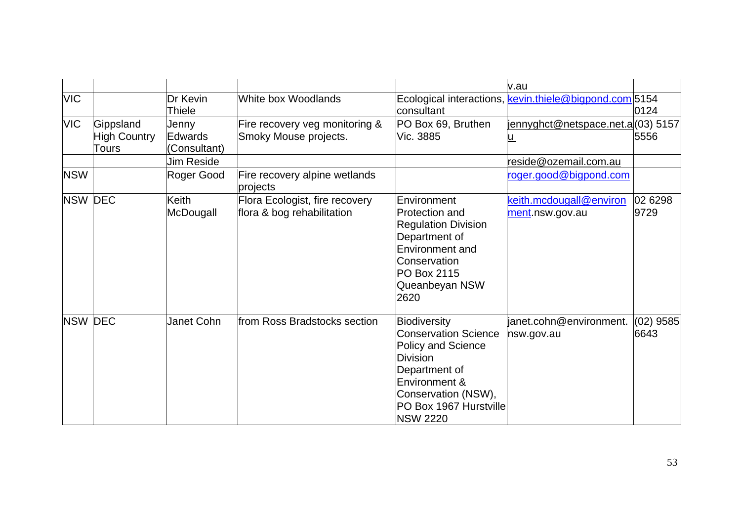| | | | | | | |
|---|---|---|---|---|---|---|
| | | | | | v.au | |
| VIC | | Dr Kevin Thiele | White box Woodlands | Ecological interactions, consultant | kevin.thiele@bigpond.com | 5154 0124 |
| VIC | Gippsland High Country Tours | Jenny Edwards (Consultant) | Fire recovery veg monitoring & Smoky Mouse projects. | PO Box 69, Bruthen Vic. 3885 | jennyghct@netspace.net.au | (03) 5157 5556 |
| | | Jim Reside | | | reside@ozemail.com.au | |
| NSW | | Roger Good | Fire recovery alpine wetlands projects | | roger.good@bigpond.com | |
| NSW | DEC | Keith McDougall | Flora Ecologist, fire recovery flora & bog rehabilitation | Environment Protection and Regulation Division Department of Environment and Conservation PO Box 2115 Queanbeyan NSW 2620 | keith.mcdougall@environment.nsw.gov.au | 02 6298 9729 |
| NSW | DEC | Janet Cohn | from Ross Bradstocks section | Biodiversity Conservation Science Policy and Science Division Department of Environment & Conservation (NSW), PO Box 1967 Hurstville NSW 2220 | janet.cohn@environment.nsw.gov.au | (02) 9585 6643 |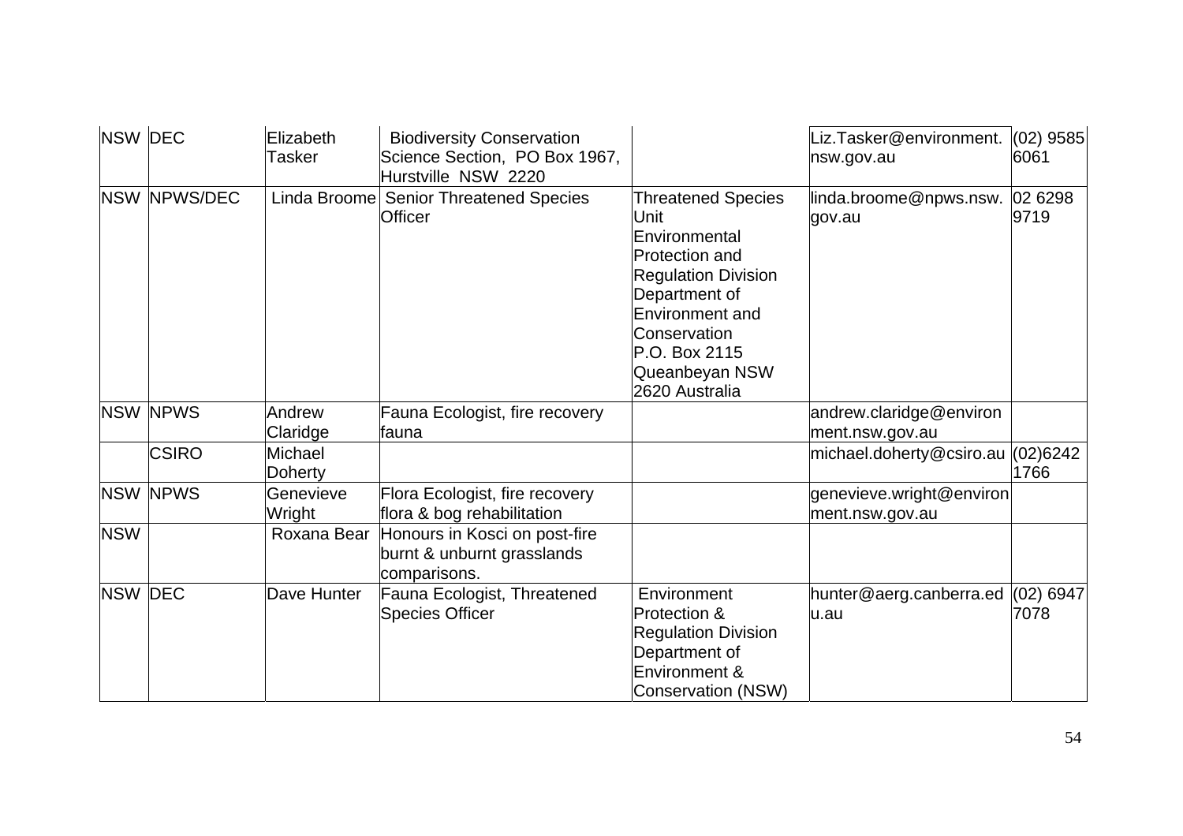| NSW | DEC | Elizabeth Tasker | Biodiversity Conservation Science Section, PO Box 1967, Hurstville NSW 2220 | | Liz.Tasker@environment.nsw.gov.au | (02) 9585 6061 |
|---|---|---|---|---|---|---|
| NSW | NPWS/DEC | Linda Broome | Senior Threatened Species Officer | Threatened Species Unit Environmental Protection and Regulation Division Department of Environment and Conservation P.O. Box 2115 Queanbeyan NSW 2620 Australia | linda.broome@npws.nsw.gov.au | 02 6298 9719 |
| NSW | NPWS | Andrew Claridge | Fauna Ecologist, fire recovery fauna | | andrew.claridge@environment.nsw.gov.au | |
| | CSIRO | Michael Doherty | | | michael.doherty@csiro.au | (02)6242 1766 |
| NSW | NPWS | Genevieve Wright | Flora Ecologist, fire recovery flora & bog rehabilitation | | genevieve.wright@environment.nsw.gov.au | |
| NSW | | Roxana Bear | Honours in Kosci on post-fire burnt & unburnt grasslands comparisons. | | | |
| NSW | DEC | Dave Hunter | Fauna Ecologist, Threatened Species Officer | Environment Protection & Regulation Division Department of Environment & Conservation (NSW) | hunter@aerg.canberra.edu.au | (02) 6947 7078 |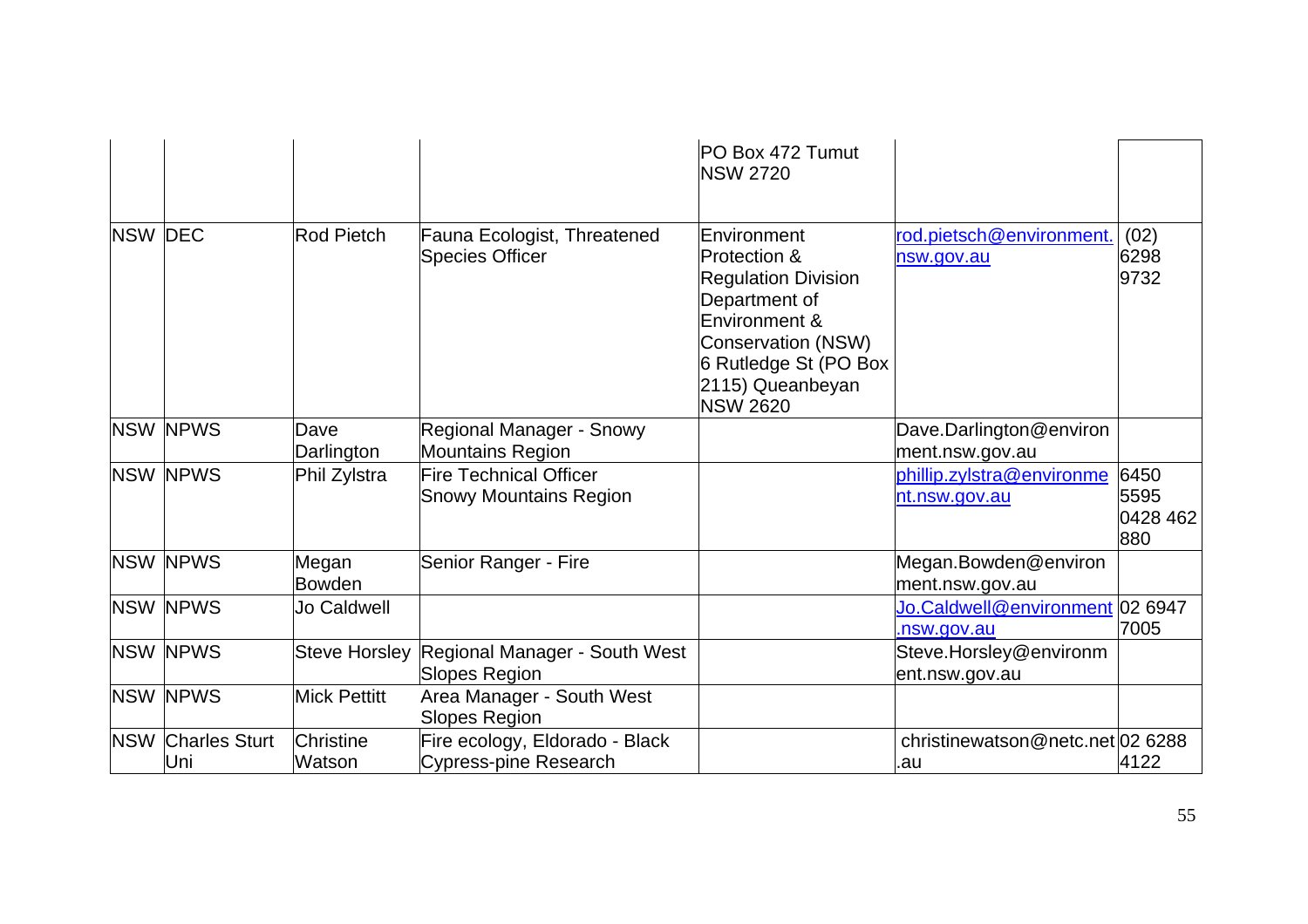| | | | | PO Box 472 Tumut NSW 2720 | | |
|---|---|---|---|---|---|---|
| NSW | DEC | Rod Pietch | Fauna Ecologist, Threatened Species Officer | Environment Protection & Regulation Division Department of Environment & Conservation (NSW) 6 Rutledge St (PO Box 2115) Queanbeyan NSW 2620 | rod.pietsch@environment.nsw.gov.au | (02) 6298 9732 |
| NSW | NPWS | Dave Darlington | Regional Manager - Snowy Mountains Region | | Dave.Darlington@environment.nsw.gov.au | |
| NSW | NPWS | Phil Zylstra | Fire Technical Officer Snowy Mountains Region | | phillip.zylstra@environment.nsw.gov.au | 6450 5595 0428 462 880 |
| NSW | NPWS | Megan Bowden | Senior Ranger - Fire | | Megan.Bowden@environment.nsw.gov.au | |
| NSW | NPWS | Jo Caldwell | | | Jo.Caldwell@environment.nsw.gov.au | 02 6947 7005 |
| NSW | NPWS | Steve Horsley | Regional Manager - South West Slopes Region | | Steve.Horsley@environment.nsw.gov.au | |
| NSW | NPWS | Mick Pettitt | Area Manager - South West Slopes Region | | | |
| NSW | Charles Sturt Uni | Christine Watson | Fire ecology, Eldorado - Black Cypress-pine Research | | christinewatson@netc.net.au | 02 6288 4122 |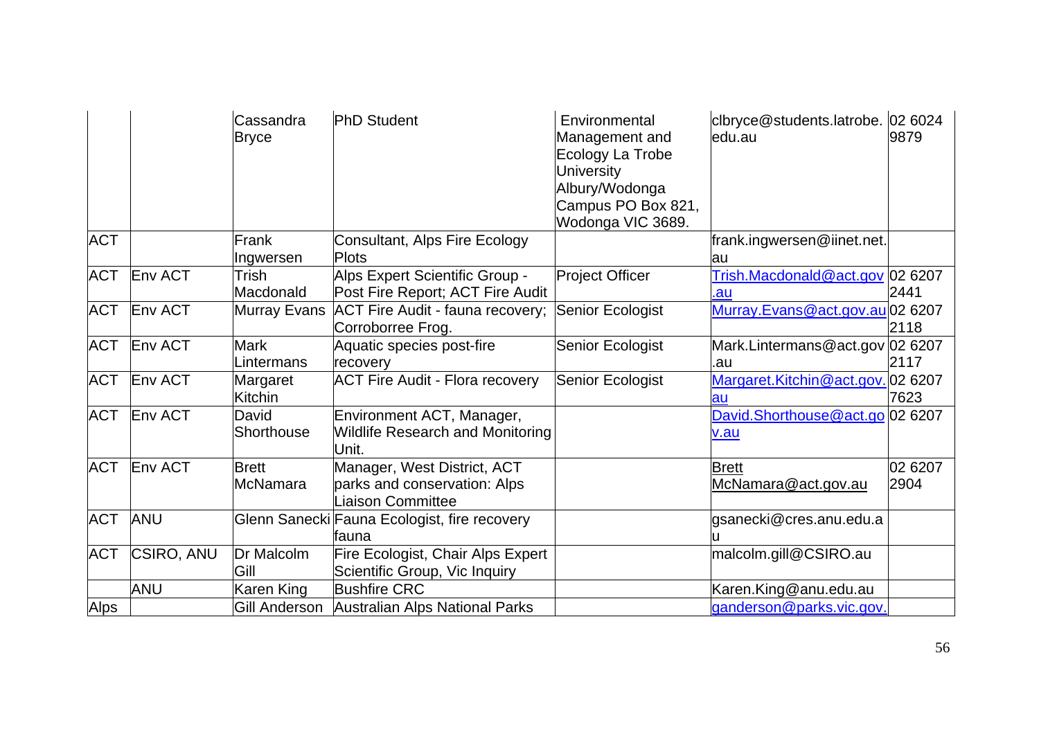|  |  |  |  |  |  |  |
|---|---|---|---|---|---|---|
|  |  | Cassandra Bryce | PhD Student | Environmental Management and Ecology La Trobe University Albury/Wodonga Campus PO Box 821, Wodonga VIC 3689. | clbryce@students.latrobe.edu.au | 02 6024 9879 |
| ACT |  | Frank Ingwersen | Consultant, Alps Fire Ecology Plots |  | frank.ingwersen@iinet.net.au |  |
| ACT | Env ACT | Trish Macdonald | Alps Expert Scientific Group - Post Fire Report; ACT Fire Audit | Project Officer | Trish.Macdonald@act.gov.au | 02 6207 2441 |
| ACT | Env ACT | Murray Evans | ACT Fire Audit - fauna recovery; Corroborree Frog. | Senior Ecologist | Murray.Evans@act.gov.au | 02 6207 2118 |
| ACT | Env ACT | Mark Lintermans | Aquatic species post-fire recovery | Senior Ecologist | Mark.Lintermans@act.gov.au | 02 6207 2117 |
| ACT | Env ACT | Margaret Kitchin | ACT Fire Audit - Flora recovery | Senior Ecologist | Margaret.Kitchin@act.gov.au | 02 6207 7623 |
| ACT | Env ACT | David Shorthouse | Environment ACT, Manager, Wildlife Research and Monitoring Unit. |  | David.Shorthouse@act.gov.au | 02 6207 |
| ACT | Env ACT | Brett McNamara | Manager, West District, ACT parks and conservation: Alps Liaison Committee |  | Brett McNamara@act.gov.au | 02 6207 2904 |
| ACT | ANU | Glenn Sanecki | Fauna Ecologist, fire recovery fauna |  | gsanecki@cres.anu.edu.au |  |
| ACT | CSIRO, ANU | Dr Malcolm Gill | Fire Ecologist, Chair Alps Expert Scientific Group, Vic Inquiry |  | malcolm.gill@CSIRO.au |  |
|  | ANU | Karen King | Bushfire CRC |  | Karen.King@anu.edu.au |  |
| Alps |  | Gill Anderson | Australian Alps National Parks |  | ganderson@parks.vic.gov. |  |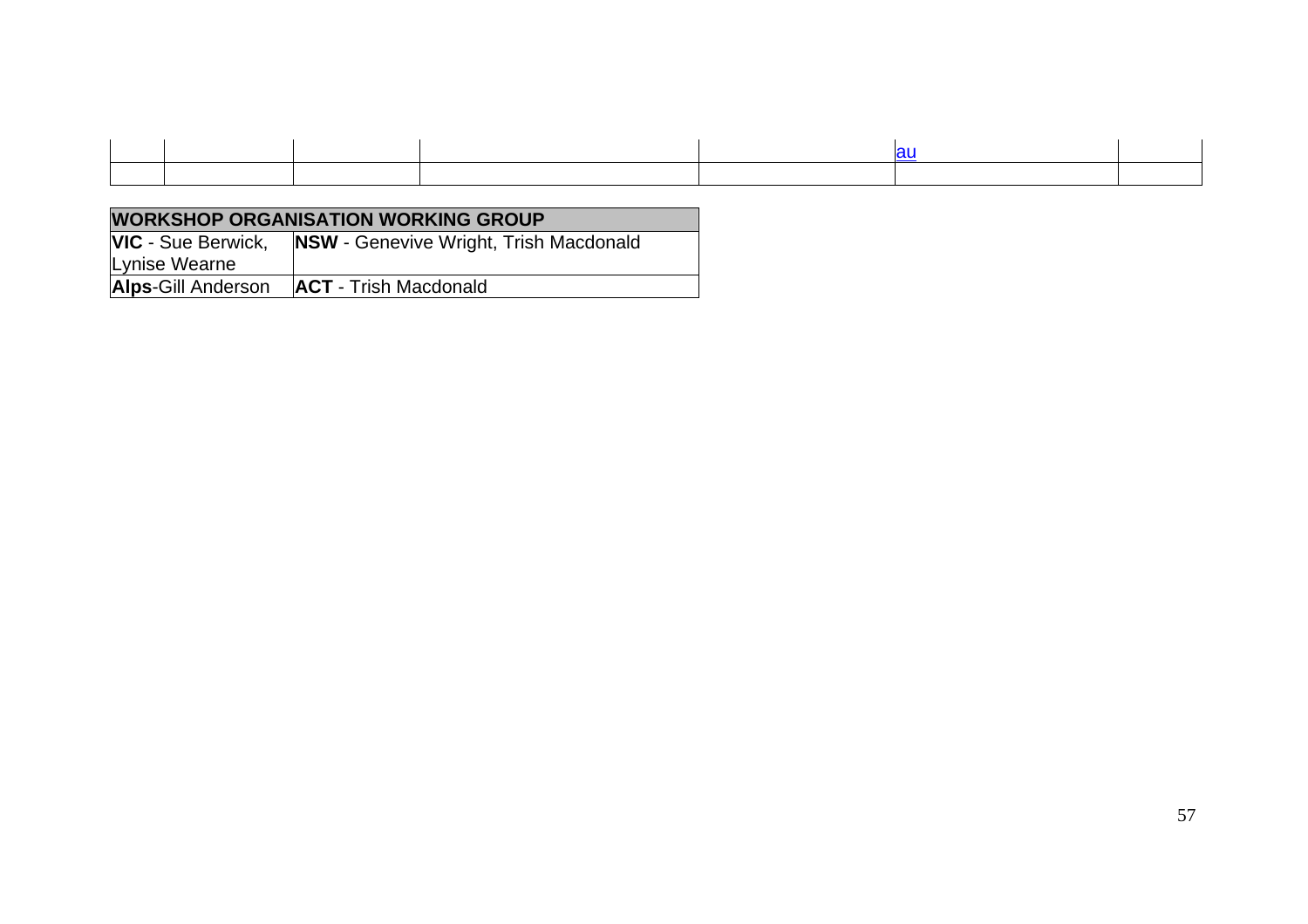| | | | | | | |
|---|---|---|---|---|---|---|
| | | | | | au | |
| | | | | | | |

| WORKSHOP ORGANISATION WORKING GROUP | |
|---|---|
| **VIC** - Sue Berwick, Lynise Wearne | **NSW** - Genevive Wright, Trish Macdonald |
| **Alps**-Gill Anderson | **ACT** - Trish Macdonald |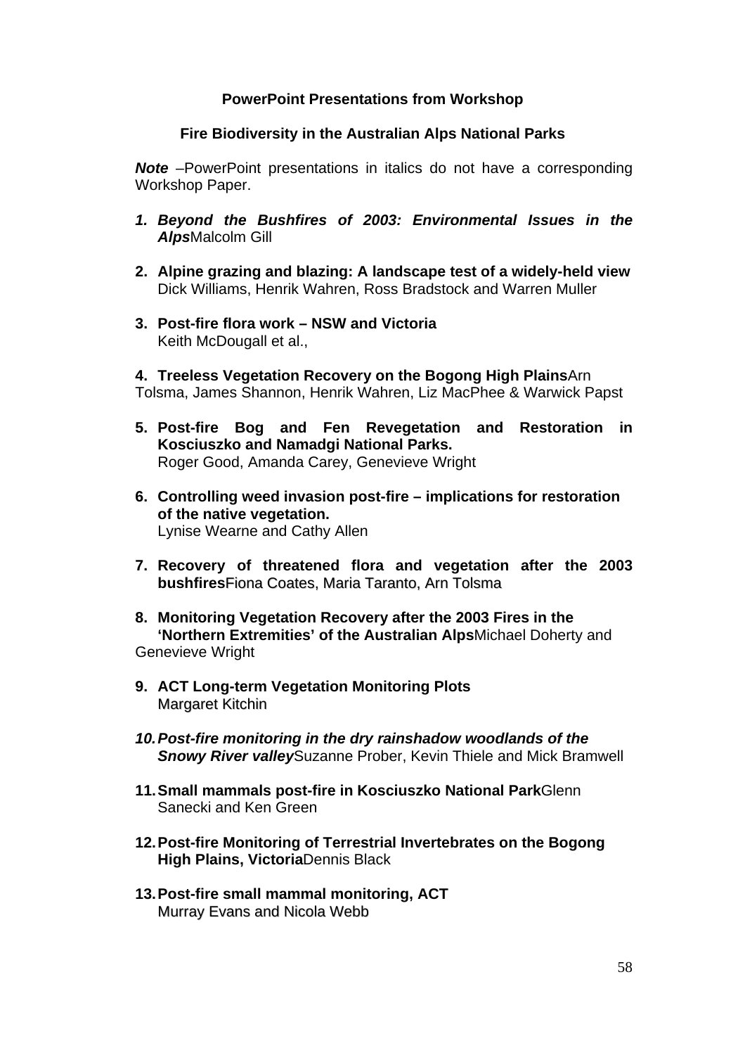**PowerPoint Presentations from Workshop**

**Fire Biodiversity in the Australian Alps National Parks**

***Note*** –PowerPoint presentations in italics do not have a corresponding Workshop Paper.

1. ***Beyond the Bushfires of 2003: Environmental Issues in the Alps*** Malcolm Gill

2. **Alpine grazing and blazing: A landscape test of a widely-held view**
   Dick Williams, Henrik Wahren, Ross Bradstock and Warren Muller

3. **Post-fire flora work – NSW and Victoria**
   Keith McDougall et al.,

4. **Treeless Vegetation Recovery on the Bogong High Plains** Arn Tolsma, James Shannon, Henrik Wahren, Liz MacPhee & Warwick Papst

5. **Post-fire Bog and Fen Revegetation and Restoration in Kosciuszko and Namadgi National Parks.**
   Roger Good, Amanda Carey, Genevieve Wright

6. **Controlling weed invasion post-fire – implications for restoration of the native vegetation.**
   Lynise Wearne and Cathy Allen

7. **Recovery of threatened flora and vegetation after the 2003 bushfires** Fiona Coates, Maria Taranto, Arn Tolsma

8. **Monitoring Vegetation Recovery after the 2003 Fires in the 'Northern Extremities' of the Australian Alps** Michael Doherty and Genevieve Wright

9. **ACT Long-term Vegetation Monitoring Plots**
   Margaret Kitchin

10. ***Post-fire monitoring in the dry rainshadow woodlands of the Snowy River valley*** Suzanne Prober, Kevin Thiele and Mick Bramwell

11. **Small mammals post-fire in Kosciuszko National Park** Glenn Sanecki and Ken Green

12. **Post-fire Monitoring of Terrestrial Invertebrates on the Bogong High Plains, Victoria** Dennis Black

13. **Post-fire small mammal monitoring, ACT**
    Murray Evans and Nicola Webb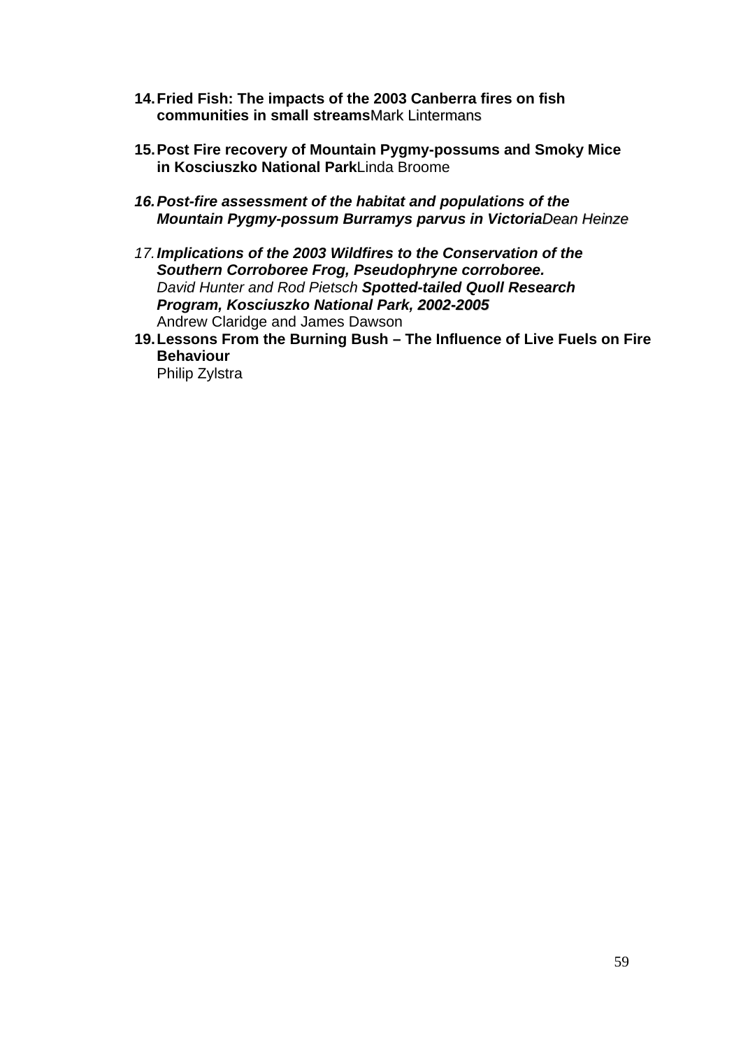14. **Fried Fish: The impacts of the 2003 Canberra fires on fish communities in small streams**Mark Lintermans

15. **Post Fire recovery of Mountain Pygmy-possums and Smoky Mice in Kosciuszko National Park**Linda Broome

16. ***Post-fire assessment of the habitat and populations of the Mountain Pygmy-possum Burramys parvus in Victoria****Dean Heinze*

17. ***Implications of the 2003 Wildfires to the Conservation of the Southern Corroboree Frog, Pseudophryne corroboree.***
    *David Hunter and Rod Pietsch* ***Spotted-tailed Quoll Research Program, Kosciuszko National Park, 2002-2005***
    Andrew Claridge and James Dawson

19. **Lessons From the Burning Bush – The Influence of Live Fuels on Fire Behaviour**
    Philip Zylstra